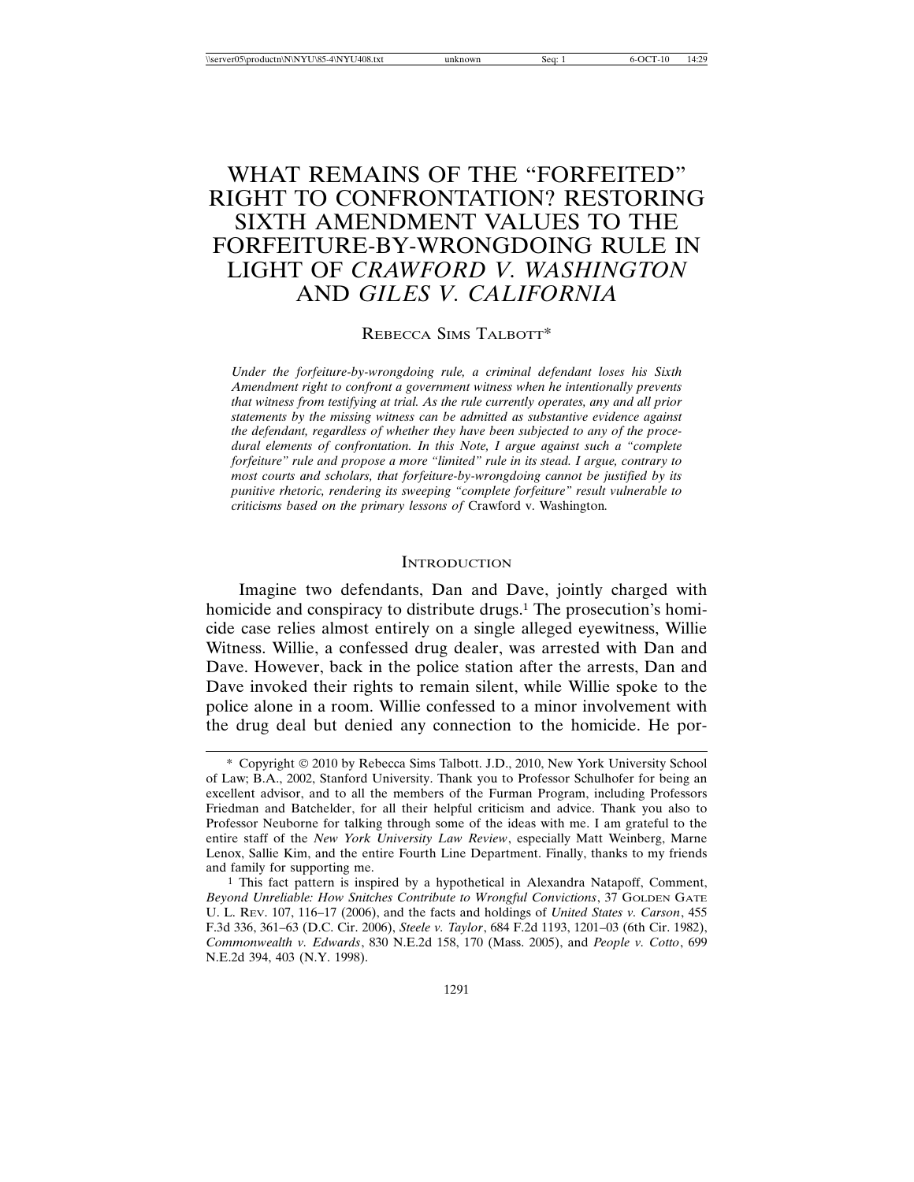# WHAT REMAINS OF THE "FORFEITED" RIGHT TO CONFRONTATION? RESTORING SIXTH AMENDMENT VALUES TO THE FORFEITURE-BY-WRONGDOING RULE IN LIGHT OF *CRAWFORD V. WASHINGTON* AND *GILES V. CALIFORNIA*

REBECCA SIMS TALBOTT*

*Under the forfeiture-by-wrongdoing rule, a criminal defendant loses his Sixth Amendment right to confront a government witness when he intentionally prevents that witness from testifying at trial. As the rule currently operates, any and all prior statements by the missing witness can be admitted as substantive evidence against the defendant, regardless of whether they have been subjected to any of the procedural elements of confrontation. In this Note, I argue against such a "complete forfeiture" rule and propose a more "limited" rule in its stead. I argue, contrary to most courts and scholars, that forfeiture-by-wrongdoing cannot be justified by its punitive rhetoric, rendering its sweeping "complete forfeiture" result vulnerable to criticisms based on the primary lessons of* Crawford v. Washington*.*

## INTRODUCTION

Imagine two defendants, Dan and Dave, jointly charged with homicide and conspiracy to distribute drugs.[1] The prosecution's homicide case relies almost entirely on a single alleged eyewitness, Willie Witness. Willie, a confessed drug dealer, was arrested with Dan and Dave. However, back in the police station after the arrests, Dan and Dave invoked their rights to remain silent, while Willie spoke to the police alone in a room. Willie confessed to a minor involvement with the drug deal but denied any connection to the homicide. He por-

---

\* Copyright © 2010 by Rebecca Sims Talbott. J.D., 2010, New York University School of Law; B.A., 2002, Stanford University. Thank you to Professor Schulhofer for being an excellent advisor, and to all the members of the Furman Program, including Professors Friedman and Batchelder, for all their helpful criticism and advice. Thank you also to Professor Neuborne for talking through some of the ideas with me. I am grateful to the entire staff of the *New York University Law Review*, especially Matt Weinberg, Marne Lenox, Sallie Kim, and the entire Fourth Line Department. Finally, thanks to my friends and family for supporting me.

[1] This fact pattern is inspired by a hypothetical in Alexandra Natapoff, Comment, *Beyond Unreliable: How Snitches Contribute to Wrongful Convictions*, 37 GOLDEN GATE U. L. REV. 107, 116–17 (2006), and the facts and holdings of *United States v. Carson*, 455 F.3d 336, 361–63 (D.C. Cir. 2006), *Steele v. Taylor*, 684 F.2d 1193, 1201–03 (6th Cir. 1982), *Commonwealth v. Edwards*, 830 N.E.2d 158, 170 (Mass. 2005), and *People v. Cotto*, 699 N.E.2d 394, 403 (N.Y. 1998).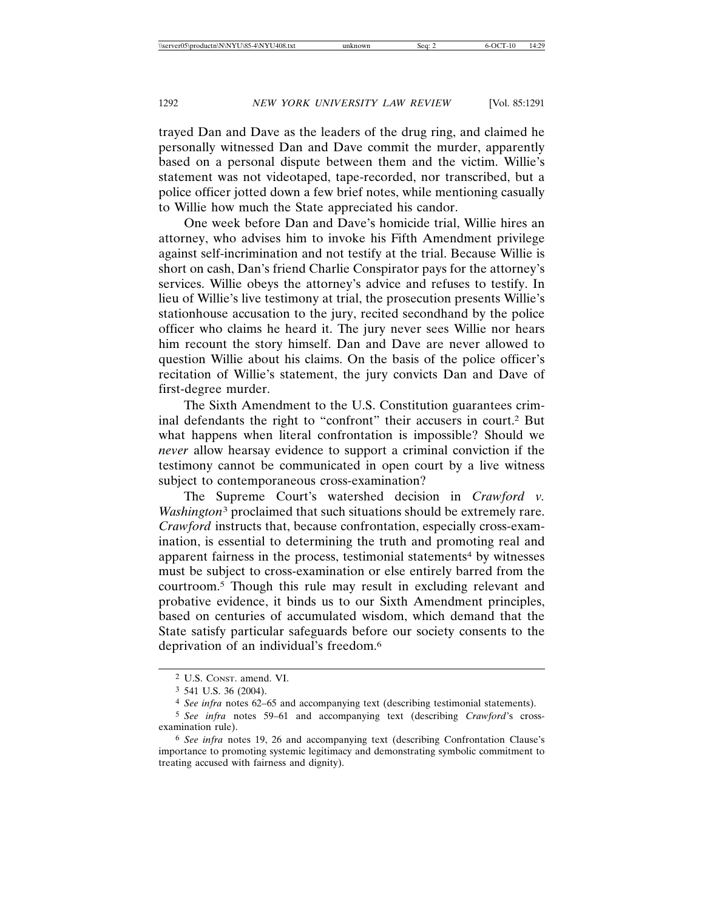trayed Dan and Dave as the leaders of the drug ring, and claimed he personally witnessed Dan and Dave commit the murder, apparently based on a personal dispute between them and the victim. Willie's statement was not videotaped, tape-recorded, nor transcribed, but a police officer jotted down a few brief notes, while mentioning casually to Willie how much the State appreciated his candor.

One week before Dan and Dave's homicide trial, Willie hires an attorney, who advises him to invoke his Fifth Amendment privilege against self-incrimination and not testify at the trial. Because Willie is short on cash, Dan's friend Charlie Conspirator pays for the attorney's services. Willie obeys the attorney's advice and refuses to testify. In lieu of Willie's live testimony at trial, the prosecution presents Willie's stationhouse accusation to the jury, recited secondhand by the police officer who claims he heard it. The jury never sees Willie nor hears him recount the story himself. Dan and Dave are never allowed to question Willie about his claims. On the basis of the police officer's recitation of Willie's statement, the jury convicts Dan and Dave of first-degree murder.

The Sixth Amendment to the U.S. Constitution guarantees criminal defendants the right to "confront" their accusers in court.[2] But what happens when literal confrontation is impossible? Should we *never* allow hearsay evidence to support a criminal conviction if the testimony cannot be communicated in open court by a live witness subject to contemporaneous cross-examination?

The Supreme Court's watershed decision in *Crawford v. Washington*[3] proclaimed that such situations should be extremely rare. *Crawford* instructs that, because confrontation, especially cross-examination, is essential to determining the truth and promoting real and apparent fairness in the process, testimonial statements[4] by witnesses must be subject to cross-examination or else entirely barred from the courtroom.[5] Though this rule may result in excluding relevant and probative evidence, it binds us to our Sixth Amendment principles, based on centuries of accumulated wisdom, which demand that the State satisfy particular safeguards before our society consents to the deprivation of an individual's freedom.[6]

---

[2] U.S. Const. amend. VI.

[3] 541 U.S. 36 (2004).

[4] *See infra* notes 62–65 and accompanying text (describing testimonial statements).

[5] *See infra* notes 59–61 and accompanying text (describing *Crawford*'s cross-examination rule).

[6] *See infra* notes 19, 26 and accompanying text (describing Confrontation Clause's importance to promoting systemic legitimacy and demonstrating symbolic commitment to treating accused with fairness and dignity).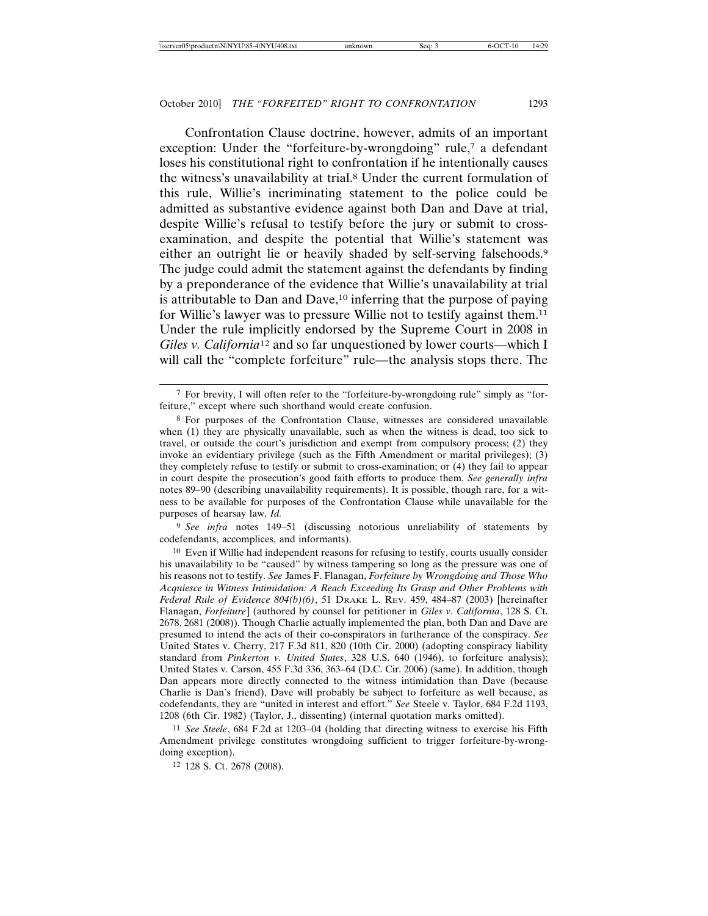Confrontation Clause doctrine, however, admits of an important exception: Under the "forfeiture-by-wrongdoing" rule,[7] a defendant loses his constitutional right to confrontation if he intentionally causes the witness's unavailability at trial.[8] Under the current formulation of this rule, Willie's incriminating statement to the police could be admitted as substantive evidence against both Dan and Dave at trial, despite Willie's refusal to testify before the jury or submit to cross-examination, and despite the potential that Willie's statement was either an outright lie or heavily shaded by self-serving falsehoods.[9] The judge could admit the statement against the defendants by finding by a preponderance of the evidence that Willie's unavailability at trial is attributable to Dan and Dave,[10] inferring that the purpose of paying for Willie's lawyer was to pressure Willie not to testify against them.[11] Under the rule implicitly endorsed by the Supreme Court in 2008 in *Giles v. California*[12] and so far unquestioned by lower courts—which I will call the "complete forfeiture" rule—the analysis stops there. The

---

[7] For brevity, I will often refer to the "forfeiture-by-wrongdoing rule" simply as "forfeiture," except where such shorthand would create confusion.

[8] For purposes of the Confrontation Clause, witnesses are considered unavailable when (1) they are physically unavailable, such as when the witness is dead, too sick to travel, or outside the court's jurisdiction and exempt from compulsory process; (2) they invoke an evidentiary privilege (such as the Fifth Amendment or marital privileges); (3) they completely refuse to testify or submit to cross-examination; or (4) they fail to appear in court despite the prosecution's good faith efforts to produce them. *See generally infra* notes 89–90 (describing unavailability requirements). It is possible, though rare, for a witness to be available for purposes of the Confrontation Clause while unavailable for the purposes of hearsay law. *Id.*

[9] *See infra* notes 149–51 (discussing notorious unreliability of statements by codefendants, accomplices, and informants).

[10] Even if Willie had independent reasons for refusing to testify, courts usually consider his unavailability to be "caused" by witness tampering so long as the pressure was one of his reasons not to testify. *See* James F. Flanagan, *Forfeiture by Wrongdoing and Those Who Acquiesce in Witness Intimidation: A Reach Exceeding Its Grasp and Other Problems with Federal Rule of Evidence 804(b)(6)*, 51 DRAKE L. REV. 459, 484–87 (2003) [hereinafter Flanagan, *Forfeiture*] (authored by counsel for petitioner in *Giles v. California*, 128 S. Ct. 2678, 2681 (2008)). Though Charlie actually implemented the plan, both Dan and Dave are presumed to intend the acts of their co-conspirators in furtherance of the conspiracy. *See* United States v. Cherry, 217 F.3d 811, 820 (10th Cir. 2000) (adopting conspiracy liability standard from *Pinkerton v. United States*, 328 U.S. 640 (1946), to forfeiture analysis); United States v. Carson, 455 F.3d 336, 363–64 (D.C. Cir. 2006) (same). In addition, though Dan appears more directly connected to the witness intimidation than Dave (because Charlie is Dan's friend), Dave will probably be subject to forfeiture as well because, as codefendants, they are "united in interest and effort." *See* Steele v. Taylor, 684 F.2d 1193, 1208 (6th Cir. 1982) (Taylor, J., dissenting) (internal quotation marks omitted).

[11] *See Steele*, 684 F.2d at 1203–04 (holding that directing witness to exercise his Fifth Amendment privilege constitutes wrongdoing sufficient to trigger forfeiture-by-wrongdoing exception).

[12] 128 S. Ct. 2678 (2008).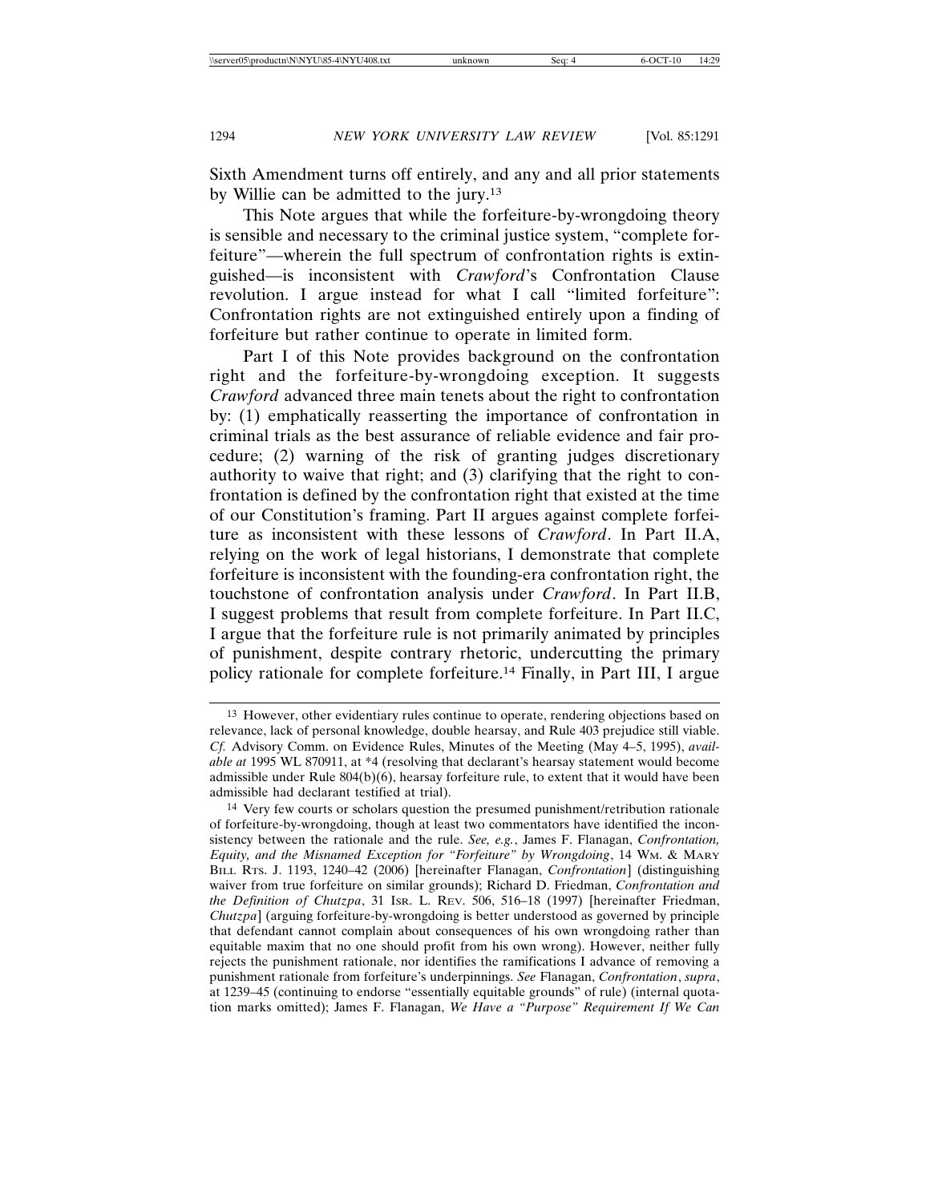Sixth Amendment turns off entirely, and any and all prior statements by Willie can be admitted to the jury.[13]

This Note argues that while the forfeiture-by-wrongdoing theory is sensible and necessary to the criminal justice system, "complete forfeiture"—wherein the full spectrum of confrontation rights is extinguished—is inconsistent with *Crawford*'s Confrontation Clause revolution. I argue instead for what I call "limited forfeiture": Confrontation rights are not extinguished entirely upon a finding of forfeiture but rather continue to operate in limited form.

Part I of this Note provides background on the confrontation right and the forfeiture-by-wrongdoing exception. It suggests *Crawford* advanced three main tenets about the right to confrontation by: (1) emphatically reasserting the importance of confrontation in criminal trials as the best assurance of reliable evidence and fair procedure; (2) warning of the risk of granting judges discretionary authority to waive that right; and (3) clarifying that the right to confrontation is defined by the confrontation right that existed at the time of our Constitution's framing. Part II argues against complete forfeiture as inconsistent with these lessons of *Crawford*. In Part II.A, relying on the work of legal historians, I demonstrate that complete forfeiture is inconsistent with the founding-era confrontation right, the touchstone of confrontation analysis under *Crawford*. In Part II.B, I suggest problems that result from complete forfeiture. In Part II.C, I argue that the forfeiture rule is not primarily animated by principles of punishment, despite contrary rhetoric, undercutting the primary policy rationale for complete forfeiture.[14] Finally, in Part III, I argue

---

[13] However, other evidentiary rules continue to operate, rendering objections based on relevance, lack of personal knowledge, double hearsay, and Rule 403 prejudice still viable. *Cf.* Advisory Comm. on Evidence Rules, Minutes of the Meeting (May 4–5, 1995), *available at* 1995 WL 870911, at *4 (resolving that declarant's hearsay statement would become admissible under Rule 804(b)(6), hearsay forfeiture rule, to extent that it would have been admissible had declarant testified at trial).

[14] Very few courts or scholars question the presumed punishment/retribution rationale of forfeiture-by-wrongdoing, though at least two commentators have identified the inconsistency between the rationale and the rule. *See, e.g.*, James F. Flanagan, *Confrontation, Equity, and the Misnamed Exception for "Forfeiture" by Wrongdoing*, 14 WM. & MARY BILL RTS. J. 1193, 1240–42 (2006) [hereinafter Flanagan, *Confrontation*] (distinguishing waiver from true forfeiture on similar grounds); Richard D. Friedman, *Confrontation and the Definition of Chutzpa*, 31 ISR. L. REV. 506, 516–18 (1997) [hereinafter Friedman, *Chutzpa*] (arguing forfeiture-by-wrongdoing is better understood as governed by principle that defendant cannot complain about consequences of his own wrongdoing rather than equitable maxim that no one should profit from his own wrong). However, neither fully rejects the punishment rationale, nor identifies the ramifications I advance of removing a punishment rationale from forfeiture's underpinnings. *See* Flanagan, *Confrontation*, *supra*, at 1239–45 (continuing to endorse "essentially equitable grounds" of rule) (internal quotation marks omitted); James F. Flanagan, *We Have a "Purpose" Requirement If We Can*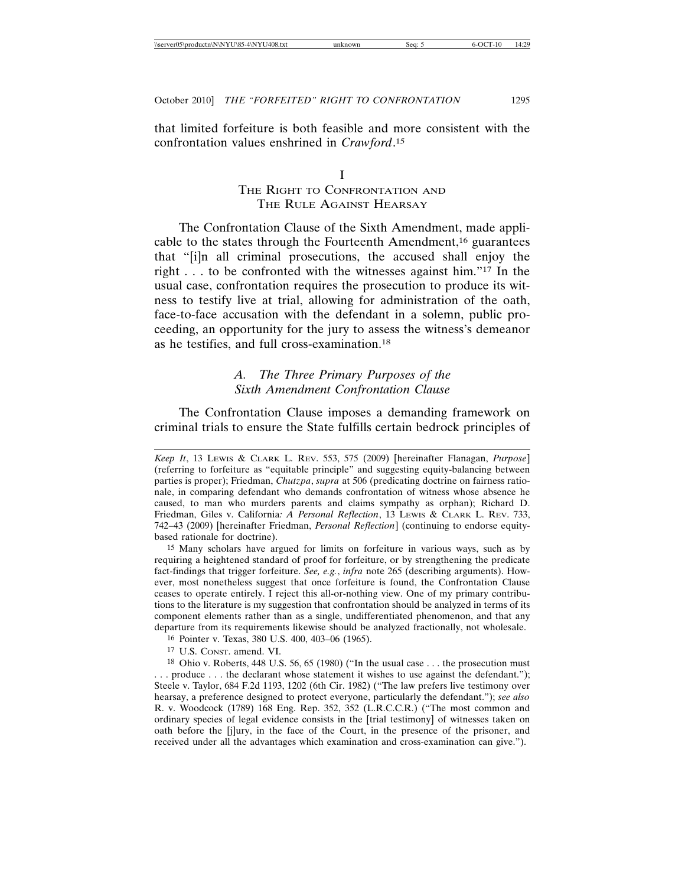that limited forfeiture is both feasible and more consistent with the confrontation values enshrined in *Crawford*.[15]

# I
# The Right to Confrontation and The Rule Against Hearsay

The Confrontation Clause of the Sixth Amendment, made applicable to the states through the Fourteenth Amendment,[16] guarantees that "[i]n all criminal prosecutions, the accused shall enjoy the right . . . to be confronted with the witnesses against him."[17] In the usual case, confrontation requires the prosecution to produce its witness to testify live at trial, allowing for administration of the oath, face-to-face accusation with the defendant in a solemn, public proceeding, an opportunity for the jury to assess the witness's demeanor as he testifies, and full cross-examination.[18]

## *A. The Three Primary Purposes of the Sixth Amendment Confrontation Clause*

The Confrontation Clause imposes a demanding framework on criminal trials to ensure the State fulfills certain bedrock principles of

---

*Keep It*, 13 Lewis & Clark L. Rev. 553, 575 (2009) [hereinafter Flanagan, *Purpose*] (referring to forfeiture as "equitable principle" and suggesting equity-balancing between parties is proper); Friedman, *Chutzpa*, *supra* at 506 (predicating doctrine on fairness rationale, in comparing defendant who demands confrontation of witness whose absence he caused, to man who murders parents and claims sympathy as orphan); Richard D. Friedman, Giles v. California*: A Personal Reflection*, 13 Lewis & Clark L. Rev. 733, 742–43 (2009) [hereinafter Friedman, *Personal Reflection*] (continuing to endorse equity-based rationale for doctrine).

15 Many scholars have argued for limits on forfeiture in various ways, such as by requiring a heightened standard of proof for forfeiture, or by strengthening the predicate fact-findings that trigger forfeiture. *See, e.g.*, *infra* note 265 (describing arguments). However, most nonetheless suggest that once forfeiture is found, the Confrontation Clause ceases to operate entirely. I reject this all-or-nothing view. One of my primary contributions to the literature is my suggestion that confrontation should be analyzed in terms of its component elements rather than as a single, undifferentiated phenomenon, and that any departure from its requirements likewise should be analyzed fractionally, not wholesale.

16 Pointer v. Texas, 380 U.S. 400, 403–06 (1965).

17 U.S. Const. amend. VI.

18 Ohio v. Roberts, 448 U.S. 56, 65 (1980) ("In the usual case . . . the prosecution must . . . produce . . . the declarant whose statement it wishes to use against the defendant."); Steele v. Taylor, 684 F.2d 1193, 1202 (6th Cir. 1982) ("The law prefers live testimony over hearsay, a preference designed to protect everyone, particularly the defendant."); *see also* R. v. Woodcock (1789) 168 Eng. Rep. 352, 352 (L.R.C.C.R.) ("The most common and ordinary species of legal evidence consists in the [trial testimony] of witnesses taken on oath before the [j]ury, in the face of the Court, in the presence of the prisoner, and received under all the advantages which examination and cross-examination can give.").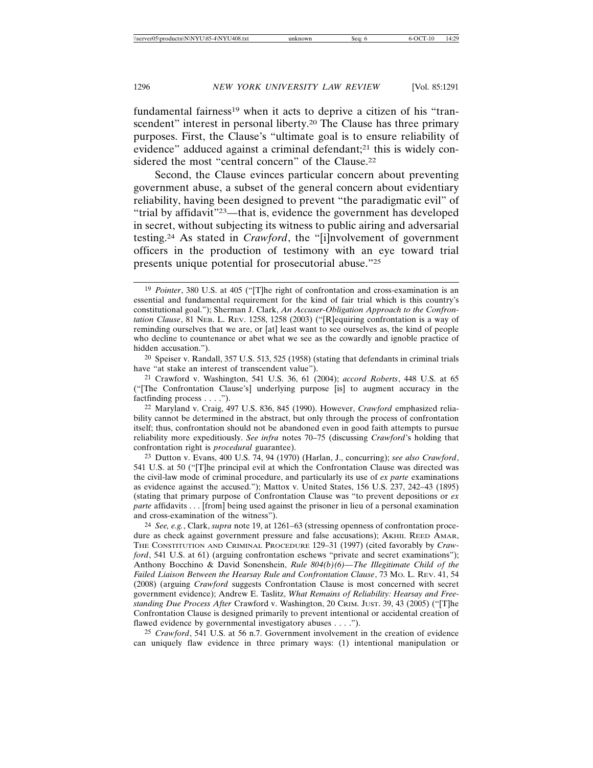fundamental fairness[19] when it acts to deprive a citizen of his "transcendent" interest in personal liberty.[20] The Clause has three primary purposes. First, the Clause's "ultimate goal is to ensure reliability of evidence" adduced against a criminal defendant;[21] this is widely considered the most "central concern" of the Clause.[22]

Second, the Clause evinces particular concern about preventing government abuse, a subset of the general concern about evidentiary reliability, having been designed to prevent "the paradigmatic evil" of "trial by affidavit"[23]—that is, evidence the government has developed in secret, without subjecting its witness to public airing and adversarial testing.[24] As stated in *Crawford*, the "[i]nvolvement of government officers in the production of testimony with an eye toward trial presents unique potential for prosecutorial abuse."[25]

---

[19] *Pointer*, 380 U.S. at 405 ("[T]he right of confrontation and cross-examination is an essential and fundamental requirement for the kind of fair trial which is this country's constitutional goal."); Sherman J. Clark, *An Accuser-Obligation Approach to the Confrontation Clause*, 81 NEB. L. REV. 1258, 1258 (2003) ("[R]equiring confrontation is a way of reminding ourselves that we are, or [at] least want to see ourselves as, the kind of people who decline to countenance or abet what we see as the cowardly and ignoble practice of hidden accusation.").

[20] Speiser v. Randall, 357 U.S. 513, 525 (1958) (stating that defendants in criminal trials have "at stake an interest of transcendent value").

[21] Crawford v. Washington, 541 U.S. 36, 61 (2004); *accord Roberts*, 448 U.S. at 65 ("[The Confrontation Clause's] underlying purpose [is] to augment accuracy in the factfinding process . . . .").

[22] Maryland v. Craig, 497 U.S. 836, 845 (1990). However, *Crawford* emphasized reliability cannot be determined in the abstract, but only through the process of confrontation itself; thus, confrontation should not be abandoned even in good faith attempts to pursue reliability more expeditiously. *See infra* notes 70–75 (discussing *Crawford*'s holding that confrontation right is *procedural* guarantee).

[23] Dutton v. Evans, 400 U.S. 74, 94 (1970) (Harlan, J., concurring); *see also Crawford*, 541 U.S. at 50 ("[T]he principal evil at which the Confrontation Clause was directed was the civil-law mode of criminal procedure, and particularly its use of *ex parte* examinations as evidence against the accused."); Mattox v. United States, 156 U.S. 237, 242–43 (1895) (stating that primary purpose of Confrontation Clause was "to prevent depositions or *ex parte* affidavits . . . [from] being used against the prisoner in lieu of a personal examination and cross-examination of the witness").

[24] *See, e.g.*, Clark, *supra* note 19, at 1261–63 (stressing openness of confrontation procedure as check against government pressure and false accusations); AKHIL REED AMAR, THE CONSTITUTION AND CRIMINAL PROCEDURE 129–31 (1997) (cited favorably by *Crawford*, 541 U.S. at 61) (arguing confrontation eschews "private and secret examinations"); Anthony Bocchino & David Sonenshein, *Rule 804(b)(6)—The Illegitimate Child of the Failed Liaison Between the Hearsay Rule and Confrontation Clause*, 73 MO. L. REV. 41, 54 (2008) (arguing *Crawford* suggests Confrontation Clause is most concerned with secret government evidence); Andrew E. Taslitz, *What Remains of Reliability: Hearsay and Freestanding Due Process After* Crawford v. Washington, 20 CRIM. JUST. 39, 43 (2005) ("[T]he Confrontation Clause is designed primarily to prevent intentional or accidental creation of flawed evidence by governmental investigatory abuses . . . .").

[25] *Crawford*, 541 U.S. at 56 n.7. Government involvement in the creation of evidence can uniquely flaw evidence in three primary ways: (1) intentional manipulation or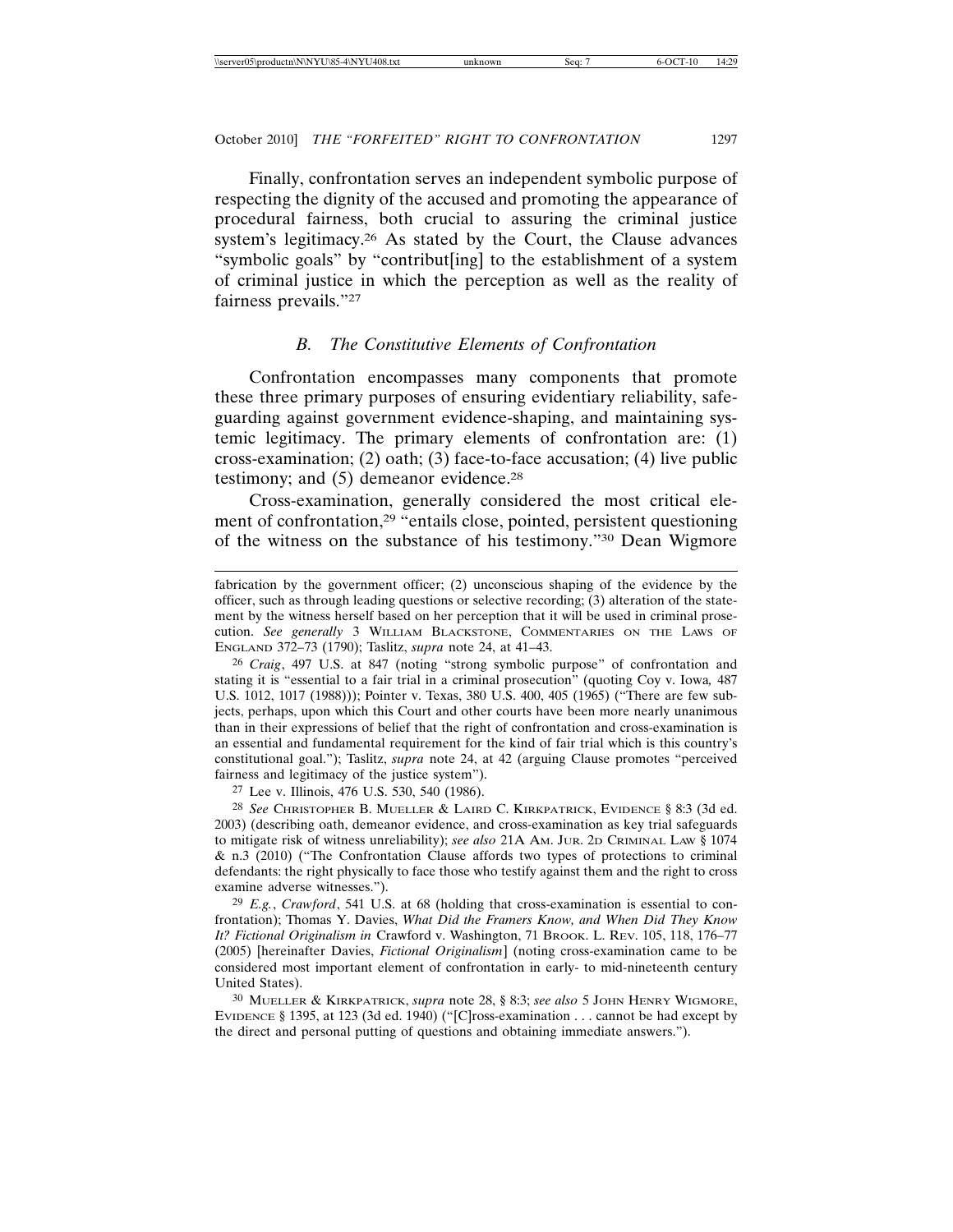Finally, confrontation serves an independent symbolic purpose of respecting the dignity of the accused and promoting the appearance of procedural fairness, both crucial to assuring the criminal justice system's legitimacy.[26] As stated by the Court, the Clause advances "symbolic goals" by "contribut[ing] to the establishment of a system of criminal justice in which the perception as well as the reality of fairness prevails."[27]

### *B. The Constitutive Elements of Confrontation*

Confrontation encompasses many components that promote these three primary purposes of ensuring evidentiary reliability, safeguarding against government evidence-shaping, and maintaining systemic legitimacy. The primary elements of confrontation are: (1) cross-examination; (2) oath; (3) face-to-face accusation; (4) live public testimony; and (5) demeanor evidence.[28]

Cross-examination, generally considered the most critical element of confrontation,[29] "entails close, pointed, persistent questioning of the witness on the substance of his testimony."[30] Dean Wigmore

---

fabrication by the government officer; (2) unconscious shaping of the evidence by the officer, such as through leading questions or selective recording; (3) alteration of the statement by the witness herself based on her perception that it will be used in criminal prosecution. *See generally* 3 WILLIAM BLACKSTONE, COMMENTARIES ON THE LAWS OF ENGLAND 372–73 (1790); Taslitz, *supra* note 24, at 41–43.

[26] *Craig*, 497 U.S. at 847 (noting "strong symbolic purpose" of confrontation and stating it is "essential to a fair trial in a criminal prosecution" (quoting Coy v. Iowa, 487 U.S. 1012, 1017 (1988))); Pointer v. Texas, 380 U.S. 400, 405 (1965) ("There are few subjects, perhaps, upon which this Court and other courts have been more nearly unanimous than in their expressions of belief that the right of confrontation and cross-examination is an essential and fundamental requirement for the kind of fair trial which is this country's constitutional goal."); Taslitz, *supra* note 24, at 42 (arguing Clause promotes "perceived fairness and legitimacy of the justice system").

[27] Lee v. Illinois, 476 U.S. 530, 540 (1986).

[28] *See* CHRISTOPHER B. MUELLER & LAIRD C. KIRKPATRICK, EVIDENCE § 8:3 (3d ed. 2003) (describing oath, demeanor evidence, and cross-examination as key trial safeguards to mitigate risk of witness unreliability); *see also* 21A AM. JUR. 2D CRIMINAL LAW § 1074 & n.3 (2010) ("The Confrontation Clause affords two types of protections to criminal defendants: the right physically to face those who testify against them and the right to cross examine adverse witnesses.").

[29] *E.g.*, *Crawford*, 541 U.S. at 68 (holding that cross-examination is essential to confrontation); Thomas Y. Davies, *What Did the Framers Know, and When Did They Know It? Fictional Originalism in* Crawford v. Washington, 71 BROOK. L. REV. 105, 118, 176–77 (2005) [hereinafter Davies, *Fictional Originalism*] (noting cross-examination came to be considered most important element of confrontation in early- to mid-nineteenth century United States).

[30] MUELLER & KIRKPATRICK, *supra* note 28, § 8:3; *see also* 5 JOHN HENRY WIGMORE, EVIDENCE § 1395, at 123 (3d ed. 1940) ("[C]ross-examination . . . cannot be had except by the direct and personal putting of questions and obtaining immediate answers.").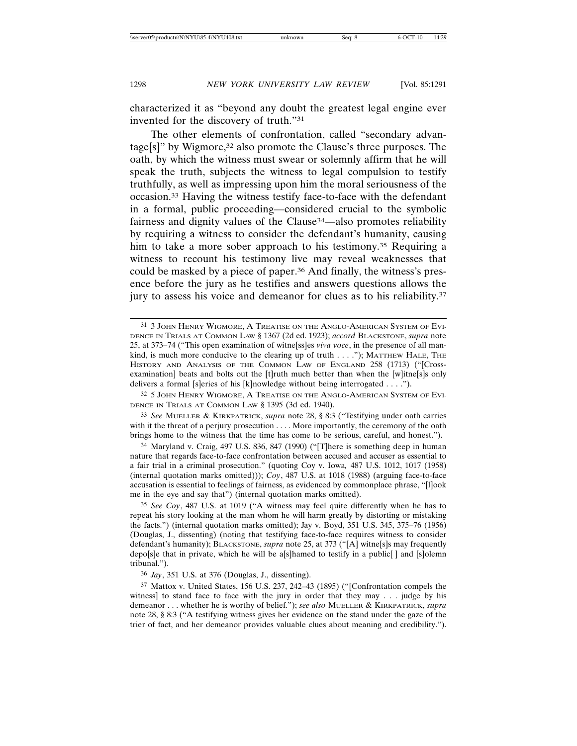characterized it as "beyond any doubt the greatest legal engine ever invented for the discovery of truth."[31]

The other elements of confrontation, called "secondary advantage[s]" by Wigmore,[32] also promote the Clause's three purposes. The oath, by which the witness must swear or solemnly affirm that he will speak the truth, subjects the witness to legal compulsion to testify truthfully, as well as impressing upon him the moral seriousness of the occasion.[33] Having the witness testify face-to-face with the defendant in a formal, public proceeding—considered crucial to the symbolic fairness and dignity values of the Clause[34]—also promotes reliability by requiring a witness to consider the defendant's humanity, causing him to take a more sober approach to his testimony.[35] Requiring a witness to recount his testimony live may reveal weaknesses that could be masked by a piece of paper.[36] And finally, the witness's presence before the jury as he testifies and answers questions allows the jury to assess his voice and demeanor for clues as to his reliability.[37]

---

[31] 3 JOHN HENRY WIGMORE, A TREATISE ON THE ANGLO-AMERICAN SYSTEM OF EVIDENCE IN TRIALS AT COMMON LAW § 1367 (2d ed. 1923); *accord* BLACKSTONE, *supra* note 25, at 373–74 ("This open examination of witne[ss]es *viva voce*, in the presence of all mankind, is much more conducive to the clearing up of truth . . . ."); MATTHEW HALE, THE HISTORY AND ANALYSIS OF THE COMMON LAW OF ENGLAND 258 (1713) ("[Cross-examination] beats and bolts out the [t]ruth much better than when the [w]itne[s]s only delivers a formal [s]eries of his [k]nowledge without being interrogated . . . .").

[32] 5 JOHN HENRY WIGMORE, A TREATISE ON THE ANGLO-AMERICAN SYSTEM OF EVIDENCE IN TRIALS AT COMMON LAW § 1395 (3d ed. 1940).

[33] *See* MUELLER & KIRKPATRICK, *supra* note 28, § 8:3 ("Testifying under oath carries with it the threat of a perjury prosecution . . . . More importantly, the ceremony of the oath brings home to the witness that the time has come to be serious, careful, and honest.").

[34] Maryland v. Craig, 497 U.S. 836, 847 (1990) ("[T]here is something deep in human nature that regards face-to-face confrontation between accused and accuser as essential to a fair trial in a criminal prosecution." (quoting Coy v. Iowa*,* 487 U.S. 1012, 1017 (1958) (internal quotation marks omitted))); *Coy*, 487 U.S. at 1018 (1988) (arguing face-to-face accusation is essential to feelings of fairness, as evidenced by commonplace phrase, "[l]ook me in the eye and say that") (internal quotation marks omitted).

[35] *See Coy*, 487 U.S. at 1019 ("A witness may feel quite differently when he has to repeat his story looking at the man whom he will harm greatly by distorting or mistaking the facts.") (internal quotation marks omitted); Jay v. Boyd, 351 U.S. 345, 375–76 (1956) (Douglas, J., dissenting) (noting that testifying face-to-face requires witness to consider defendant's humanity); BLACKSTONE, *supra* note 25, at 373 ("[A] witne[s]s may frequently depo[s]e that in private, which he will be a[s]hamed to testify in a public[ ] and [s]olemn tribunal.").

[36] *Jay*, 351 U.S. at 376 (Douglas, J., dissenting).

[37] Mattox v. United States, 156 U.S. 237, 242–43 (1895) ("[Confrontation compels the witness] to stand face to face with the jury in order that they may . . . judge by his demeanor . . . whether he is worthy of belief."); *see also* MUELLER & KIRKPATRICK, *supra* note 28, § 8:3 ("A testifying witness gives her evidence on the stand under the gaze of the trier of fact, and her demeanor provides valuable clues about meaning and credibility.").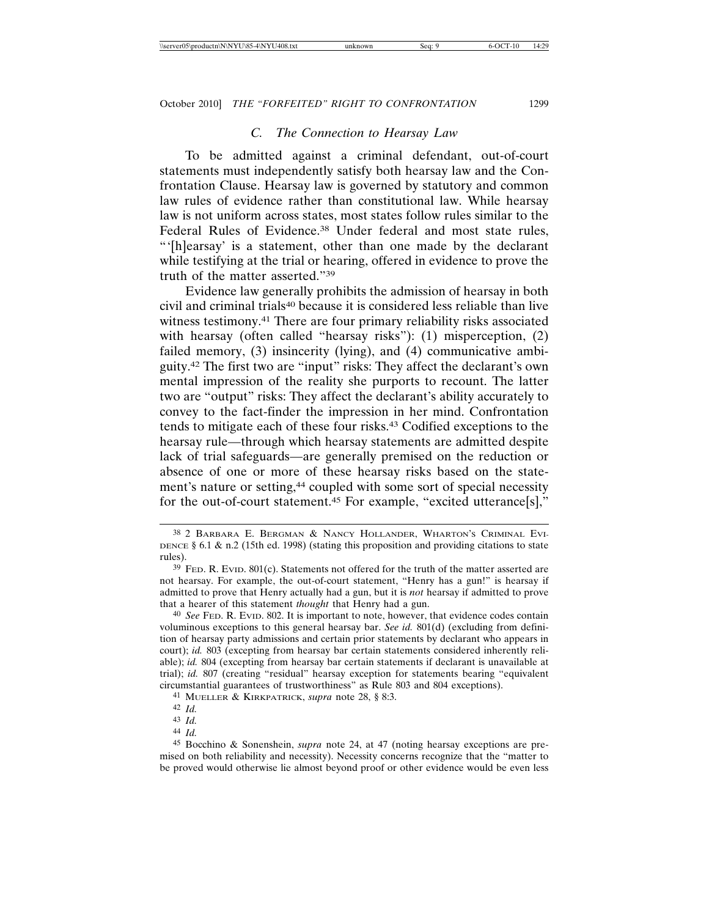### C. The Connection to Hearsay Law

To be admitted against a criminal defendant, out-of-court statements must independently satisfy both hearsay law and the Confrontation Clause. Hearsay law is governed by statutory and common law rules of evidence rather than constitutional law. While hearsay law is not uniform across states, most states follow rules similar to the Federal Rules of Evidence.[38] Under federal and most state rules, "'[h]earsay' is a statement, other than one made by the declarant while testifying at the trial or hearing, offered in evidence to prove the truth of the matter asserted."[39]

Evidence law generally prohibits the admission of hearsay in both civil and criminal trials[40] because it is considered less reliable than live witness testimony.[41] There are four primary reliability risks associated with hearsay (often called "hearsay risks"): (1) misperception, (2) failed memory, (3) insincerity (lying), and (4) communicative ambiguity.[42] The first two are "input" risks: They affect the declarant's own mental impression of the reality she purports to recount. The latter two are "output" risks: They affect the declarant's ability accurately to convey to the fact-finder the impression in her mind. Confrontation tends to mitigate each of these four risks.[43] Codified exceptions to the hearsay rule—through which hearsay statements are admitted despite lack of trial safeguards—are generally premised on the reduction or absence of one or more of these hearsay risks based on the statement's nature or setting,[44] coupled with some sort of special necessity for the out-of-court statement.[45] For example, "excited utterance[s],"

---

[38] 2 Barbara E. Bergman & Nancy Hollander, Wharton's Criminal Evidence § 6.1 & n.2 (15th ed. 1998) (stating this proposition and providing citations to state rules).

[39] Fed. R. Evid. 801(c). Statements not offered for the truth of the matter asserted are not hearsay. For example, the out-of-court statement, "Henry has a gun!" is hearsay if admitted to prove that Henry actually had a gun, but it is *not* hearsay if admitted to prove that a hearer of this statement *thought* that Henry had a gun.

[40] *See* Fed. R. Evid. 802. It is important to note, however, that evidence codes contain voluminous exceptions to this general hearsay bar. *See id.* 801(d) (excluding from definition of hearsay party admissions and certain prior statements by declarant who appears in court); *id.* 803 (excepting from hearsay bar certain statements considered inherently reliable); *id.* 804 (excepting from hearsay bar certain statements if declarant is unavailable at trial); *id.* 807 (creating "residual" hearsay exception for statements bearing "equivalent circumstantial guarantees of trustworthiness" as Rule 803 and 804 exceptions).

[41] Mueller & Kirkpatrick, *supra* note 28, § 8:3.

[42] *Id.*

[43] *Id.*

[44] *Id.*

[45] Bocchino & Sonenshein, *supra* note 24, at 47 (noting hearsay exceptions are premised on both reliability and necessity). Necessity concerns recognize that the "matter to be proved would otherwise lie almost beyond proof or other evidence would be even less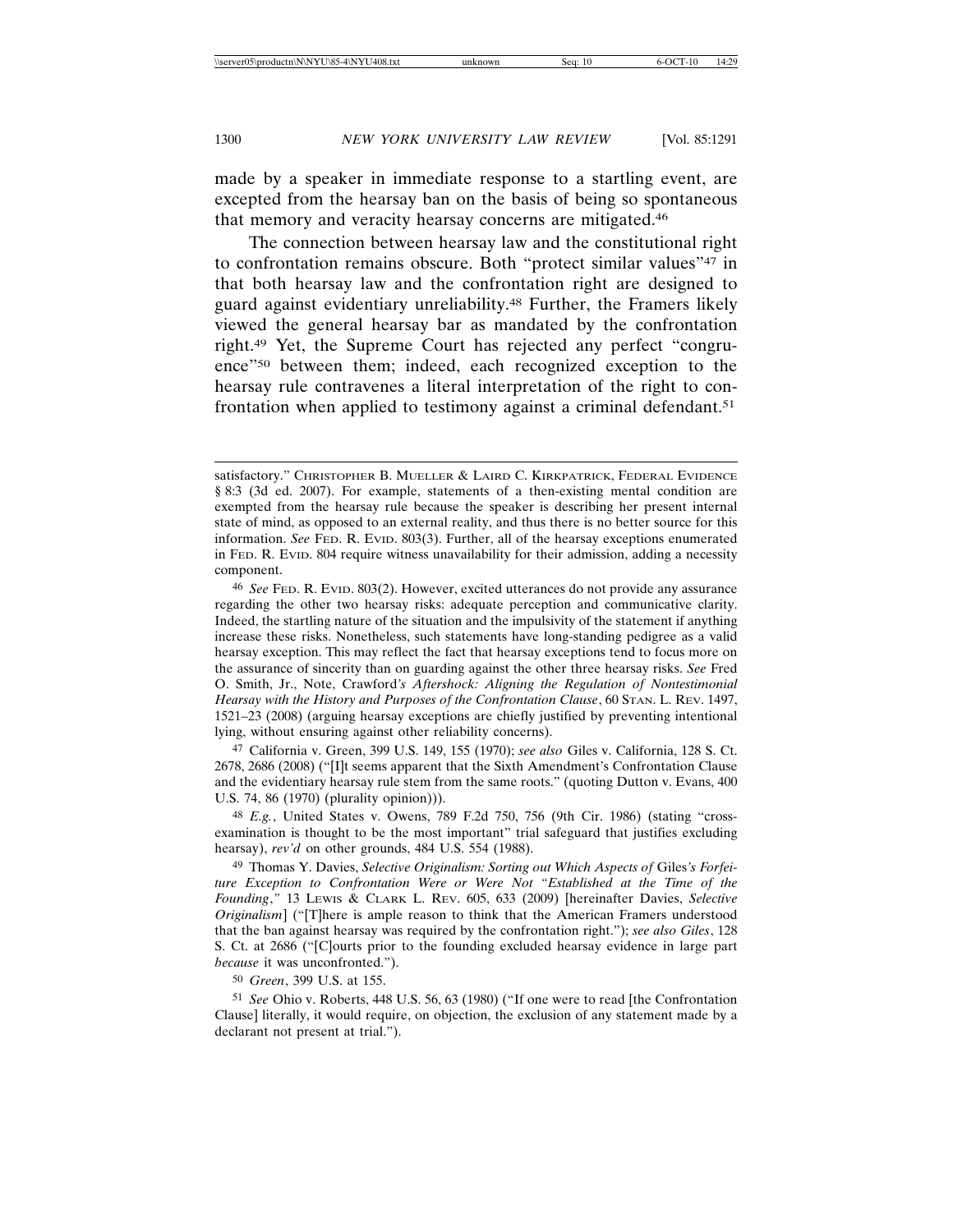made by a speaker in immediate response to a startling event, are excepted from the hearsay ban on the basis of being so spontaneous that memory and veracity hearsay concerns are mitigated.[46]

The connection between hearsay law and the constitutional right to confrontation remains obscure. Both "protect similar values"[47] in that both hearsay law and the confrontation right are designed to guard against evidentiary unreliability.[48] Further, the Framers likely viewed the general hearsay bar as mandated by the confrontation right.[49] Yet, the Supreme Court has rejected any perfect "congruence"[50] between them; indeed, each recognized exception to the hearsay rule contravenes a literal interpretation of the right to confrontation when applied to testimony against a criminal defendant.[51]

---

satisfactory." CHRISTOPHER B. MUELLER & LAIRD C. KIRKPATRICK, FEDERAL EVIDENCE § 8:3 (3d ed. 2007). For example, statements of a then-existing mental condition are exempted from the hearsay rule because the speaker is describing her present internal state of mind, as opposed to an external reality, and thus there is no better source for this information. *See* FED. R. EVID. 803(3). Further, all of the hearsay exceptions enumerated in FED. R. EVID. 804 require witness unavailability for their admission, adding a necessity component.

[46] *See* FED. R. EVID. 803(2). However, excited utterances do not provide any assurance regarding the other two hearsay risks: adequate perception and communicative clarity. Indeed, the startling nature of the situation and the impulsivity of the statement if anything increase these risks. Nonetheless, such statements have long-standing pedigree as a valid hearsay exception. This may reflect the fact that hearsay exceptions tend to focus more on the assurance of sincerity than on guarding against the other three hearsay risks. *See* Fred O. Smith, Jr., Note, Crawford*'s Aftershock: Aligning the Regulation of Nontestimonial Hearsay with the History and Purposes of the Confrontation Clause*, 60 STAN. L. REV. 1497, 1521–23 (2008) (arguing hearsay exceptions are chiefly justified by preventing intentional lying, without ensuring against other reliability concerns).

[47] California v. Green, 399 U.S. 149, 155 (1970); *see also* Giles v. California, 128 S. Ct. 2678, 2686 (2008) ("[I]t seems apparent that the Sixth Amendment's Confrontation Clause and the evidentiary hearsay rule stem from the same roots." (quoting Dutton v. Evans, 400 U.S. 74, 86 (1970) (plurality opinion))).

[48] *E.g.*, United States v. Owens, 789 F.2d 750, 756 (9th Cir. 1986) (stating "cross-examination is thought to be the most important" trial safeguard that justifies excluding hearsay), *rev'd* on other grounds, 484 U.S. 554 (1988).

[49] Thomas Y. Davies, *Selective Originalism: Sorting out Which Aspects of* Giles*'s Forfeiture Exception to Confrontation Were or Were Not "Established at the Time of the Founding*,*"* 13 LEWIS & CLARK L. REV. 605, 633 (2009) [hereinafter Davies, *Selective Originalism*] ("[T]here is ample reason to think that the American Framers understood that the ban against hearsay was required by the confrontation right."); *see also Giles*, 128 S. Ct. at 2686 ("[C]ourts prior to the founding excluded hearsay evidence in large part *because* it was unconfronted.").

[50] *Green*, 399 U.S. at 155.

[51] *See* Ohio v. Roberts, 448 U.S. 56, 63 (1980) ("If one were to read [the Confrontation Clause] literally, it would require, on objection, the exclusion of any statement made by a declarant not present at trial.").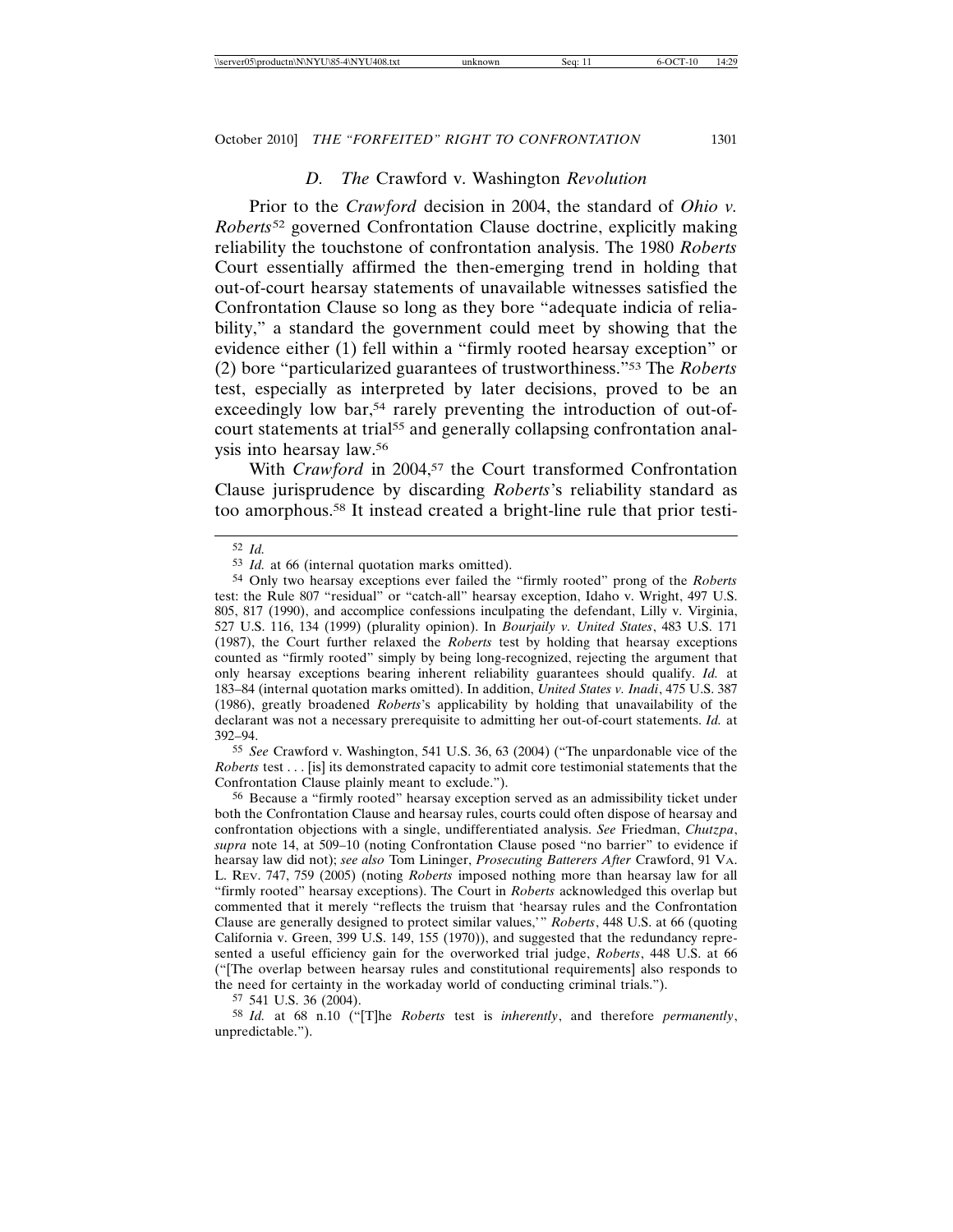### D. *The* Crawford v. Washington *Revolution*

Prior to the *Crawford* decision in 2004, the standard of *Ohio v. Roberts*[52] governed Confrontation Clause doctrine, explicitly making reliability the touchstone of confrontation analysis. The 1980 *Roberts* Court essentially affirmed the then-emerging trend in holding that out-of-court hearsay statements of unavailable witnesses satisfied the Confrontation Clause so long as they bore "adequate indicia of reliability," a standard the government could meet by showing that the evidence either (1) fell within a "firmly rooted hearsay exception" or (2) bore "particularized guarantees of trustworthiness."[53] The *Roberts* test, especially as interpreted by later decisions, proved to be an exceedingly low bar,[54] rarely preventing the introduction of out-of-court statements at trial[55] and generally collapsing confrontation analysis into hearsay law.[56]

With *Crawford* in 2004,[57] the Court transformed Confrontation Clause jurisprudence by discarding *Roberts*'s reliability standard as too amorphous.[58] It instead created a bright-line rule that prior testi-

---

[52] *Id.*

[53] *Id.* at 66 (internal quotation marks omitted).

[54] Only two hearsay exceptions ever failed the "firmly rooted" prong of the *Roberts* test: the Rule 807 "residual" or "catch-all" hearsay exception, Idaho v. Wright, 497 U.S. 805, 817 (1990), and accomplice confessions inculpating the defendant, Lilly v. Virginia, 527 U.S. 116, 134 (1999) (plurality opinion). In *Bourjaily v. United States*, 483 U.S. 171 (1987), the Court further relaxed the *Roberts* test by holding that hearsay exceptions counted as "firmly rooted" simply by being long-recognized, rejecting the argument that only hearsay exceptions bearing inherent reliability guarantees should qualify. *Id.* at 183–84 (internal quotation marks omitted). In addition, *United States v. Inadi*, 475 U.S. 387 (1986), greatly broadened *Roberts*'s applicability by holding that unavailability of the declarant was not a necessary prerequisite to admitting her out-of-court statements. *Id.* at 392–94.

[55] *See* Crawford v. Washington, 541 U.S. 36, 63 (2004) ("The unpardonable vice of the *Roberts* test . . . [is] its demonstrated capacity to admit core testimonial statements that the Confrontation Clause plainly meant to exclude.").

[56] Because a "firmly rooted" hearsay exception served as an admissibility ticket under both the Confrontation Clause and hearsay rules, courts could often dispose of hearsay and confrontation objections with a single, undifferentiated analysis. *See* Friedman, *Chutzpa*, *supra* note 14, at 509–10 (noting Confrontation Clause posed "no barrier" to evidence if hearsay law did not); *see also* Tom Lininger, *Prosecuting Batterers After* Crawford, 91 VA. L. REV. 747, 759 (2005) (noting *Roberts* imposed nothing more than hearsay law for all "firmly rooted" hearsay exceptions). The Court in *Roberts* acknowledged this overlap but commented that it merely "reflects the truism that 'hearsay rules and the Confrontation Clause are generally designed to protect similar values,'" *Roberts*, 448 U.S. at 66 (quoting California v. Green, 399 U.S. 149, 155 (1970)), and suggested that the redundancy represented a useful efficiency gain for the overworked trial judge, *Roberts*, 448 U.S. at 66 ("[The overlap between hearsay rules and constitutional requirements] also responds to the need for certainty in the workaday world of conducting criminal trials.").

[57] 541 U.S. 36 (2004).

[58] *Id.* at 68 n.10 ("[T]he *Roberts* test is *inherently*, and therefore *permanently*, unpredictable.").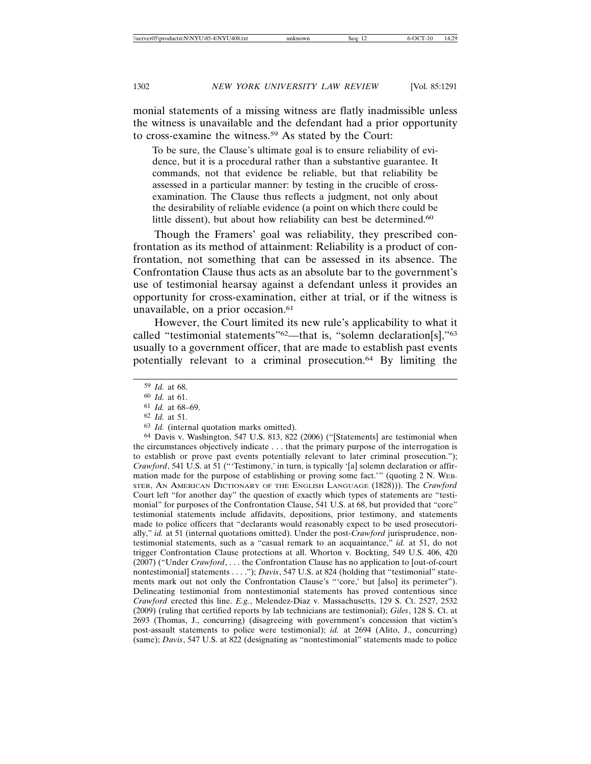monial statements of a missing witness are flatly inadmissible unless the witness is unavailable and the defendant had a prior opportunity to cross-examine the witness.[59] As stated by the Court:

> To be sure, the Clause's ultimate goal is to ensure reliability of evidence, but it is a procedural rather than a substantive guarantee. It commands, not that evidence be reliable, but that reliability be assessed in a particular manner: by testing in the crucible of cross-examination. The Clause thus reflects a judgment, not only about the desirability of reliable evidence (a point on which there could be little dissent), but about how reliability can best be determined.[60]

Though the Framers' goal was reliability, they prescribed confrontation as its method of attainment: Reliability is a product of confrontation, not something that can be assessed in its absence. The Confrontation Clause thus acts as an absolute bar to the government's use of testimonial hearsay against a defendant unless it provides an opportunity for cross-examination, either at trial, or if the witness is unavailable, on a prior occasion.[61]

However, the Court limited its new rule's applicability to what it called "testimonial statements"[62]—that is, "solemn declaration[s],"[63] usually to a government officer, that are made to establish past events potentially relevant to a criminal prosecution.[64] By limiting the

---

[59] *Id.* at 68.

[60] *Id.* at 61.

[61] *Id.* at 68–69.

[62] *Id.* at 51.

[63] *Id.* (internal quotation marks omitted).

[64] Davis v. Washington, 547 U.S. 813, 822 (2006) ("[Statements] are testimonial when the circumstances objectively indicate . . . that the primary purpose of the interrogation is to establish or prove past events potentially relevant to later criminal prosecution."); *Crawford*, 541 U.S. at 51 ("'Testimony,' in turn, is typically '[a] solemn declaration or affirmation made for the purpose of establishing or proving some fact.'" (quoting 2 N. Webster, An American Dictionary of the English Language (1828))). The *Crawford* Court left "for another day" the question of exactly which types of statements are "testimonial" for purposes of the Confrontation Clause, 541 U.S. at 68, but provided that "core" testimonial statements include affidavits, depositions, prior testimony, and statements made to police officers that "declarants would reasonably expect to be used prosecutorially," *id.* at 51 (internal quotations omitted). Under the post-*Crawford* jurisprudence, nontestimonial statements, such as a "casual remark to an acquaintance," *id.* at 51, do not trigger Confrontation Clause protections at all. Whorton v. Bockting, 549 U.S. 406, 420 (2007) ("Under *Crawford*, . . . the Confrontation Clause has no application to [out-of-court nontestimonial] statements . . . ."); *Davis*, 547 U.S. at 824 (holding that "testimonial" statements mark out not only the Confrontation Clause's "'core,' but [also] its perimeter"). Delineating testimonial from nontestimonial statements has proved contentious since *Crawford* erected this line. *E.g.*, Melendez-Diaz v. Massachusetts, 129 S. Ct. 2527, 2532 (2009) (ruling that certified reports by lab technicians are testimonial); *Giles*, 128 S. Ct. at 2693 (Thomas, J., concurring) (disagreeing with government's concession that victim's post-assault statements to police were testimonial); *id.* at 2694 (Alito, J., concurring) (same); *Davis*, 547 U.S. at 822 (designating as "nontestimonial" statements made to police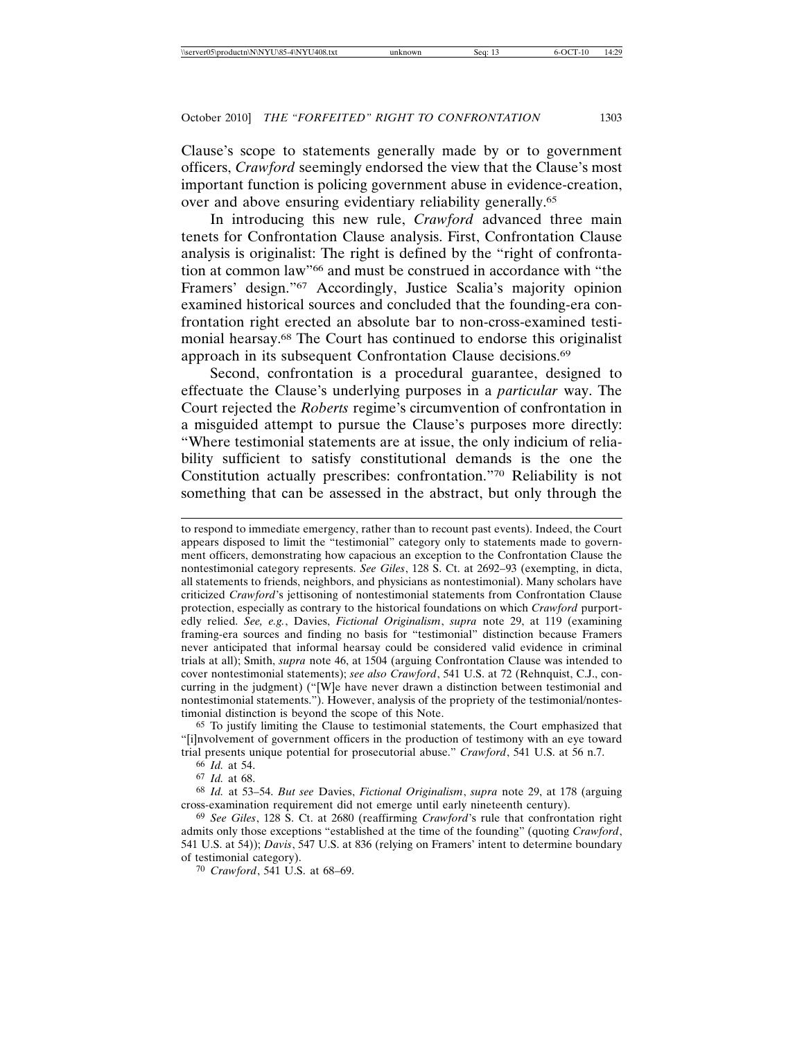Clause's scope to statements generally made by or to government officers, *Crawford* seemingly endorsed the view that the Clause's most important function is policing government abuse in evidence-creation, over and above ensuring evidentiary reliability generally.[65]

In introducing this new rule, *Crawford* advanced three main tenets for Confrontation Clause analysis. First, Confrontation Clause analysis is originalist: The right is defined by the "right of confrontation at common law"[66] and must be construed in accordance with "the Framers' design."[67] Accordingly, Justice Scalia's majority opinion examined historical sources and concluded that the founding-era confrontation right erected an absolute bar to non-cross-examined testimonial hearsay.[68] The Court has continued to endorse this originalist approach in its subsequent Confrontation Clause decisions.[69]

Second, confrontation is a procedural guarantee, designed to effectuate the Clause's underlying purposes in a *particular* way. The Court rejected the *Roberts* regime's circumvention of confrontation in a misguided attempt to pursue the Clause's purposes more directly: "Where testimonial statements are at issue, the only indicium of reliability sufficient to satisfy constitutional demands is the one the Constitution actually prescribes: confrontation."[70] Reliability is not something that can be assessed in the abstract, but only through the

---

to respond to immediate emergency, rather than to recount past events). Indeed, the Court appears disposed to limit the "testimonial" category only to statements made to government officers, demonstrating how capacious an exception to the Confrontation Clause the nontestimonial category represents. *See Giles*, 128 S. Ct. at 2692–93 (exempting, in dicta, all statements to friends, neighbors, and physicians as nontestimonial). Many scholars have criticized *Crawford*'s jettisoning of nontestimonial statements from Confrontation Clause protection, especially as contrary to the historical foundations on which *Crawford* purportedly relied. *See, e.g.*, Davies, *Fictional Originalism*, *supra* note 29, at 119 (examining framing-era sources and finding no basis for "testimonial" distinction because Framers never anticipated that informal hearsay could be considered valid evidence in criminal trials at all); Smith, *supra* note 46, at 1504 (arguing Confrontation Clause was intended to cover nontestimonial statements); *see also Crawford*, 541 U.S. at 72 (Rehnquist, C.J., concurring in the judgment) ("[W]e have never drawn a distinction between testimonial and nontestimonial statements."). However, analysis of the propriety of the testimonial/nontestimonial distinction is beyond the scope of this Note.

[65] To justify limiting the Clause to testimonial statements, the Court emphasized that "[i]nvolvement of government officers in the production of testimony with an eye toward trial presents unique potential for prosecutorial abuse." *Crawford*, 541 U.S. at 56 n.7.

[66] *Id.* at 54.

[67] *Id.* at 68.

[68] *Id.* at 53–54. *But see* Davies, *Fictional Originalism*, *supra* note 29, at 178 (arguing cross-examination requirement did not emerge until early nineteenth century).

[69] *See Giles*, 128 S. Ct. at 2680 (reaffirming *Crawford*'s rule that confrontation right admits only those exceptions "established at the time of the founding" (quoting *Crawford*, 541 U.S. at 54)); *Davis*, 547 U.S. at 836 (relying on Framers' intent to determine boundary of testimonial category).

[70] *Crawford*, 541 U.S. at 68–69.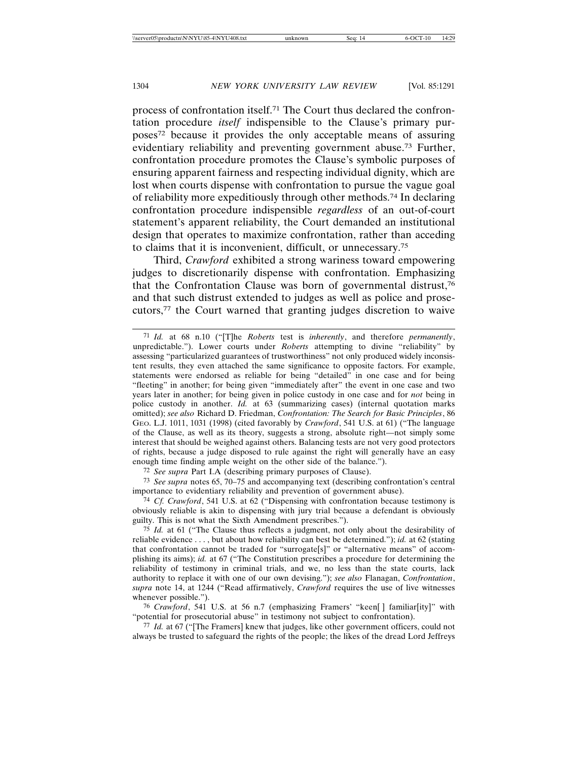process of confrontation itself.[71] The Court thus declared the confrontation procedure *itself* indispensible to the Clause's primary purposes[72] because it provides the only acceptable means of assuring evidentiary reliability and preventing government abuse.[73] Further, confrontation procedure promotes the Clause's symbolic purposes of ensuring apparent fairness and respecting individual dignity, which are lost when courts dispense with confrontation to pursue the vague goal of reliability more expeditiously through other methods.[74] In declaring confrontation procedure indispensible *regardless* of an out-of-court statement's apparent reliability, the Court demanded an institutional design that operates to maximize confrontation, rather than acceding to claims that it is inconvenient, difficult, or unnecessary.[75]

Third, *Crawford* exhibited a strong wariness toward empowering judges to discretionarily dispense with confrontation. Emphasizing that the Confrontation Clause was born of governmental distrust,[76] and that such distrust extended to judges as well as police and prosecutors,[77] the Court warned that granting judges discretion to waive

---

[71] *Id.* at 68 n.10 ("[T]he *Roberts* test is *inherently*, and therefore *permanently*, unpredictable."). Lower courts under *Roberts* attempting to divine "reliability" by assessing "particularized guarantees of trustworthiness" not only produced widely inconsistent results, they even attached the same significance to opposite factors. For example, statements were endorsed as reliable for being "detailed" in one case and for being "fleeting" in another; for being given "immediately after" the event in one case and two years later in another; for being given in police custody in one case and for *not* being in police custody in another. *Id.* at 63 (summarizing cases) (internal quotation marks omitted); *see also* Richard D. Friedman, *Confrontation: The Search for Basic Principles*, 86 Geo. L.J. 1011, 1031 (1998) (cited favorably by *Crawford*, 541 U.S. at 61) ("The language of the Clause, as well as its theory, suggests a strong, absolute right—not simply some interest that should be weighed against others. Balancing tests are not very good protectors of rights, because a judge disposed to rule against the right will generally have an easy enough time finding ample weight on the other side of the balance.").

[72] *See supra* Part I.A (describing primary purposes of Clause).

[73] *See supra* notes 65, 70–75 and accompanying text (describing confrontation's central importance to evidentiary reliability and prevention of government abuse).

[74] *Cf. Crawford*, 541 U.S. at 62 ("Dispensing with confrontation because testimony is obviously reliable is akin to dispensing with jury trial because a defendant is obviously guilty. This is not what the Sixth Amendment prescribes.").

[75] *Id.* at 61 ("The Clause thus reflects a judgment, not only about the desirability of reliable evidence . . . , but about how reliability can best be determined."); *id.* at 62 (stating that confrontation cannot be traded for "surrogate[s]" or "alternative means" of accomplishing its aims); *id.* at 67 ("The Constitution prescribes a procedure for determining the reliability of testimony in criminal trials, and we, no less than the state courts, lack authority to replace it with one of our own devising."); *see also* Flanagan, *Confrontation*, *supra* note 14, at 1244 ("Read affirmatively, *Crawford* requires the use of live witnesses whenever possible.").

[76] *Crawford*, 541 U.S. at 56 n.7 (emphasizing Framers' "keen[ ] familiar[ity]" with "potential for prosecutorial abuse" in testimony not subject to confrontation).

[77] *Id.* at 67 ("[The Framers] knew that judges, like other government officers, could not always be trusted to safeguard the rights of the people; the likes of the dread Lord Jeffreys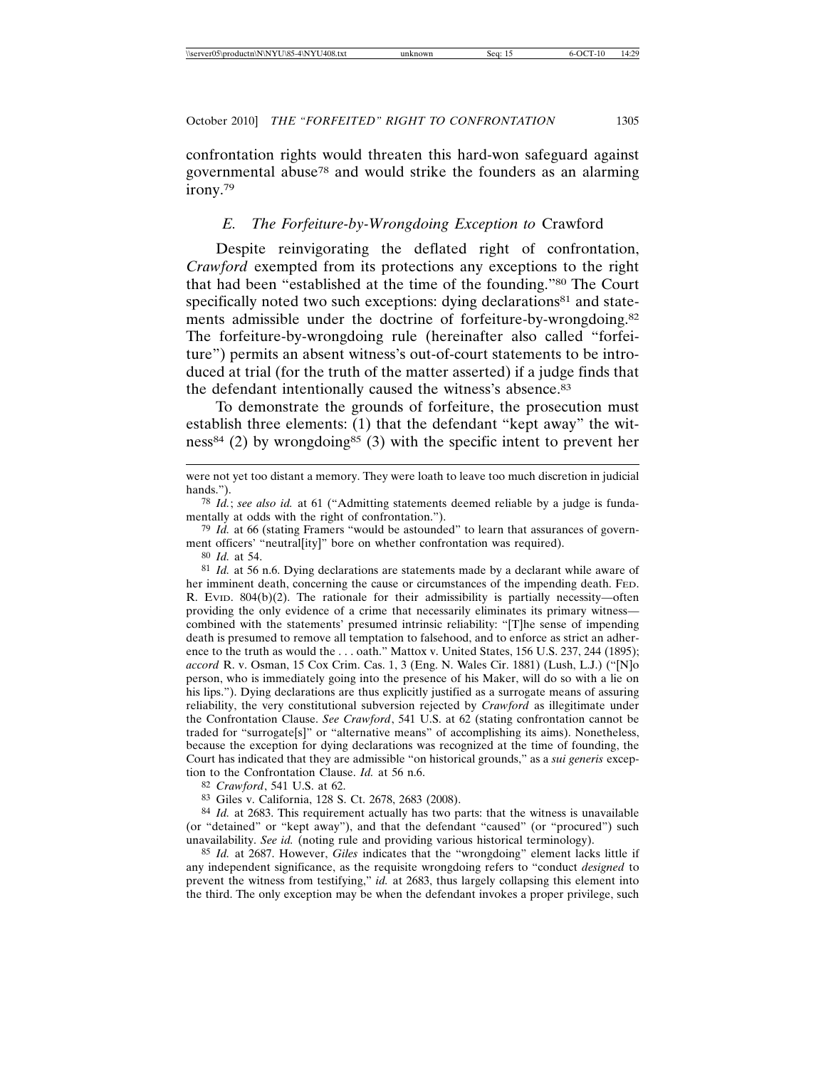confrontation rights would threaten this hard-won safeguard against governmental abuse[78] and would strike the founders as an alarming irony.[79]

### *E. The Forfeiture-by-Wrongdoing Exception to* Crawford

Despite reinvigorating the deflated right of confrontation, *Crawford* exempted from its protections any exceptions to the right that had been "established at the time of the founding."[80] The Court specifically noted two such exceptions: dying declarations[81] and statements admissible under the doctrine of forfeiture-by-wrongdoing.[82] The forfeiture-by-wrongdoing rule (hereinafter also called "forfeiture") permits an absent witness's out-of-court statements to be introduced at trial (for the truth of the matter asserted) if a judge finds that the defendant intentionally caused the witness's absence.[83]

To demonstrate the grounds of forfeiture, the prosecution must establish three elements: (1) that the defendant "kept away" the witness[84] (2) by wrongdoing[85] (3) with the specific intent to prevent her

---

were not yet too distant a memory. They were loath to leave too much discretion in judicial hands.").

[78] *Id.*; *see also id.* at 61 ("Admitting statements deemed reliable by a judge is fundamentally at odds with the right of confrontation.").

[79] *Id.* at 66 (stating Framers "would be astounded" to learn that assurances of government officers' "neutral[ity]" bore on whether confrontation was required).

[80] *Id.* at 54.

[81] *Id.* at 56 n.6. Dying declarations are statements made by a declarant while aware of her imminent death, concerning the cause or circumstances of the impending death. FED. R. EVID. 804(b)(2). The rationale for their admissibility is partially necessity—often providing the only evidence of a crime that necessarily eliminates its primary witness—combined with the statements' presumed intrinsic reliability: "[T]he sense of impending death is presumed to remove all temptation to falsehood, and to enforce as strict an adherence to the truth as would the . . . oath." Mattox v. United States, 156 U.S. 237, 244 (1895); *accord* R. v. Osman, 15 Cox Crim. Cas. 1, 3 (Eng. N. Wales Cir. 1881) (Lush, L.J.) ("[N]o person, who is immediately going into the presence of his Maker, will do so with a lie on his lips."). Dying declarations are thus explicitly justified as a surrogate means of assuring reliability, the very constitutional subversion rejected by *Crawford* as illegitimate under the Confrontation Clause. *See Crawford*, 541 U.S. at 62 (stating confrontation cannot be traded for "surrogate[s]" or "alternative means" of accomplishing its aims). Nonetheless, because the exception for dying declarations was recognized at the time of founding, the Court has indicated that they are admissible "on historical grounds," as a *sui generis* exception to the Confrontation Clause. *Id.* at 56 n.6.

[82] *Crawford*, 541 U.S. at 62.

[83] Giles v. California, 128 S. Ct. 2678, 2683 (2008).

[84] *Id.* at 2683. This requirement actually has two parts: that the witness is unavailable (or "detained" or "kept away"), and that the defendant "caused" (or "procured") such unavailability. *See id.* (noting rule and providing various historical terminology).

[85] *Id.* at 2687. However, *Giles* indicates that the "wrongdoing" element lacks little if any independent significance, as the requisite wrongdoing refers to "conduct *designed* to prevent the witness from testifying," *id.* at 2683, thus largely collapsing this element into the third. The only exception may be when the defendant invokes a proper privilege, such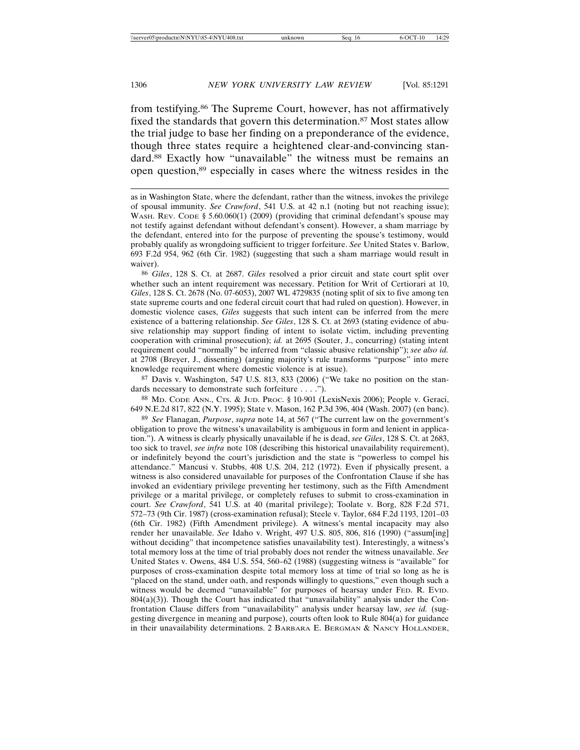from testifying.[86] The Supreme Court, however, has not affirmatively fixed the standards that govern this determination.[87] Most states allow the trial judge to base her finding on a preponderance of the evidence, though three states require a heightened clear-and-convincing standard.[88] Exactly how "unavailable" the witness must be remains an open question,[89] especially in cases where the witness resides in the

---

as in Washington State, where the defendant, rather than the witness, invokes the privilege of spousal immunity. *See Crawford*, 541 U.S. at 42 n.1 (noting but not reaching issue); WASH. REV. CODE § 5.60.060(1) (2009) (providing that criminal defendant's spouse may not testify against defendant without defendant's consent). However, a sham marriage by the defendant, entered into for the purpose of preventing the spouse's testimony, would probably qualify as wrongdoing sufficient to trigger forfeiture. *See* United States v. Barlow, 693 F.2d 954, 962 (6th Cir. 1982) (suggesting that such a sham marriage would result in waiver).

[86] *Giles*, 128 S. Ct. at 2687. *Giles* resolved a prior circuit and state court split over whether such an intent requirement was necessary. Petition for Writ of Certiorari at 10, *Giles*, 128 S. Ct. 2678 (No. 07-6053), 2007 WL 4729835 (noting split of six to five among ten state supreme courts and one federal circuit court that had ruled on question). However, in domestic violence cases, *Giles* suggests that such intent can be inferred from the mere existence of a battering relationship. *See Giles*, 128 S. Ct. at 2693 (stating evidence of abusive relationship may support finding of intent to isolate victim, including preventing cooperation with criminal prosecution); *id.* at 2695 (Souter, J., concurring) (stating intent requirement could "normally" be inferred from "classic abusive relationship"); *see also id.* at 2708 (Breyer, J., dissenting) (arguing majority's rule transforms "purpose" into mere knowledge requirement where domestic violence is at issue).

[87] Davis v. Washington, 547 U.S. 813, 833 (2006) ("We take no position on the standards necessary to demonstrate such forfeiture . . . .").

[88] MD. CODE ANN., CTS. & JUD. PROC. § 10-901 (LexisNexis 2006); People v. Geraci, 649 N.E.2d 817, 822 (N.Y. 1995); State v. Mason, 162 P.3d 396, 404 (Wash. 2007) (en banc).

[89] *See* Flanagan, *Purpose*, *supra* note 14, at 567 ("The current law on the government's obligation to prove the witness's unavailability is ambiguous in form and lenient in application."). A witness is clearly physically unavailable if he is dead, *see Giles*, 128 S. Ct. at 2683, too sick to travel, *see infra* note 108 (describing this historical unavailability requirement), or indefinitely beyond the court's jurisdiction and the state is "powerless to compel his attendance." Mancusi v. Stubbs, 408 U.S. 204, 212 (1972). Even if physically present, a witness is also considered unavailable for purposes of the Confrontation Clause if she has invoked an evidentiary privilege preventing her testimony, such as the Fifth Amendment privilege or a marital privilege, or completely refuses to submit to cross-examination in court. *See Crawford*, 541 U.S. at 40 (marital privilege); Toolate v. Borg, 828 F.2d 571, 572–73 (9th Cir. 1987) (cross-examination refusal); Steele v. Taylor, 684 F.2d 1193, 1201–03 (6th Cir. 1982) (Fifth Amendment privilege). A witness's mental incapacity may also render her unavailable. *See* Idaho v. Wright, 497 U.S. 805, 806, 816 (1990) ("assum[ing] without deciding" that incompetence satisfies unavailability test). Interestingly, a witness's total memory loss at the time of trial probably does not render the witness unavailable. *See* United States v. Owens, 484 U.S. 554, 560–62 (1988) (suggesting witness is "available" for purposes of cross-examination despite total memory loss at time of trial so long as he is "placed on the stand, under oath, and responds willingly to questions," even though such a witness would be deemed "unavailable" for purposes of hearsay under FED. R. EVID. 804(a)(3)). Though the Court has indicated that "unavailability" analysis under the Confrontation Clause differs from "unavailability" analysis under hearsay law, *see id.* (suggesting divergence in meaning and purpose), courts often look to Rule 804(a) for guidance in their unavailability determinations. 2 BARBARA E. BERGMAN & NANCY HOLLANDER,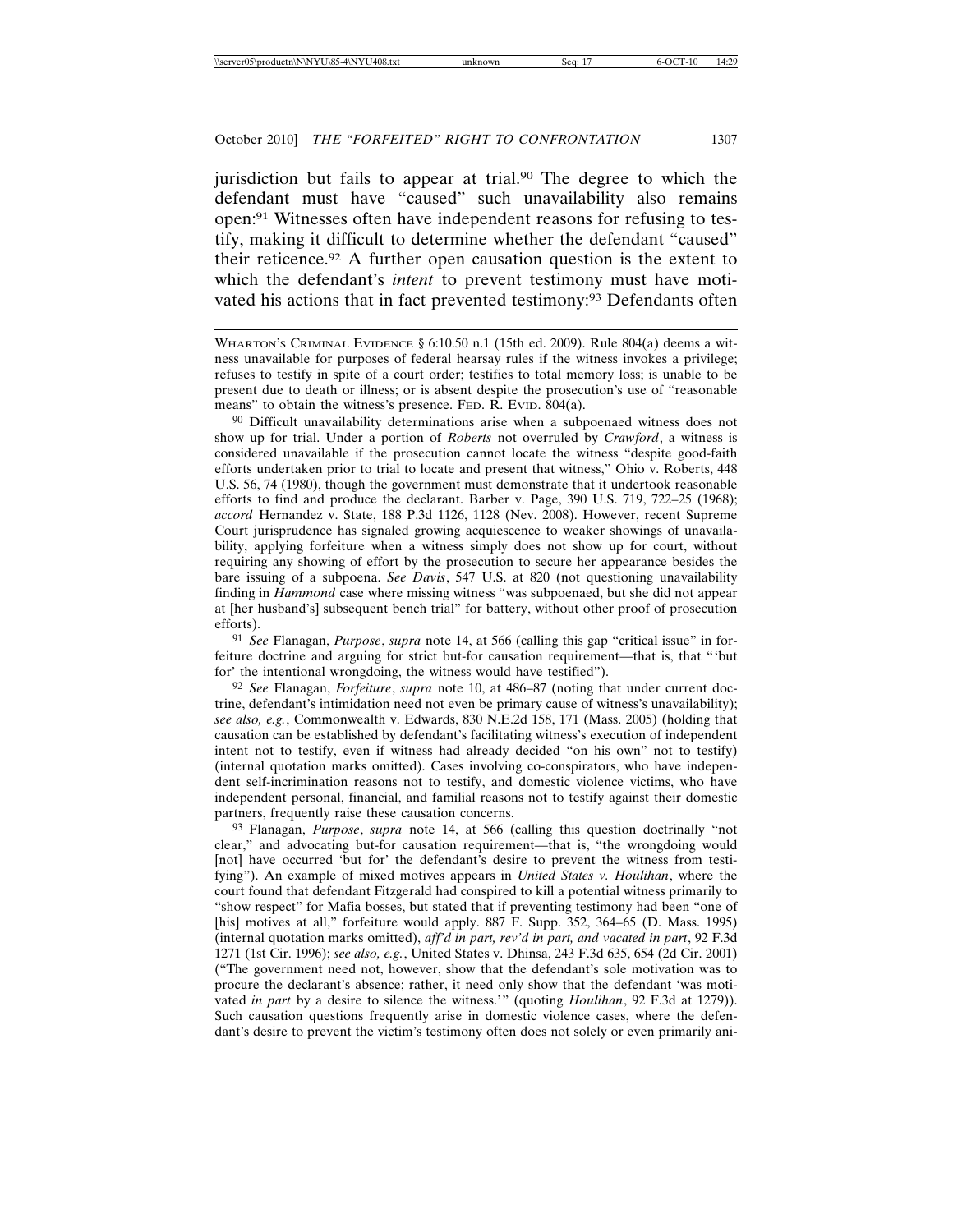jurisdiction but fails to appear at trial.[90] The degree to which the defendant must have "caused" such unavailability also remains open:[91] Witnesses often have independent reasons for refusing to testify, making it difficult to determine whether the defendant "caused" their reticence.[92] A further open causation question is the extent to which the defendant's *intent* to prevent testimony must have motivated his actions that in fact prevented testimony:[93] Defendants often

---

WHARTON'S CRIMINAL EVIDENCE § 6:10.50 n.1 (15th ed. 2009). Rule 804(a) deems a witness unavailable for purposes of federal hearsay rules if the witness invokes a privilege; refuses to testify in spite of a court order; testifies to total memory loss; is unable to be present due to death or illness; or is absent despite the prosecution's use of "reasonable means" to obtain the witness's presence. FED. R. EVID. 804(a).

[90] Difficult unavailability determinations arise when a subpoenaed witness does not show up for trial. Under a portion of *Roberts* not overruled by *Crawford*, a witness is considered unavailable if the prosecution cannot locate the witness "despite good-faith efforts undertaken prior to trial to locate and present that witness," Ohio v. Roberts, 448 U.S. 56, 74 (1980), though the government must demonstrate that it undertook reasonable efforts to find and produce the declarant. Barber v. Page, 390 U.S. 719, 722–25 (1968); *accord* Hernandez v. State, 188 P.3d 1126, 1128 (Nev. 2008). However, recent Supreme Court jurisprudence has signaled growing acquiescence to weaker showings of unavailability, applying forfeiture when a witness simply does not show up for court, without requiring any showing of effort by the prosecution to secure her appearance besides the bare issuing of a subpoena. *See Davis*, 547 U.S. at 820 (not questioning unavailability finding in *Hammond* case where missing witness "was subpoenaed, but she did not appear at [her husband's] subsequent bench trial" for battery, without other proof of prosecution efforts).

[91] *See* Flanagan, *Purpose*, *supra* note 14, at 566 (calling this gap "critical issue" in forfeiture doctrine and arguing for strict but-for causation requirement—that is, that "'but for' the intentional wrongdoing, the witness would have testified").

[92] *See* Flanagan, *Forfeiture*, *supra* note 10, at 486–87 (noting that under current doctrine, defendant's intimidation need not even be primary cause of witness's unavailability); *see also, e.g.*, Commonwealth v. Edwards, 830 N.E.2d 158, 171 (Mass. 2005) (holding that causation can be established by defendant's facilitating witness's execution of independent intent not to testify, even if witness had already decided "on his own" not to testify) (internal quotation marks omitted). Cases involving co-conspirators, who have independent self-incrimination reasons not to testify, and domestic violence victims, who have independent personal, financial, and familial reasons not to testify against their domestic partners, frequently raise these causation concerns.

[93] Flanagan, *Purpose*, *supra* note 14, at 566 (calling this question doctrinally "not clear," and advocating but-for causation requirement—that is, "the wrongdoing would [not] have occurred 'but for' the defendant's desire to prevent the witness from testifying"). An example of mixed motives appears in *United States v. Houlihan*, where the court found that defendant Fitzgerald had conspired to kill a potential witness primarily to "show respect" for Mafia bosses, but stated that if preventing testimony had been "one of [his] motives at all," forfeiture would apply. 887 F. Supp. 352, 364–65 (D. Mass. 1995) (internal quotation marks omitted), *aff'd in part, rev'd in part, and vacated in part*, 92 F.3d 1271 (1st Cir. 1996); *see also, e.g.*, United States v. Dhinsa, 243 F.3d 635, 654 (2d Cir. 2001) ("The government need not, however, show that the defendant's sole motivation was to procure the declarant's absence; rather, it need only show that the defendant 'was motivated *in part* by a desire to silence the witness.'" (quoting *Houlihan*, 92 F.3d at 1279)). Such causation questions frequently arise in domestic violence cases, where the defendant's desire to prevent the victim's testimony often does not solely or even primarily ani-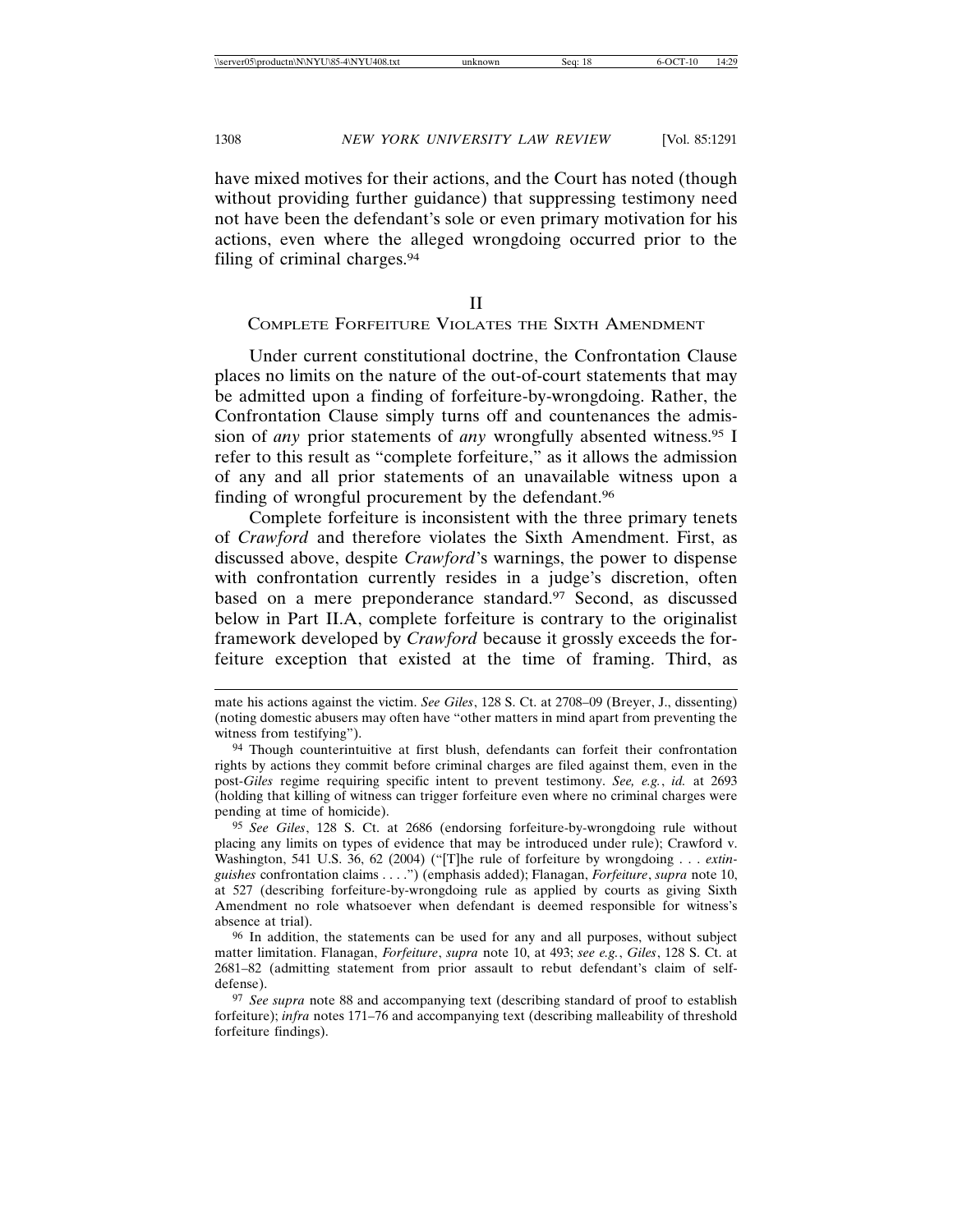have mixed motives for their actions, and the Court has noted (though without providing further guidance) that suppressing testimony need not have been the defendant's sole or even primary motivation for his actions, even where the alleged wrongdoing occurred prior to the filing of criminal charges.[94]

## II

## Complete Forfeiture Violates the Sixth Amendment

Under current constitutional doctrine, the Confrontation Clause places no limits on the nature of the out-of-court statements that may be admitted upon a finding of forfeiture-by-wrongdoing. Rather, the Confrontation Clause simply turns off and countenances the admission of *any* prior statements of *any* wrongfully absented witness.[95] I refer to this result as "complete forfeiture," as it allows the admission of any and all prior statements of an unavailable witness upon a finding of wrongful procurement by the defendant.[96]

Complete forfeiture is inconsistent with the three primary tenets of *Crawford* and therefore violates the Sixth Amendment. First, as discussed above, despite *Crawford*'s warnings, the power to dispense with confrontation currently resides in a judge's discretion, often based on a mere preponderance standard.[97] Second, as discussed below in Part II.A, complete forfeiture is contrary to the originalist framework developed by *Crawford* because it grossly exceeds the forfeiture exception that existed at the time of framing. Third, as

---

mate his actions against the victim. *See Giles*, 128 S. Ct. at 2708–09 (Breyer, J., dissenting) (noting domestic abusers may often have "other matters in mind apart from preventing the witness from testifying").

[94] Though counterintuitive at first blush, defendants can forfeit their confrontation rights by actions they commit before criminal charges are filed against them, even in the post-*Giles* regime requiring specific intent to prevent testimony. *See, e.g.*, *id.* at 2693 (holding that killing of witness can trigger forfeiture even where no criminal charges were pending at time of homicide).

[95] *See Giles*, 128 S. Ct. at 2686 (endorsing forfeiture-by-wrongdoing rule without placing any limits on types of evidence that may be introduced under rule); Crawford v. Washington, 541 U.S. 36, 62 (2004) ("[T]he rule of forfeiture by wrongdoing . . . *extinguishes* confrontation claims . . . .") (emphasis added); Flanagan, *Forfeiture*, *supra* note 10, at 527 (describing forfeiture-by-wrongdoing rule as applied by courts as giving Sixth Amendment no role whatsoever when defendant is deemed responsible for witness's absence at trial).

[96] In addition, the statements can be used for any and all purposes, without subject matter limitation. Flanagan, *Forfeiture*, *supra* note 10, at 493; *see e.g.*, *Giles*, 128 S. Ct. at 2681–82 (admitting statement from prior assault to rebut defendant's claim of self-defense).

[97] *See supra* note 88 and accompanying text (describing standard of proof to establish forfeiture); *infra* notes 171–76 and accompanying text (describing malleability of threshold forfeiture findings).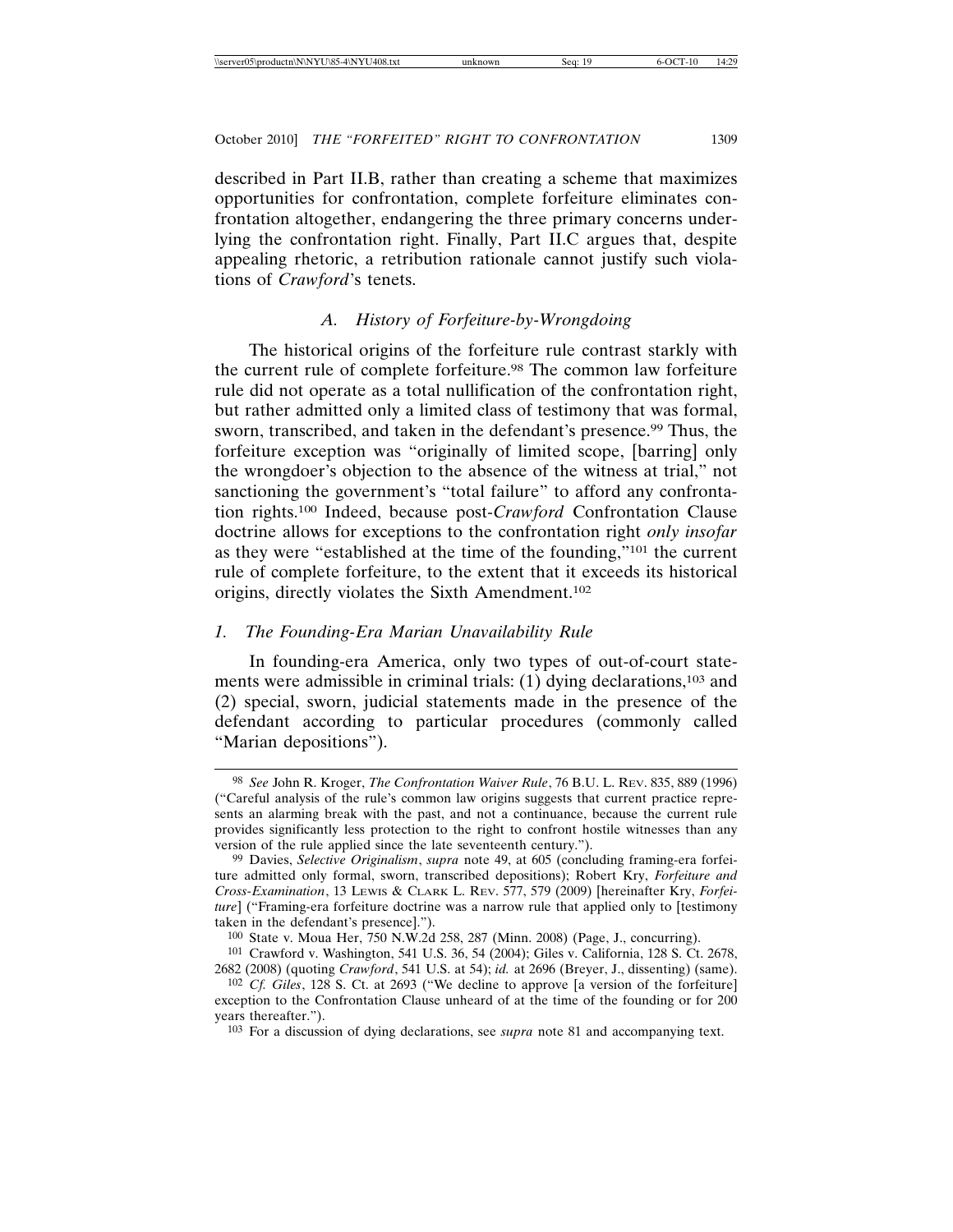described in Part II.B, rather than creating a scheme that maximizes opportunities for confrontation, complete forfeiture eliminates confrontation altogether, endangering the three primary concerns underlying the confrontation right. Finally, Part II.C argues that, despite appealing rhetoric, a retribution rationale cannot justify such violations of *Crawford*'s tenets.

### *A. History of Forfeiture-by-Wrongdoing*

The historical origins of the forfeiture rule contrast starkly with the current rule of complete forfeiture.[98] The common law forfeiture rule did not operate as a total nullification of the confrontation right, but rather admitted only a limited class of testimony that was formal, sworn, transcribed, and taken in the defendant's presence.[99] Thus, the forfeiture exception was "originally of limited scope, [barring] only the wrongdoer's objection to the absence of the witness at trial," not sanctioning the government's "total failure" to afford any confrontation rights.[100] Indeed, because post-*Crawford* Confrontation Clause doctrine allows for exceptions to the confrontation right *only insofar* as they were "established at the time of the founding,"[101] the current rule of complete forfeiture, to the extent that it exceeds its historical origins, directly violates the Sixth Amendment.[102]

#### *1. The Founding-Era Marian Unavailability Rule*

In founding-era America, only two types of out-of-court statements were admissible in criminal trials: (1) dying declarations,[103] and (2) special, sworn, judicial statements made in the presence of the defendant according to particular procedures (commonly called "Marian depositions").

---

[98] *See* John R. Kroger, *The Confrontation Waiver Rule*, 76 B.U. L. REV. 835, 889 (1996) ("Careful analysis of the rule's common law origins suggests that current practice represents an alarming break with the past, and not a continuance, because the current rule provides significantly less protection to the right to confront hostile witnesses than any version of the rule applied since the late seventeenth century.").

[99] Davies, *Selective Originalism*, *supra* note 49, at 605 (concluding framing-era forfeiture admitted only formal, sworn, transcribed depositions); Robert Kry, *Forfeiture and Cross-Examination*, 13 LEWIS & CLARK L. REV. 577, 579 (2009) [hereinafter Kry, *Forfeiture*] ("Framing-era forfeiture doctrine was a narrow rule that applied only to [testimony taken in the defendant's presence].").

[100] State v. Moua Her, 750 N.W.2d 258, 287 (Minn. 2008) (Page, J., concurring).

[101] Crawford v. Washington, 541 U.S. 36, 54 (2004); Giles v. California, 128 S. Ct. 2678, 2682 (2008) (quoting *Crawford*, 541 U.S. at 54); *id.* at 2696 (Breyer, J., dissenting) (same).

[102] *Cf. Giles*, 128 S. Ct. at 2693 ("We decline to approve [a version of the forfeiture] exception to the Confrontation Clause unheard of at the time of the founding or for 200 years thereafter.").

[103] For a discussion of dying declarations, see *supra* note 81 and accompanying text.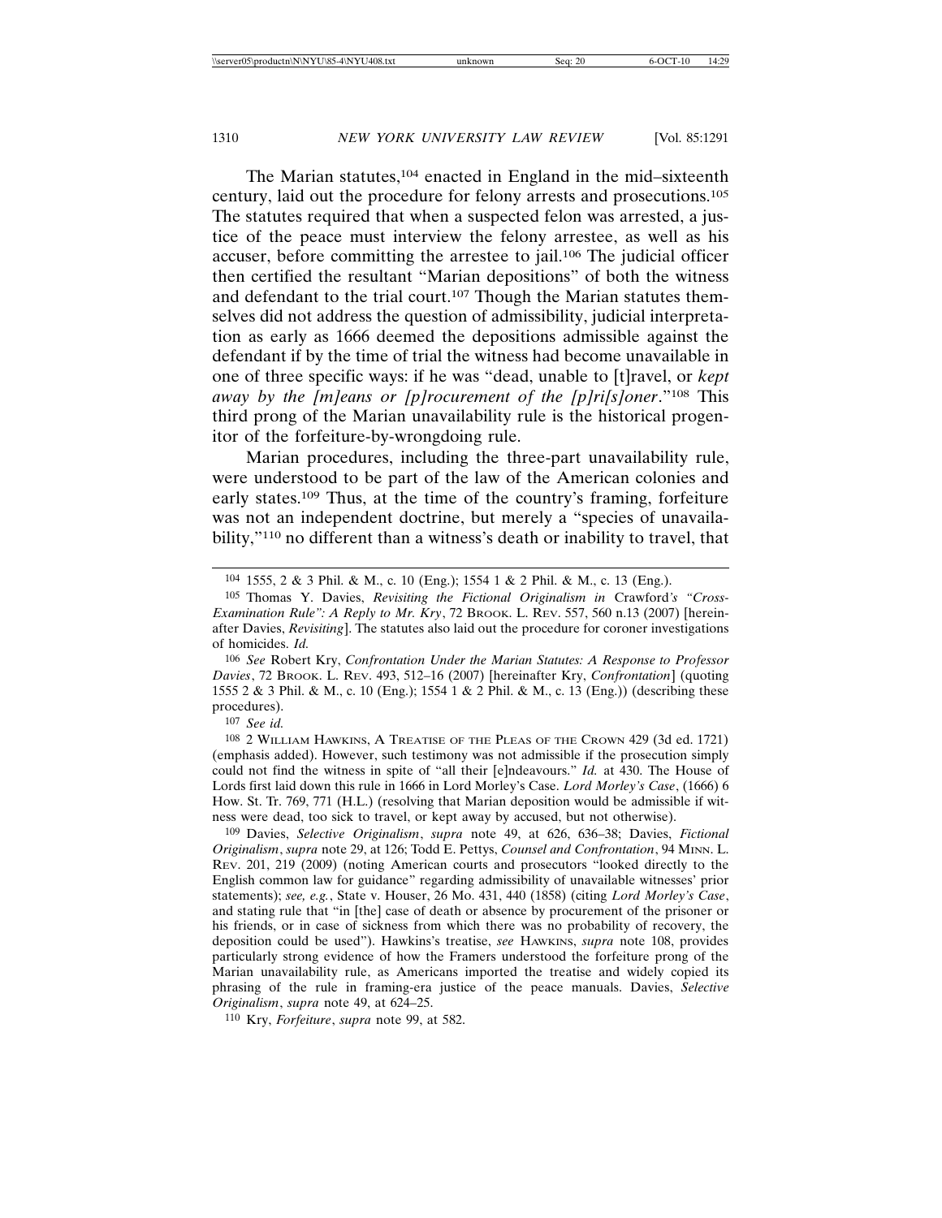The Marian statutes,[104] enacted in England in the mid–sixteenth century, laid out the procedure for felony arrests and prosecutions.[105] The statutes required that when a suspected felon was arrested, a justice of the peace must interview the felony arrestee, as well as his accuser, before committing the arrestee to jail.[106] The judicial officer then certified the resultant "Marian depositions" of both the witness and defendant to the trial court.[107] Though the Marian statutes themselves did not address the question of admissibility, judicial interpretation as early as 1666 deemed the depositions admissible against the defendant if by the time of trial the witness had become unavailable in one of three specific ways: if he was "dead, unable to [t]ravel, or *kept away by the [m]eans or [p]rocurement of the [p]ri[s]oner*."[108] This third prong of the Marian unavailability rule is the historical progenitor of the forfeiture-by-wrongdoing rule.

Marian procedures, including the three-part unavailability rule, were understood to be part of the law of the American colonies and early states.[109] Thus, at the time of the country's framing, forfeiture was not an independent doctrine, but merely a "species of unavailability,"[110] no different than a witness's death or inability to travel, that

---

[104] 1555, 2 & 3 Phil. & M., c. 10 (Eng.); 1554 1 & 2 Phil. & M., c. 13 (Eng.).

[105] Thomas Y. Davies, *Revisiting the Fictional Originalism in* Crawford*'s "Cross-Examination Rule": A Reply to Mr. Kry*, 72 BROOK. L. REV. 557, 560 n.13 (2007) [hereinafter Davies, *Revisiting*]. The statutes also laid out the procedure for coroner investigations of homicides. *Id.*

[106] *See* Robert Kry, *Confrontation Under the Marian Statutes: A Response to Professor Davies*, 72 BROOK. L. REV. 493, 512–16 (2007) [hereinafter Kry, *Confrontation*] (quoting 1555 2 & 3 Phil. & M., c. 10 (Eng.); 1554 1 & 2 Phil. & M., c. 13 (Eng.)) (describing these procedures).

[107] *See id.*

[108] 2 WILLIAM HAWKINS, A TREATISE OF THE PLEAS OF THE CROWN 429 (3d ed. 1721) (emphasis added). However, such testimony was not admissible if the prosecution simply could not find the witness in spite of "all their [e]ndeavours." *Id.* at 430. The House of Lords first laid down this rule in 1666 in Lord Morley's Case. *Lord Morley's Case*, (1666) 6 How. St. Tr. 769, 771 (H.L.) (resolving that Marian deposition would be admissible if witness were dead, too sick to travel, or kept away by accused, but not otherwise).

[109] Davies, *Selective Originalism*, *supra* note 49, at 626, 636–38; Davies, *Fictional Originalism*, *supra* note 29, at 126; Todd E. Pettys, *Counsel and Confrontation*, 94 MINN. L. REV. 201, 219 (2009) (noting American courts and prosecutors "looked directly to the English common law for guidance" regarding admissibility of unavailable witnesses' prior statements); *see, e.g.*, State v. Houser, 26 Mo. 431, 440 (1858) (citing *Lord Morley's Case*, and stating rule that "in [the] case of death or absence by procurement of the prisoner or his friends, or in case of sickness from which there was no probability of recovery, the deposition could be used"). Hawkins's treatise, *see* HAWKINS, *supra* note 108, provides particularly strong evidence of how the Framers understood the forfeiture prong of the Marian unavailability rule, as Americans imported the treatise and widely copied its phrasing of the rule in framing-era justice of the peace manuals. Davies, *Selective Originalism*, *supra* note 49, at 624–25.

[110] Kry, *Forfeiture*, *supra* note 99, at 582.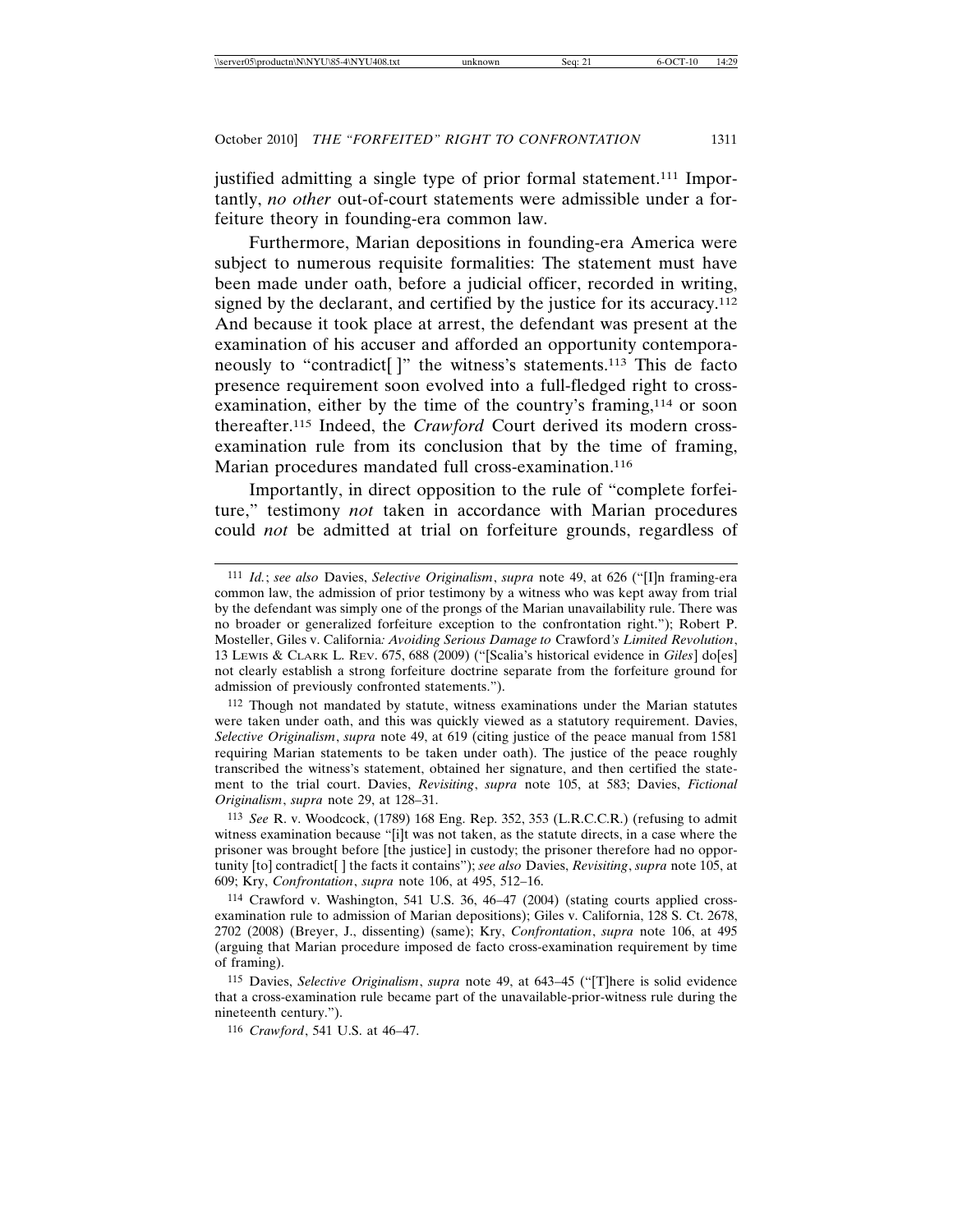justified admitting a single type of prior formal statement.[111] Importantly, *no other* out-of-court statements were admissible under a forfeiture theory in founding-era common law.

Furthermore, Marian depositions in founding-era America were subject to numerous requisite formalities: The statement must have been made under oath, before a judicial officer, recorded in writing, signed by the declarant, and certified by the justice for its accuracy.[112] And because it took place at arrest, the defendant was present at the examination of his accuser and afforded an opportunity contemporaneously to "contradict[ ]" the witness's statements.[113] This de facto presence requirement soon evolved into a full-fledged right to cross-examination, either by the time of the country's framing,[114] or soon thereafter.[115] Indeed, the *Crawford* Court derived its modern cross-examination rule from its conclusion that by the time of framing, Marian procedures mandated full cross-examination.[116]

Importantly, in direct opposition to the rule of "complete forfeiture," testimony *not* taken in accordance with Marian procedures could *not* be admitted at trial on forfeiture grounds, regardless of

---

[111] *Id.*; *see also* Davies, *Selective Originalism*, *supra* note 49, at 626 ("[I]n framing-era common law, the admission of prior testimony by a witness who was kept away from trial by the defendant was simply one of the prongs of the Marian unavailability rule. There was no broader or generalized forfeiture exception to the confrontation right."); Robert P. Mosteller, Giles v. California*: Avoiding Serious Damage to* Crawford*'s Limited Revolution*, 13 Lewis & Clark L. Rev. 675, 688 (2009) ("[Scalia's historical evidence in *Giles*] do[es] not clearly establish a strong forfeiture doctrine separate from the forfeiture ground for admission of previously confronted statements.").

[112] Though not mandated by statute, witness examinations under the Marian statutes were taken under oath, and this was quickly viewed as a statutory requirement. Davies, *Selective Originalism*, *supra* note 49, at 619 (citing justice of the peace manual from 1581 requiring Marian statements to be taken under oath). The justice of the peace roughly transcribed the witness's statement, obtained her signature, and then certified the statement to the trial court. Davies, *Revisiting*, *supra* note 105, at 583; Davies, *Fictional Originalism*, *supra* note 29, at 128–31.

[113] *See* R. v. Woodcock, (1789) 168 Eng. Rep. 352, 353 (L.R.C.C.R.) (refusing to admit witness examination because "[i]t was not taken, as the statute directs, in a case where the prisoner was brought before [the justice] in custody; the prisoner therefore had no opportunity [to] contradict[ ] the facts it contains"); *see also* Davies, *Revisiting*, *supra* note 105, at 609; Kry, *Confrontation*, *supra* note 106, at 495, 512–16.

[114] Crawford v. Washington, 541 U.S. 36, 46–47 (2004) (stating courts applied cross-examination rule to admission of Marian depositions); Giles v. California, 128 S. Ct. 2678, 2702 (2008) (Breyer, J., dissenting) (same); Kry, *Confrontation*, *supra* note 106, at 495 (arguing that Marian procedure imposed de facto cross-examination requirement by time of framing).

[115] Davies, *Selective Originalism*, *supra* note 49, at 643–45 ("[T]here is solid evidence that a cross-examination rule became part of the unavailable-prior-witness rule during the nineteenth century.").

[116] *Crawford*, 541 U.S. at 46–47.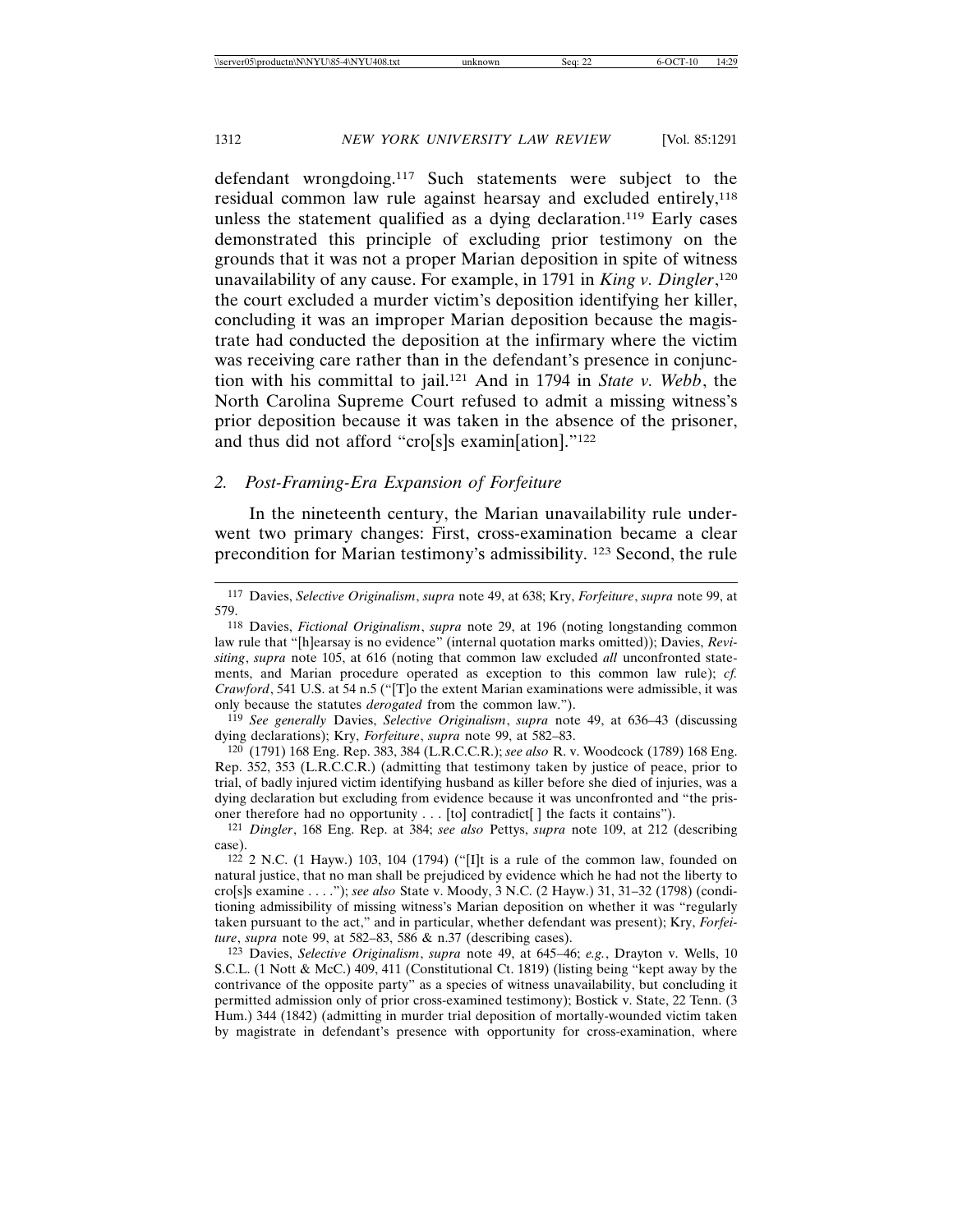defendant wrongdoing.[117] Such statements were subject to the residual common law rule against hearsay and excluded entirely,[118] unless the statement qualified as a dying declaration.[119] Early cases demonstrated this principle of excluding prior testimony on the grounds that it was not a proper Marian deposition in spite of witness unavailability of any cause. For example, in 1791 in *King v. Dingler*,[120] the court excluded a murder victim's deposition identifying her killer, concluding it was an improper Marian deposition because the magistrate had conducted the deposition at the infirmary where the victim was receiving care rather than in the defendant's presence in conjunction with his committal to jail.[121] And in 1794 in *State v. Webb*, the North Carolina Supreme Court refused to admit a missing witness's prior deposition because it was taken in the absence of the prisoner, and thus did not afford "cro[s]s examin[ation]."[122]

### 2. Post-Framing-Era Expansion of Forfeiture

In the nineteenth century, the Marian unavailability rule underwent two primary changes: First, cross-examination became a clear precondition for Marian testimony's admissibility. [123] Second, the rule

---

117 Davies, *Selective Originalism*, *supra* note 49, at 638; Kry, *Forfeiture*, *supra* note 99, at 579.

118 Davies, *Fictional Originalism*, *supra* note 29, at 196 (noting longstanding common law rule that "[h]earsay is no evidence" (internal quotation marks omitted)); Davies, *Revisiting*, *supra* note 105, at 616 (noting that common law excluded *all* unconfronted statements, and Marian procedure operated as exception to this common law rule); *cf. Crawford*, 541 U.S. at 54 n.5 ("[T]o the extent Marian examinations were admissible, it was only because the statutes *derogated* from the common law.").

119 *See generally* Davies, *Selective Originalism*, *supra* note 49, at 636–43 (discussing dying declarations); Kry, *Forfeiture*, *supra* note 99, at 582–83.

120 (1791) 168 Eng. Rep. 383, 384 (L.R.C.C.R.); *see also* R. v. Woodcock (1789) 168 Eng. Rep. 352, 353 (L.R.C.C.R.) (admitting that testimony taken by justice of peace, prior to trial, of badly injured victim identifying husband as killer before she died of injuries, was a dying declaration but excluding from evidence because it was unconfronted and "the prisoner therefore had no opportunity . . . [to] contradict[ ] the facts it contains").

121 *Dingler*, 168 Eng. Rep. at 384; *see also* Pettys, *supra* note 109, at 212 (describing case).

122 2 N.C. (1 Hayw.) 103, 104 (1794) ("[I]t is a rule of the common law, founded on natural justice, that no man shall be prejudiced by evidence which he had not the liberty to cro[s]s examine . . . ."); *see also* State v. Moody, 3 N.C. (2 Hayw.) 31, 31–32 (1798) (conditioning admissibility of missing witness's Marian deposition on whether it was "regularly taken pursuant to the act," and in particular, whether defendant was present); Kry, *Forfeiture*, *supra* note 99, at 582–83, 586 & n.37 (describing cases).

123 Davies, *Selective Originalism*, *supra* note 49, at 645–46; *e.g.*, Drayton v. Wells, 10 S.C.L. (1 Nott & McC.) 409, 411 (Constitutional Ct. 1819) (listing being "kept away by the contrivance of the opposite party" as a species of witness unavailability, but concluding it permitted admission only of prior cross-examined testimony); Bostick v. State, 22 Tenn. (3 Hum.) 344 (1842) (admitting in murder trial deposition of mortally-wounded victim taken by magistrate in defendant's presence with opportunity for cross-examination, where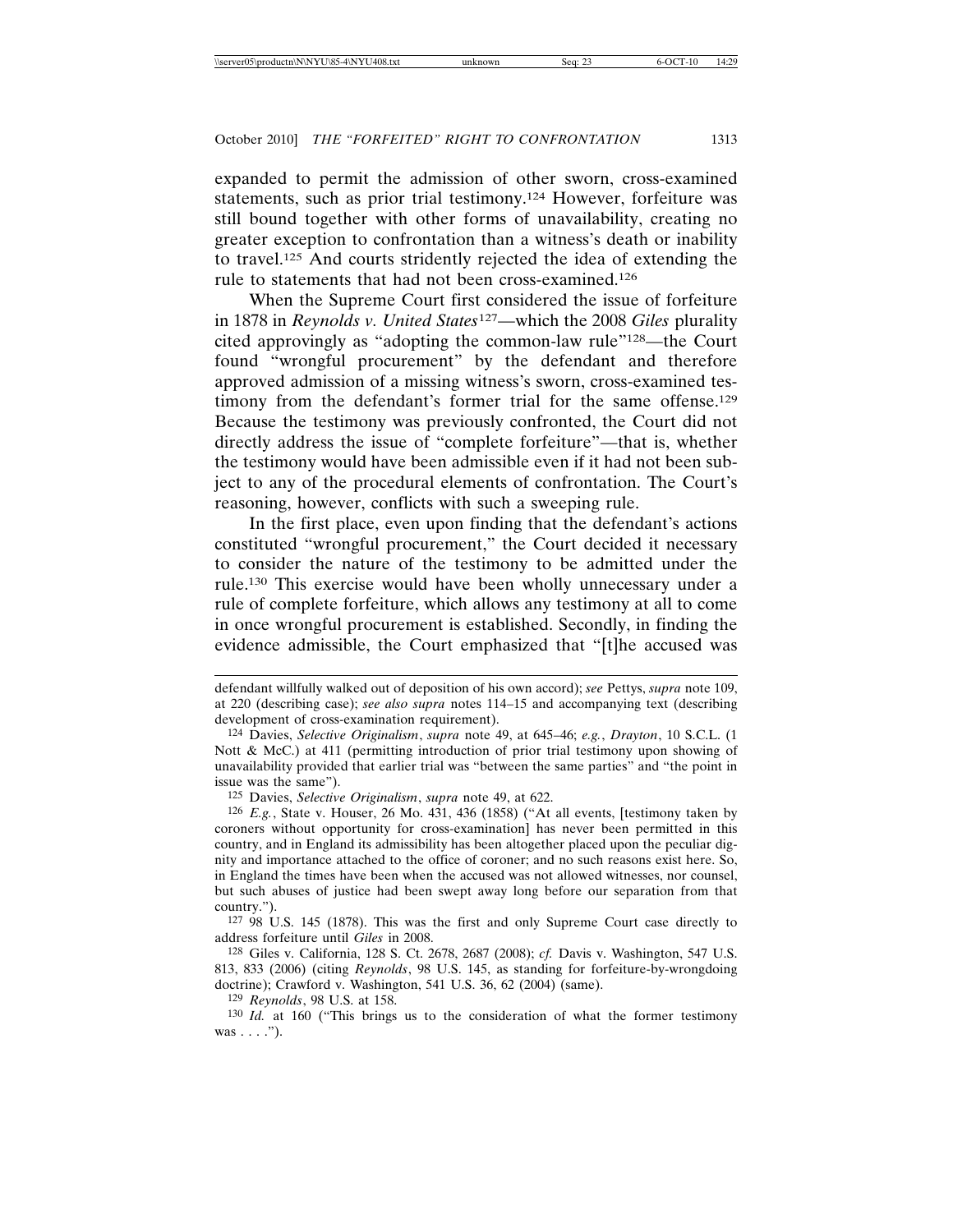expanded to permit the admission of other sworn, cross-examined statements, such as prior trial testimony.[124] However, forfeiture was still bound together with other forms of unavailability, creating no greater exception to confrontation than a witness's death or inability to travel.[125] And courts stridently rejected the idea of extending the rule to statements that had not been cross-examined.[126]

When the Supreme Court first considered the issue of forfeiture in 1878 in *Reynolds v. United States*[127]—which the 2008 *Giles* plurality cited approvingly as "adopting the common-law rule"[128]—the Court found "wrongful procurement" by the defendant and therefore approved admission of a missing witness's sworn, cross-examined testimony from the defendant's former trial for the same offense.[129] Because the testimony was previously confronted, the Court did not directly address the issue of "complete forfeiture"—that is, whether the testimony would have been admissible even if it had not been subject to any of the procedural elements of confrontation. The Court's reasoning, however, conflicts with such a sweeping rule.

In the first place, even upon finding that the defendant's actions constituted "wrongful procurement," the Court decided it necessary to consider the nature of the testimony to be admitted under the rule.[130] This exercise would have been wholly unnecessary under a rule of complete forfeiture, which allows any testimony at all to come in once wrongful procurement is established. Secondly, in finding the evidence admissible, the Court emphasized that "[t]he accused was

---

defendant willfully walked out of deposition of his own accord); *see* Pettys, *supra* note 109, at 220 (describing case); *see also supra* notes 114–15 and accompanying text (describing development of cross-examination requirement).

[124] Davies, *Selective Originalism*, *supra* note 49, at 645–46; *e.g.*, *Drayton*, 10 S.C.L. (1 Nott & McC.) at 411 (permitting introduction of prior trial testimony upon showing of unavailability provided that earlier trial was "between the same parties" and "the point in issue was the same").

[125] Davies, *Selective Originalism*, *supra* note 49, at 622.

[126] *E.g.*, State v. Houser, 26 Mo. 431, 436 (1858) ("At all events, [testimony taken by coroners without opportunity for cross-examination] has never been permitted in this country, and in England its admissibility has been altogether placed upon the peculiar dignity and importance attached to the office of coroner; and no such reasons exist here. So, in England the times have been when the accused was not allowed witnesses, nor counsel, but such abuses of justice had been swept away long before our separation from that country.").

[127] 98 U.S. 145 (1878). This was the first and only Supreme Court case directly to address forfeiture until *Giles* in 2008.

[128] Giles v. California, 128 S. Ct. 2678, 2687 (2008); *cf.* Davis v. Washington, 547 U.S. 813, 833 (2006) (citing *Reynolds*, 98 U.S. 145, as standing for forfeiture-by-wrongdoing doctrine); Crawford v. Washington, 541 U.S. 36, 62 (2004) (same).

[129] *Reynolds*, 98 U.S. at 158.

[130] *Id.* at 160 ("This brings us to the consideration of what the former testimony was . . . .").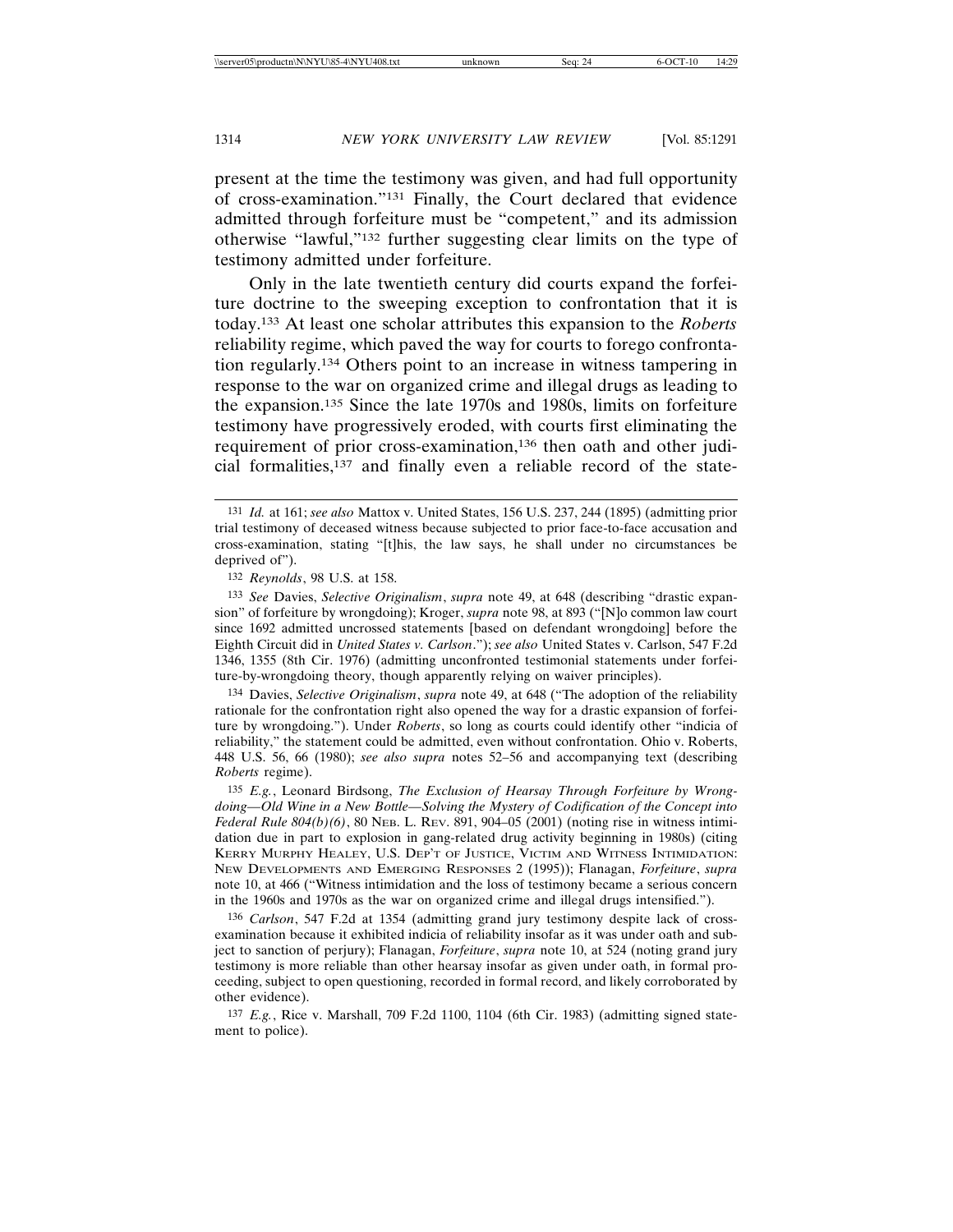present at the time the testimony was given, and had full opportunity of cross-examination."[131] Finally, the Court declared that evidence admitted through forfeiture must be "competent," and its admission otherwise "lawful,"[132] further suggesting clear limits on the type of testimony admitted under forfeiture.

Only in the late twentieth century did courts expand the forfeiture doctrine to the sweeping exception to confrontation that it is today.[133] At least one scholar attributes this expansion to the *Roberts* reliability regime, which paved the way for courts to forego confrontation regularly.[134] Others point to an increase in witness tampering in response to the war on organized crime and illegal drugs as leading to the expansion.[135] Since the late 1970s and 1980s, limits on forfeiture testimony have progressively eroded, with courts first eliminating the requirement of prior cross-examination,[136] then oath and other judicial formalities,[137] and finally even a reliable record of the state-

---

131 *Id.* at 161; *see also* Mattox v. United States, 156 U.S. 237, 244 (1895) (admitting prior trial testimony of deceased witness because subjected to prior face-to-face accusation and cross-examination, stating "[t]his, the law says, he shall under no circumstances be deprived of").

132 *Reynolds*, 98 U.S. at 158.

133 *See* Davies, *Selective Originalism*, *supra* note 49, at 648 (describing "drastic expansion" of forfeiture by wrongdoing); Kroger, *supra* note 98, at 893 ("[N]o common law court since 1692 admitted uncrossed statements [based on defendant wrongdoing] before the Eighth Circuit did in *United States v. Carlson*."); *see also* United States v. Carlson, 547 F.2d 1346, 1355 (8th Cir. 1976) (admitting unconfronted testimonial statements under forfeiture-by-wrongdoing theory, though apparently relying on waiver principles).

134 Davies, *Selective Originalism*, *supra* note 49, at 648 ("The adoption of the reliability rationale for the confrontation right also opened the way for a drastic expansion of forfeiture by wrongdoing."). Under *Roberts*, so long as courts could identify other "indicia of reliability," the statement could be admitted, even without confrontation. Ohio v. Roberts, 448 U.S. 56, 66 (1980); *see also supra* notes 52–56 and accompanying text (describing *Roberts* regime).

135 *E.g.*, Leonard Birdsong, *The Exclusion of Hearsay Through Forfeiture by Wrongdoing—Old Wine in a New Bottle—Solving the Mystery of Codification of the Concept into Federal Rule 804(b)(6)*, 80 NEB. L. REV. 891, 904–05 (2001) (noting rise in witness intimidation due in part to explosion in gang-related drug activity beginning in 1980s) (citing KERRY MURPHY HEALEY, U.S. DEP'T OF JUSTICE, VICTIM AND WITNESS INTIMIDATION: NEW DEVELOPMENTS AND EMERGING RESPONSES 2 (1995)); Flanagan, *Forfeiture*, *supra* note 10, at 466 ("Witness intimidation and the loss of testimony became a serious concern in the 1960s and 1970s as the war on organized crime and illegal drugs intensified.").

136 *Carlson*, 547 F.2d at 1354 (admitting grand jury testimony despite lack of cross-examination because it exhibited indicia of reliability insofar as it was under oath and subject to sanction of perjury); Flanagan, *Forfeiture*, *supra* note 10, at 524 (noting grand jury testimony is more reliable than other hearsay insofar as given under oath, in formal proceeding, subject to open questioning, recorded in formal record, and likely corroborated by other evidence).

137 *E.g.*, Rice v. Marshall, 709 F.2d 1100, 1104 (6th Cir. 1983) (admitting signed statement to police).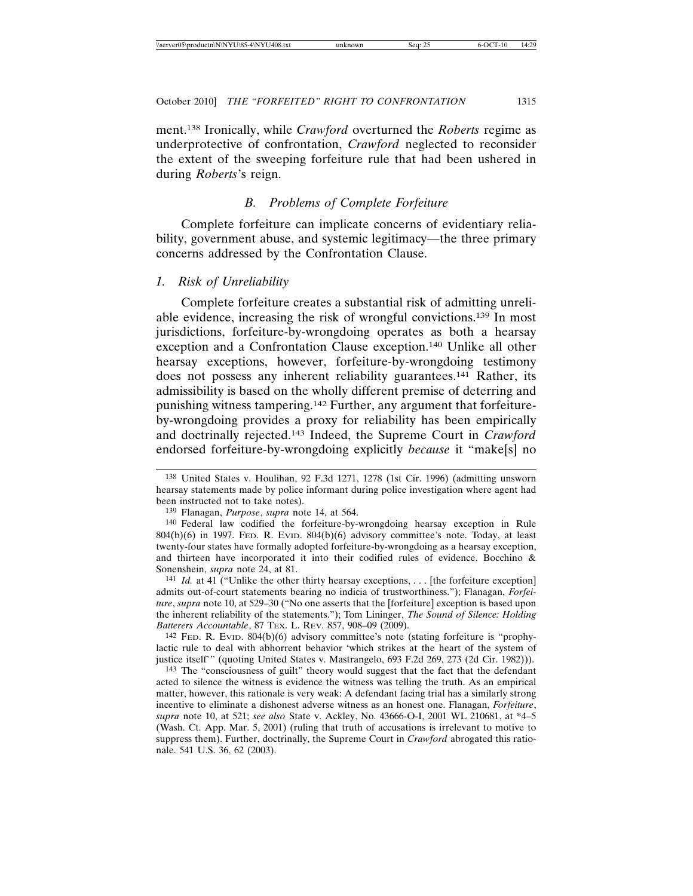ment.[138] Ironically, while *Crawford* overturned the *Roberts* regime as underprotective of confrontation, *Crawford* neglected to reconsider the extent of the sweeping forfeiture rule that had been ushered in during *Roberts*'s reign.

### *B. Problems of Complete Forfeiture*

Complete forfeiture can implicate concerns of evidentiary reliability, government abuse, and systemic legitimacy—the three primary concerns addressed by the Confrontation Clause.

#### *1. Risk of Unreliability*

Complete forfeiture creates a substantial risk of admitting unreliable evidence, increasing the risk of wrongful convictions.[139] In most jurisdictions, forfeiture-by-wrongdoing operates as both a hearsay exception and a Confrontation Clause exception.[140] Unlike all other hearsay exceptions, however, forfeiture-by-wrongdoing testimony does not possess any inherent reliability guarantees.[141] Rather, its admissibility is based on the wholly different premise of deterring and punishing witness tampering.[142] Further, any argument that forfeiture-by-wrongdoing provides a proxy for reliability has been empirically and doctrinally rejected.[143] Indeed, the Supreme Court in *Crawford* endorsed forfeiture-by-wrongdoing explicitly *because* it "make[s] no

---

[138] United States v. Houlihan, 92 F.3d 1271, 1278 (1st Cir. 1996) (admitting unsworn hearsay statements made by police informant during police investigation where agent had been instructed not to take notes).

[139] Flanagan, *Purpose*, *supra* note 14, at 564.

[140] Federal law codified the forfeiture-by-wrongdoing hearsay exception in Rule 804(b)(6) in 1997. FED. R. EVID. 804(b)(6) advisory committee's note. Today, at least twenty-four states have formally adopted forfeiture-by-wrongdoing as a hearsay exception, and thirteen have incorporated it into their codified rules of evidence. Bocchino & Sonenshein, *supra* note 24, at 81.

[141] *Id.* at 41 ("Unlike the other thirty hearsay exceptions, . . . [the forfeiture exception] admits out-of-court statements bearing no indicia of trustworthiness."); Flanagan, *Forfeiture*, *supra* note 10, at 529–30 ("No one asserts that the [forfeiture] exception is based upon the inherent reliability of the statements."); Tom Lininger, *The Sound of Silence: Holding Batterers Accountable*, 87 TEX. L. REV. 857, 908–09 (2009).

[142] FED. R. EVID. 804(b)(6) advisory committee's note (stating forfeiture is "prophylactic rule to deal with abhorrent behavior 'which strikes at the heart of the system of justice itself'" (quoting United States v. Mastrangelo, 693 F.2d 269, 273 (2d Cir. 1982))).

[143] The "consciousness of guilt" theory would suggest that the fact that the defendant acted to silence the witness is evidence the witness was telling the truth. As an empirical matter, however, this rationale is very weak: A defendant facing trial has a similarly strong incentive to eliminate a dishonest adverse witness as an honest one. Flanagan, *Forfeiture*, *supra* note 10, at 521; *see also* State v. Ackley, No. 43666-O-I, 2001 WL 210681, at *4–5 (Wash. Ct. App. Mar. 5, 2001) (ruling that truth of accusations is irrelevant to motive to suppress them). Further, doctrinally, the Supreme Court in *Crawford* abrogated this rationale. 541 U.S. 36, 62 (2003).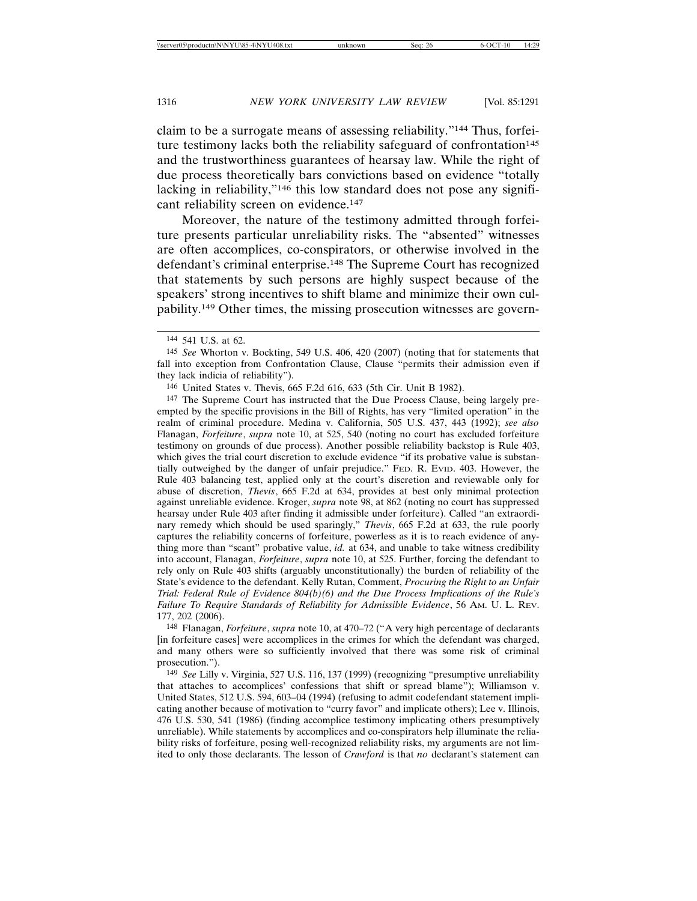claim to be a surrogate means of assessing reliability."[144] Thus, forfeiture testimony lacks both the reliability safeguard of confrontation[145] and the trustworthiness guarantees of hearsay law. While the right of due process theoretically bars convictions based on evidence "totally lacking in reliability,"[146] this low standard does not pose any significant reliability screen on evidence.[147]

Moreover, the nature of the testimony admitted through forfeiture presents particular unreliability risks. The "absented" witnesses are often accomplices, co-conspirators, or otherwise involved in the defendant's criminal enterprise.[148] The Supreme Court has recognized that statements by such persons are highly suspect because of the speakers' strong incentives to shift blame and minimize their own culpability.[149] Other times, the missing prosecution witnesses are govern-

---

[144] 541 U.S. at 62.

[145] *See* Whorton v. Bockting, 549 U.S. 406, 420 (2007) (noting that for statements that fall into exception from Confrontation Clause, Clause "permits their admission even if they lack indicia of reliability").

[146] United States v. Thevis, 665 F.2d 616, 633 (5th Cir. Unit B 1982).

[147] The Supreme Court has instructed that the Due Process Clause, being largely preempted by the specific provisions in the Bill of Rights, has very "limited operation" in the realm of criminal procedure. Medina v. California, 505 U.S. 437, 443 (1992); *see also* Flanagan, *Forfeiture*, *supra* note 10, at 525, 540 (noting no court has excluded forfeiture testimony on grounds of due process). Another possible reliability backstop is Rule 403, which gives the trial court discretion to exclude evidence "if its probative value is substantially outweighed by the danger of unfair prejudice." Fed. R. Evid. 403. However, the Rule 403 balancing test, applied only at the court's discretion and reviewable only for abuse of discretion, *Thevis*, 665 F.2d at 634, provides at best only minimal protection against unreliable evidence. Kroger, *supra* note 98, at 862 (noting no court has suppressed hearsay under Rule 403 after finding it admissible under forfeiture). Called "an extraordinary remedy which should be used sparingly," *Thevis*, 665 F.2d at 633, the rule poorly captures the reliability concerns of forfeiture, powerless as it is to reach evidence of anything more than "scant" probative value, *id.* at 634, and unable to take witness credibility into account, Flanagan, *Forfeiture*, *supra* note 10, at 525. Further, forcing the defendant to rely only on Rule 403 shifts (arguably unconstitutionally) the burden of reliability of the State's evidence to the defendant. Kelly Rutan, Comment, *Procuring the Right to an Unfair Trial: Federal Rule of Evidence 804(b)(6) and the Due Process Implications of the Rule's Failure To Require Standards of Reliability for Admissible Evidence*, 56 Am. U. L. Rev. 177, 202 (2006).

[148] Flanagan, *Forfeiture*, *supra* note 10, at 470–72 ("A very high percentage of declarants [in forfeiture cases] were accomplices in the crimes for which the defendant was charged, and many others were so sufficiently involved that there was some risk of criminal prosecution.").

[149] *See* Lilly v. Virginia, 527 U.S. 116, 137 (1999) (recognizing "presumptive unreliability that attaches to accomplices' confessions that shift or spread blame"); Williamson v. United States, 512 U.S. 594, 603–04 (1994) (refusing to admit codefendant statement implicating another because of motivation to "curry favor" and implicate others); Lee v. Illinois, 476 U.S. 530, 541 (1986) (finding accomplice testimony implicating others presumptively unreliable). While statements by accomplices and co-conspirators help illuminate the reliability risks of forfeiture, posing well-recognized reliability risks, my arguments are not limited to only those declarants. The lesson of *Crawford* is that *no* declarant's statement can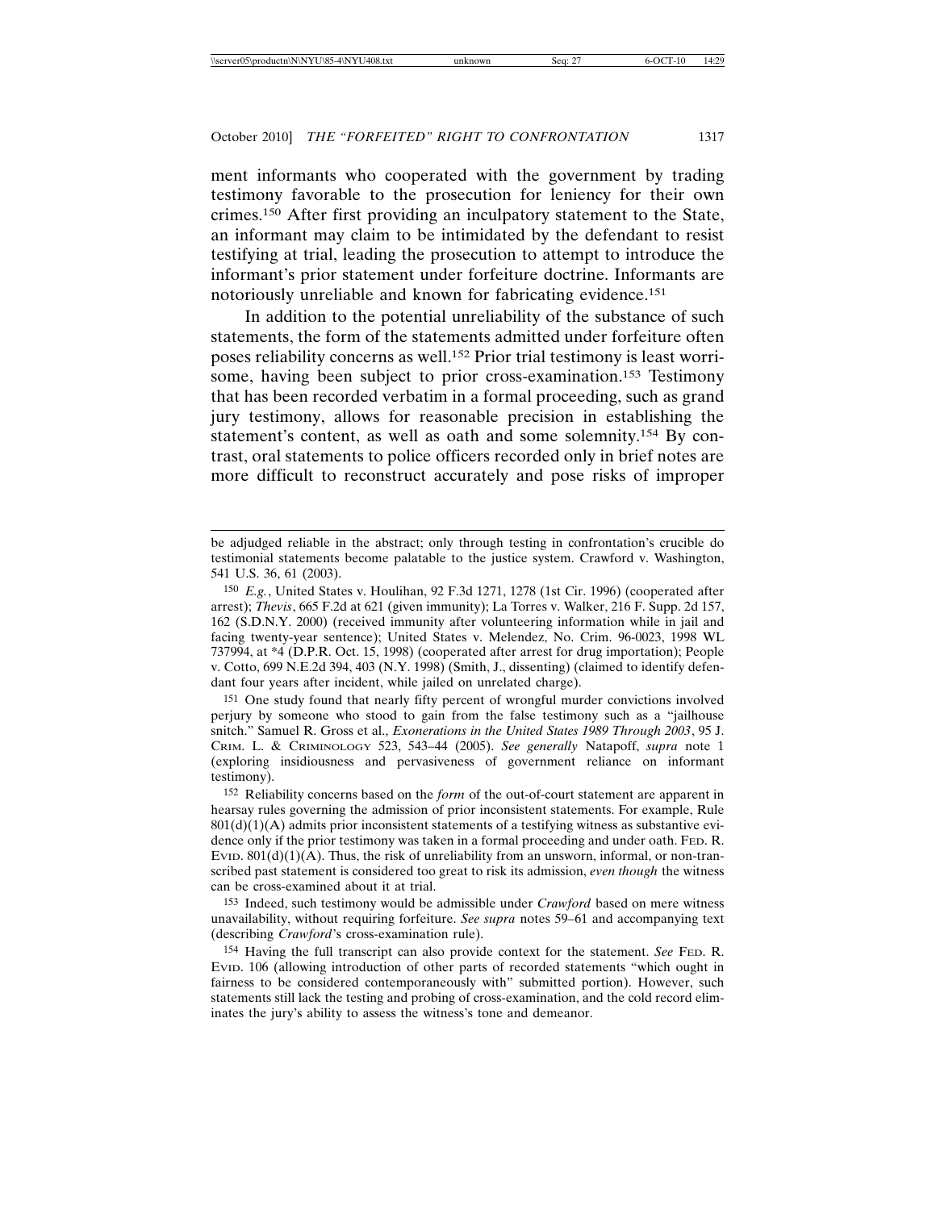ment informants who cooperated with the government by trading testimony favorable to the prosecution for leniency for their own crimes.[150] After first providing an inculpatory statement to the State, an informant may claim to be intimidated by the defendant to resist testifying at trial, leading the prosecution to attempt to introduce the informant's prior statement under forfeiture doctrine. Informants are notoriously unreliable and known for fabricating evidence.[151]

In addition to the potential unreliability of the substance of such statements, the form of the statements admitted under forfeiture often poses reliability concerns as well.[152] Prior trial testimony is least worrisome, having been subject to prior cross-examination.[153] Testimony that has been recorded verbatim in a formal proceeding, such as grand jury testimony, allows for reasonable precision in establishing the statement's content, as well as oath and some solemnity.[154] By contrast, oral statements to police officers recorded only in brief notes are more difficult to reconstruct accurately and pose risks of improper

---

be adjudged reliable in the abstract; only through testing in confrontation's crucible do testimonial statements become palatable to the justice system. Crawford v. Washington, 541 U.S. 36, 61 (2003).

150 *E.g.*, United States v. Houlihan, 92 F.3d 1271, 1278 (1st Cir. 1996) (cooperated after arrest); *Thevis*, 665 F.2d at 621 (given immunity); La Torres v. Walker, 216 F. Supp. 2d 157, 162 (S.D.N.Y. 2000) (received immunity after volunteering information while in jail and facing twenty-year sentence); United States v. Melendez, No. Crim. 96-0023, 1998 WL 737994, at *4 (D.P.R. Oct. 15, 1998) (cooperated after arrest for drug importation); People v. Cotto, 699 N.E.2d 394, 403 (N.Y. 1998) (Smith, J., dissenting) (claimed to identify defendant four years after incident, while jailed on unrelated charge).

151 One study found that nearly fifty percent of wrongful murder convictions involved perjury by someone who stood to gain from the false testimony such as a "jailhouse snitch." Samuel R. Gross et al., *Exonerations in the United States 1989 Through 2003*, 95 J. CRIM. L. & CRIMINOLOGY 523, 543–44 (2005). *See generally* Natapoff, *supra* note 1 (exploring insidiousness and pervasiveness of government reliance on informant testimony).

152 Reliability concerns based on the *form* of the out-of-court statement are apparent in hearsay rules governing the admission of prior inconsistent statements. For example, Rule 801(d)(1)(A) admits prior inconsistent statements of a testifying witness as substantive evidence only if the prior testimony was taken in a formal proceeding and under oath. FED. R. EVID. 801(d)(1)(A). Thus, the risk of unreliability from an unsworn, informal, or non-transcribed past statement is considered too great to risk its admission, *even though* the witness can be cross-examined about it at trial.

153 Indeed, such testimony would be admissible under *Crawford* based on mere witness unavailability, without requiring forfeiture. *See supra* notes 59–61 and accompanying text (describing *Crawford*'s cross-examination rule).

154 Having the full transcript can also provide context for the statement. *See* FED. R. EVID. 106 (allowing introduction of other parts of recorded statements "which ought in fairness to be considered contemporaneously with" submitted portion). However, such statements still lack the testing and probing of cross-examination, and the cold record eliminates the jury's ability to assess the witness's tone and demeanor.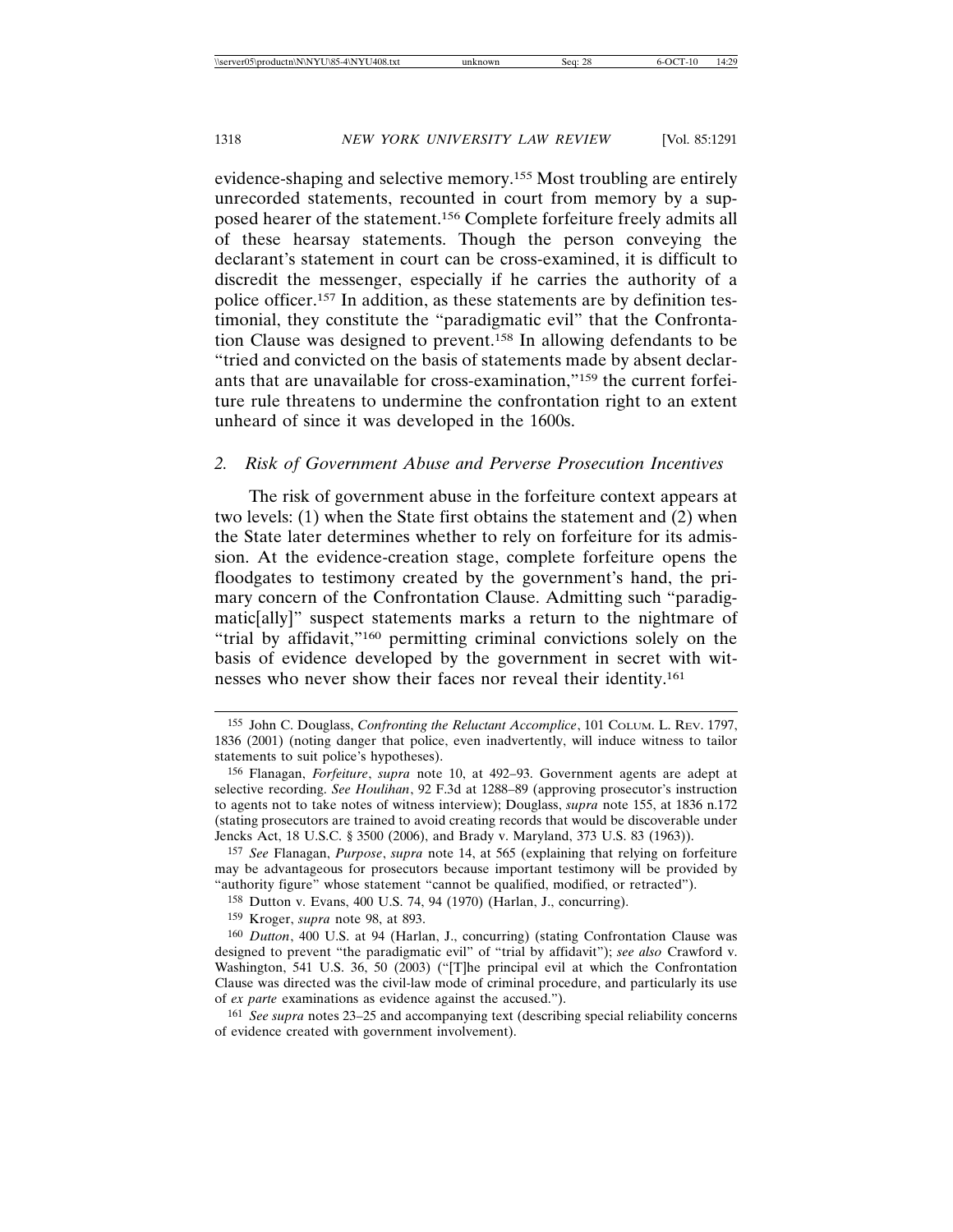evidence-shaping and selective memory.[155] Most troubling are entirely unrecorded statements, recounted in court from memory by a supposed hearer of the statement.[156] Complete forfeiture freely admits all of these hearsay statements. Though the person conveying the declarant's statement in court can be cross-examined, it is difficult to discredit the messenger, especially if he carries the authority of a police officer.[157] In addition, as these statements are by definition testimonial, they constitute the "paradigmatic evil" that the Confrontation Clause was designed to prevent.[158] In allowing defendants to be "tried and convicted on the basis of statements made by absent declarants that are unavailable for cross-examination,"[159] the current forfeiture rule threatens to undermine the confrontation right to an extent unheard of since it was developed in the 1600s.

### *2. Risk of Government Abuse and Perverse Prosecution Incentives*

The risk of government abuse in the forfeiture context appears at two levels: (1) when the State first obtains the statement and (2) when the State later determines whether to rely on forfeiture for its admission. At the evidence-creation stage, complete forfeiture opens the floodgates to testimony created by the government's hand, the primary concern of the Confrontation Clause. Admitting such "paradigmatic[ally]" suspect statements marks a return to the nightmare of "trial by affidavit,"[160] permitting criminal convictions solely on the basis of evidence developed by the government in secret with witnesses who never show their faces nor reveal their identity.[161]

---

[155] John C. Douglass, *Confronting the Reluctant Accomplice*, 101 Colum. L. Rev. 1797, 1836 (2001) (noting danger that police, even inadvertently, will induce witness to tailor statements to suit police's hypotheses).

[156] Flanagan, *Forfeiture*, *supra* note 10, at 492–93. Government agents are adept at selective recording. *See Houlihan*, 92 F.3d at 1288–89 (approving prosecutor's instruction to agents not to take notes of witness interview); Douglass, *supra* note 155, at 1836 n.172 (stating prosecutors are trained to avoid creating records that would be discoverable under Jencks Act, 18 U.S.C. § 3500 (2006), and Brady v. Maryland, 373 U.S. 83 (1963)).

[157] *See* Flanagan, *Purpose*, *supra* note 14, at 565 (explaining that relying on forfeiture may be advantageous for prosecutors because important testimony will be provided by "authority figure" whose statement "cannot be qualified, modified, or retracted").

[158] Dutton v. Evans, 400 U.S. 74, 94 (1970) (Harlan, J., concurring).

[159] Kroger, *supra* note 98, at 893.

[160] *Dutton*, 400 U.S. at 94 (Harlan, J., concurring) (stating Confrontation Clause was designed to prevent "the paradigmatic evil" of "trial by affidavit"); *see also* Crawford v. Washington, 541 U.S. 36, 50 (2003) ("[T]he principal evil at which the Confrontation Clause was directed was the civil-law mode of criminal procedure, and particularly its use of *ex parte* examinations as evidence against the accused.").

[161] *See supra* notes 23–25 and accompanying text (describing special reliability concerns of evidence created with government involvement).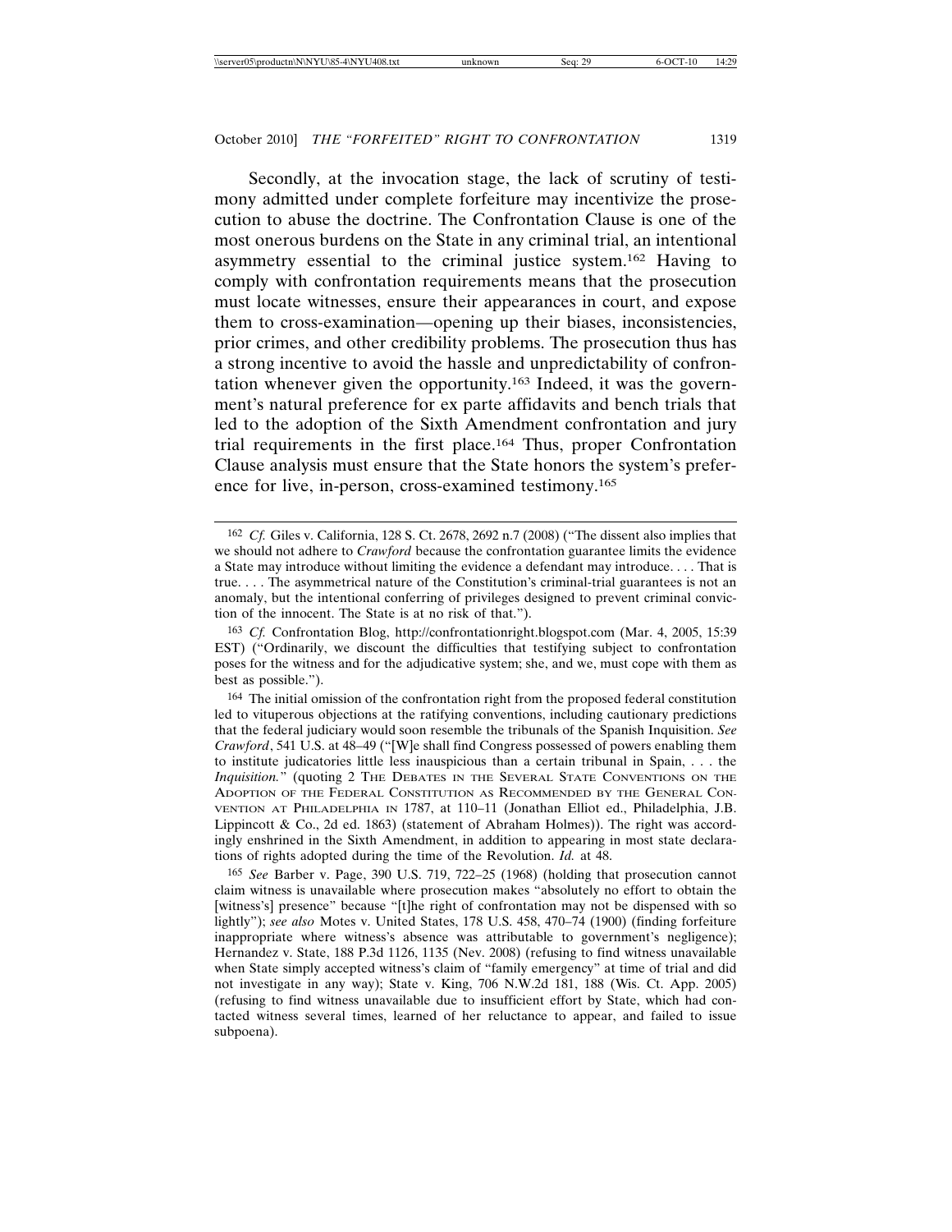Secondly, at the invocation stage, the lack of scrutiny of testimony admitted under complete forfeiture may incentivize the prosecution to abuse the doctrine. The Confrontation Clause is one of the most onerous burdens on the State in any criminal trial, an intentional asymmetry essential to the criminal justice system.[162] Having to comply with confrontation requirements means that the prosecution must locate witnesses, ensure their appearances in court, and expose them to cross-examination—opening up their biases, inconsistencies, prior crimes, and other credibility problems. The prosecution thus has a strong incentive to avoid the hassle and unpredictability of confrontation whenever given the opportunity.[163] Indeed, it was the government's natural preference for ex parte affidavits and bench trials that led to the adoption of the Sixth Amendment confrontation and jury trial requirements in the first place.[164] Thus, proper Confrontation Clause analysis must ensure that the State honors the system's preference for live, in-person, cross-examined testimony.[165]

---

[162] *Cf.* Giles v. California, 128 S. Ct. 2678, 2692 n.7 (2008) ("The dissent also implies that we should not adhere to *Crawford* because the confrontation guarantee limits the evidence a State may introduce without limiting the evidence a defendant may introduce. . . . That is true. . . . The asymmetrical nature of the Constitution's criminal-trial guarantees is not an anomaly, but the intentional conferring of privileges designed to prevent criminal conviction of the innocent. The State is at no risk of that.").

[163] *Cf.* Confrontation Blog, http://confrontationright.blogspot.com (Mar. 4, 2005, 15:39 EST) ("Ordinarily, we discount the difficulties that testifying subject to confrontation poses for the witness and for the adjudicative system; she, and we, must cope with them as best as possible.").

[164] The initial omission of the confrontation right from the proposed federal constitution led to vituperous objections at the ratifying conventions, including cautionary predictions that the federal judiciary would soon resemble the tribunals of the Spanish Inquisition. *See Crawford*, 541 U.S. at 48–49 ("[W]e shall find Congress possessed of powers enabling them to institute judicatories little less inauspicious than a certain tribunal in Spain, . . . the *Inquisition.*" (quoting 2 THE DEBATES IN THE SEVERAL STATE CONVENTIONS ON THE ADOPTION OF THE FEDERAL CONSTITUTION AS RECOMMENDED BY THE GENERAL CONVENTION AT PHILADELPHIA IN 1787, at 110–11 (Jonathan Elliot ed., Philadelphia, J.B. Lippincott & Co., 2d ed. 1863) (statement of Abraham Holmes)). The right was accordingly enshrined in the Sixth Amendment, in addition to appearing in most state declarations of rights adopted during the time of the Revolution. *Id.* at 48.

[165] *See* Barber v. Page, 390 U.S. 719, 722–25 (1968) (holding that prosecution cannot claim witness is unavailable where prosecution makes "absolutely no effort to obtain the [witness's] presence" because "[t]he right of confrontation may not be dispensed with so lightly"); *see also* Motes v. United States, 178 U.S. 458, 470–74 (1900) (finding forfeiture inappropriate where witness's absence was attributable to government's negligence); Hernandez v. State, 188 P.3d 1126, 1135 (Nev. 2008) (refusing to find witness unavailable when State simply accepted witness's claim of "family emergency" at time of trial and did not investigate in any way); State v. King, 706 N.W.2d 181, 188 (Wis. Ct. App. 2005) (refusing to find witness unavailable due to insufficient effort by State, which had contacted witness several times, learned of her reluctance to appear, and failed to issue subpoena).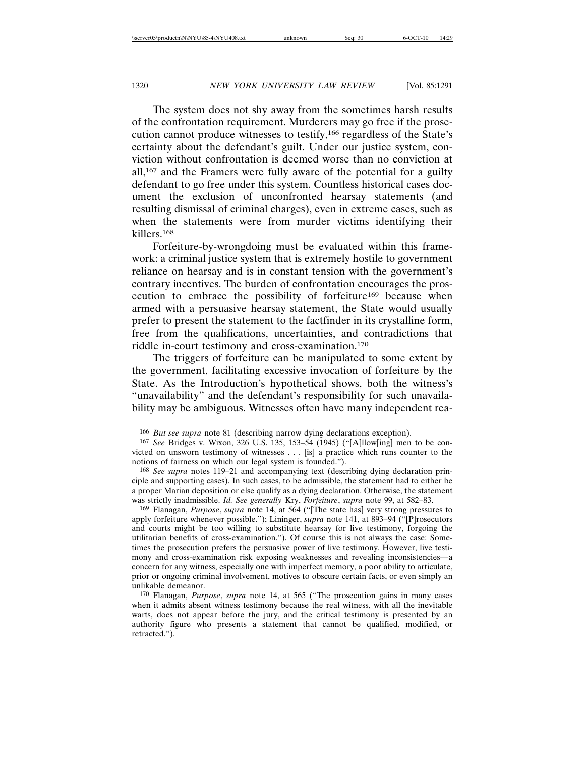The system does not shy away from the sometimes harsh results of the confrontation requirement. Murderers may go free if the prosecution cannot produce witnesses to testify,[166] regardless of the State's certainty about the defendant's guilt. Under our justice system, conviction without confrontation is deemed worse than no conviction at all,[167] and the Framers were fully aware of the potential for a guilty defendant to go free under this system. Countless historical cases document the exclusion of unconfronted hearsay statements (and resulting dismissal of criminal charges), even in extreme cases, such as when the statements were from murder victims identifying their killers.[168]

Forfeiture-by-wrongdoing must be evaluated within this framework: a criminal justice system that is extremely hostile to government reliance on hearsay and is in constant tension with the government's contrary incentives. The burden of confrontation encourages the prosecution to embrace the possibility of forfeiture[169] because when armed with a persuasive hearsay statement, the State would usually prefer to present the statement to the factfinder in its crystalline form, free from the qualifications, uncertainties, and contradictions that riddle in-court testimony and cross-examination.[170]

The triggers of forfeiture can be manipulated to some extent by the government, facilitating excessive invocation of forfeiture by the State. As the Introduction's hypothetical shows, both the witness's "unavailability" and the defendant's responsibility for such unavailability may be ambiguous. Witnesses often have many independent rea-

---

[166] *But see supra* note 81 (describing narrow dying declarations exception).

[167] *See* Bridges v. Wixon, 326 U.S. 135, 153–54 (1945) ("[A]llow[ing] men to be convicted on unsworn testimony of witnesses . . . [is] a practice which runs counter to the notions of fairness on which our legal system is founded.").

[168] *See supra* notes 119–21 and accompanying text (describing dying declaration principle and supporting cases). In such cases, to be admissible, the statement had to either be a proper Marian deposition or else qualify as a dying declaration. Otherwise, the statement was strictly inadmissible. *Id. See generally* Kry, *Forfeiture*, *supra* note 99, at 582–83.

[169] Flanagan, *Purpose*, *supra* note 14, at 564 ("[The state has] very strong pressures to apply forfeiture whenever possible."); Lininger, *supra* note 141, at 893–94 ("[P]rosecutors and courts might be too willing to substitute hearsay for live testimony, forgoing the utilitarian benefits of cross-examination."). Of course this is not always the case: Sometimes the prosecution prefers the persuasive power of live testimony. However, live testimony and cross-examination risk exposing weaknesses and revealing inconsistencies—a concern for any witness, especially one with imperfect memory, a poor ability to articulate, prior or ongoing criminal involvement, motives to obscure certain facts, or even simply an unlikable demeanor.

[170] Flanagan, *Purpose*, *supra* note 14, at 565 ("The prosecution gains in many cases when it admits absent witness testimony because the real witness, with all the inevitable warts, does not appear before the jury, and the critical testimony is presented by an authority figure who presents a statement that cannot be qualified, modified, or retracted.").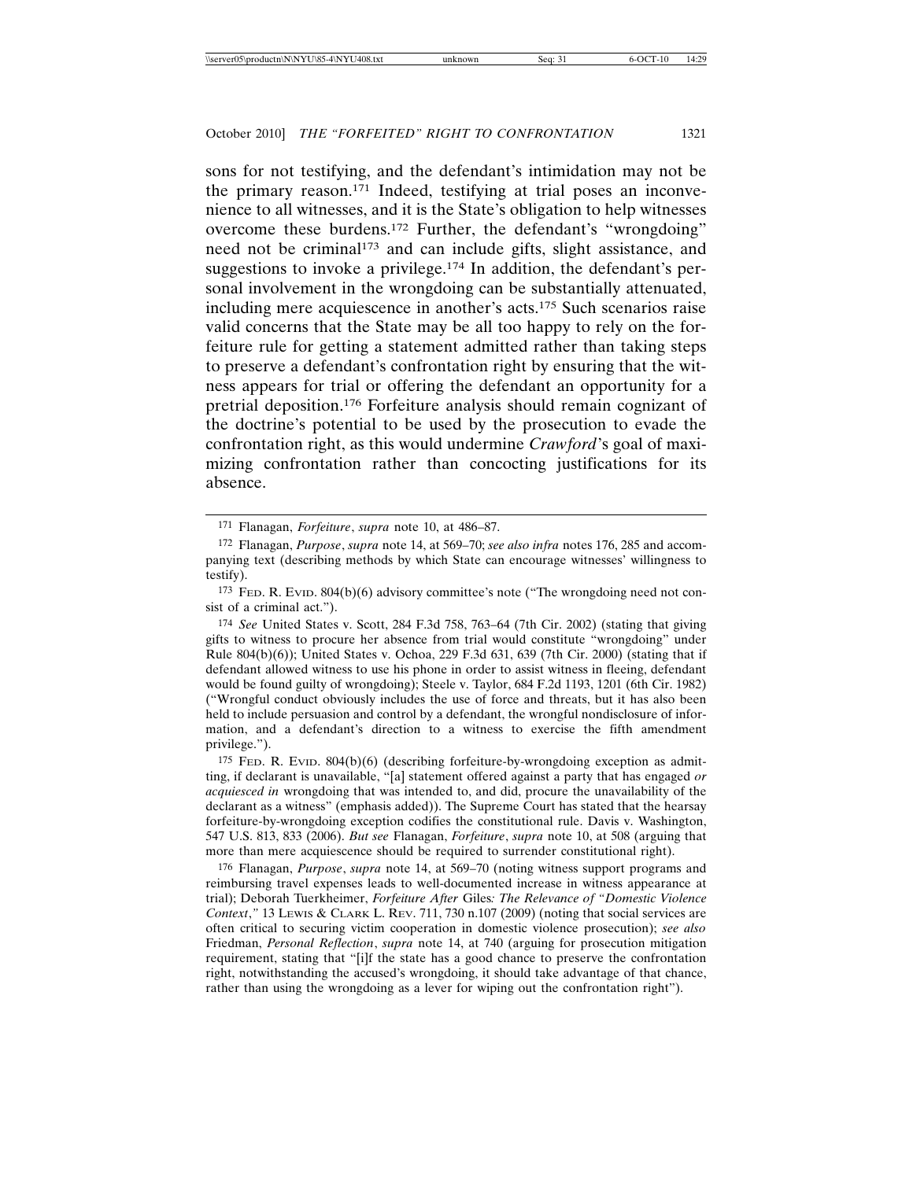sons for not testifying, and the defendant's intimidation may not be the primary reason.[171] Indeed, testifying at trial poses an inconvenience to all witnesses, and it is the State's obligation to help witnesses overcome these burdens.[172] Further, the defendant's "wrongdoing" need not be criminal[173] and can include gifts, slight assistance, and suggestions to invoke a privilege.[174] In addition, the defendant's personal involvement in the wrongdoing can be substantially attenuated, including mere acquiescence in another's acts.[175] Such scenarios raise valid concerns that the State may be all too happy to rely on the forfeiture rule for getting a statement admitted rather than taking steps to preserve a defendant's confrontation right by ensuring that the witness appears for trial or offering the defendant an opportunity for a pretrial deposition.[176] Forfeiture analysis should remain cognizant of the doctrine's potential to be used by the prosecution to evade the confrontation right, as this would undermine *Crawford*'s goal of maximizing confrontation rather than concocting justifications for its absence.

---

[171] Flanagan, *Forfeiture*, *supra* note 10, at 486–87.

[172] Flanagan, *Purpose*, *supra* note 14, at 569–70; *see also infra* notes 176, 285 and accompanying text (describing methods by which State can encourage witnesses' willingness to testify).

[173] FED. R. EVID. 804(b)(6) advisory committee's note ("The wrongdoing need not consist of a criminal act.").

[174] *See* United States v. Scott, 284 F.3d 758, 763–64 (7th Cir. 2002) (stating that giving gifts to witness to procure her absence from trial would constitute "wrongdoing" under Rule 804(b)(6)); United States v. Ochoa, 229 F.3d 631, 639 (7th Cir. 2000) (stating that if defendant allowed witness to use his phone in order to assist witness in fleeing, defendant would be found guilty of wrongdoing); Steele v. Taylor, 684 F.2d 1193, 1201 (6th Cir. 1982) ("Wrongful conduct obviously includes the use of force and threats, but it has also been held to include persuasion and control by a defendant, the wrongful nondisclosure of information, and a defendant's direction to a witness to exercise the fifth amendment privilege.").

[175] FED. R. EVID. 804(b)(6) (describing forfeiture-by-wrongdoing exception as admitting, if declarant is unavailable, "[a] statement offered against a party that has engaged *or acquiesced in* wrongdoing that was intended to, and did, procure the unavailability of the declarant as a witness" (emphasis added)). The Supreme Court has stated that the hearsay forfeiture-by-wrongdoing exception codifies the constitutional rule. Davis v. Washington, 547 U.S. 813, 833 (2006). *But see* Flanagan, *Forfeiture*, *supra* note 10, at 508 (arguing that more than mere acquiescence should be required to surrender constitutional right).

[176] Flanagan, *Purpose*, *supra* note 14, at 569–70 (noting witness support programs and reimbursing travel expenses leads to well-documented increase in witness appearance at trial); Deborah Tuerkheimer, *Forfeiture After* Giles*: The Relevance of "Domestic Violence Context*,*"* 13 LEWIS & CLARK L. REV. 711, 730 n.107 (2009) (noting that social services are often critical to securing victim cooperation in domestic violence prosecution); *see also* Friedman, *Personal Reflection*, *supra* note 14, at 740 (arguing for prosecution mitigation requirement, stating that "[i]f the state has a good chance to preserve the confrontation right, notwithstanding the accused's wrongdoing, it should take advantage of that chance, rather than using the wrongdoing as a lever for wiping out the confrontation right").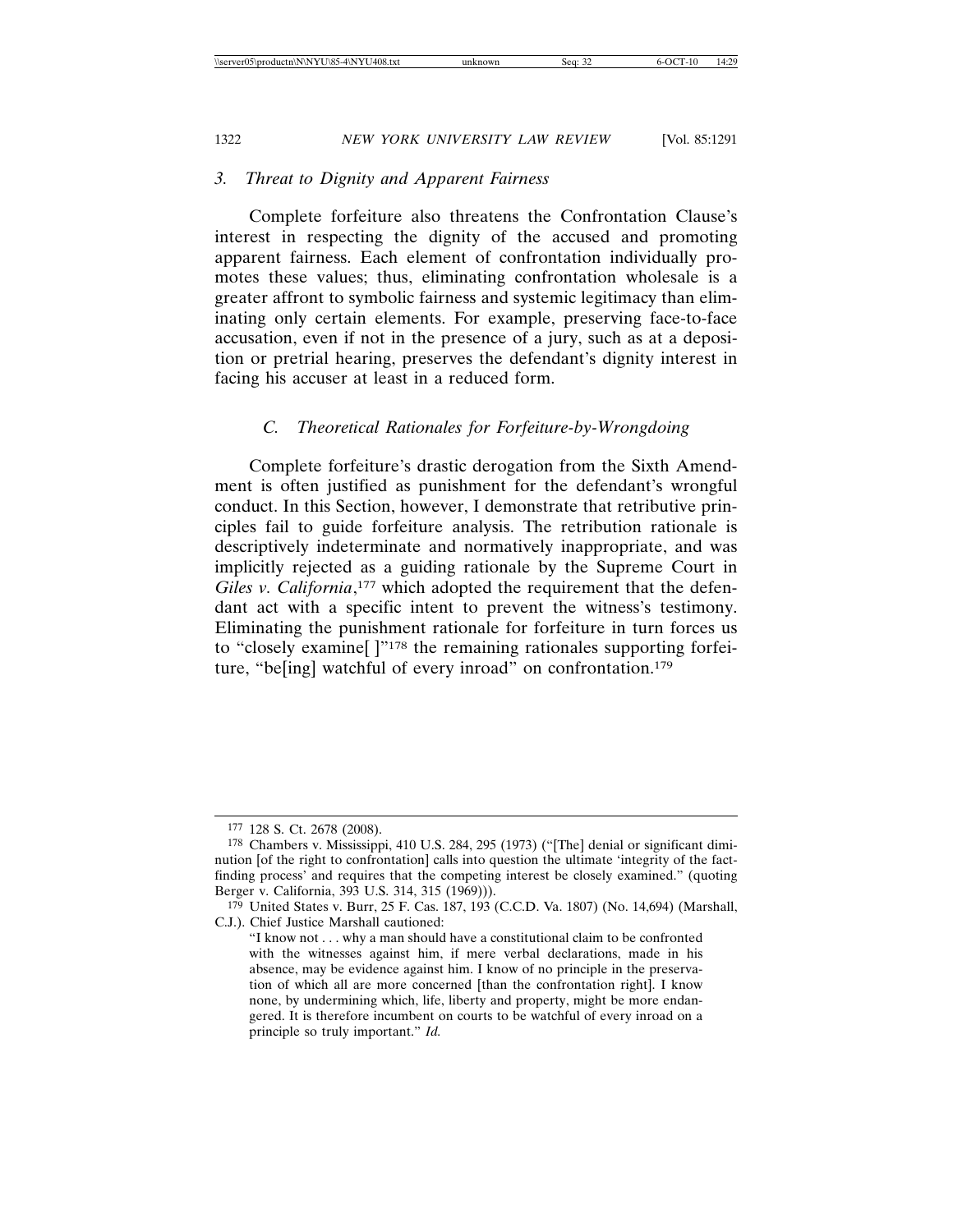### 3. *Threat to Dignity and Apparent Fairness*

Complete forfeiture also threatens the Confrontation Clause's interest in respecting the dignity of the accused and promoting apparent fairness. Each element of confrontation individually promotes these values; thus, eliminating confrontation wholesale is a greater affront to symbolic fairness and systemic legitimacy than eliminating only certain elements. For example, preserving face-to-face accusation, even if not in the presence of a jury, such as at a deposition or pretrial hearing, preserves the defendant's dignity interest in facing his accuser at least in a reduced form.

## C. *Theoretical Rationales for Forfeiture-by-Wrongdoing*

Complete forfeiture's drastic derogation from the Sixth Amendment is often justified as punishment for the defendant's wrongful conduct. In this Section, however, I demonstrate that retributive principles fail to guide forfeiture analysis. The retribution rationale is descriptively indeterminate and normatively inappropriate, and was implicitly rejected as a guiding rationale by the Supreme Court in *Giles v. California*,[177] which adopted the requirement that the defendant act with a specific intent to prevent the witness's testimony. Eliminating the punishment rationale for forfeiture in turn forces us to "closely examine[ ]"[178] the remaining rationales supporting forfeiture, "be[ing] watchful of every inroad" on confrontation.[179]

---

[177] 128 S. Ct. 2678 (2008).

[178] Chambers v. Mississippi, 410 U.S. 284, 295 (1973) ("[The] denial or significant diminution [of the right to confrontation] calls into question the ultimate 'integrity of the fact-finding process' and requires that the competing interest be closely examined." (quoting Berger v. California, 393 U.S. 314, 315 (1969))).

[179] United States v. Burr, 25 F. Cas. 187, 193 (C.C.D. Va. 1807) (No. 14,694) (Marshall, C.J.). Chief Justice Marshall cautioned:

> "I know not . . . why a man should have a constitutional claim to be confronted with the witnesses against him, if mere verbal declarations, made in his absence, may be evidence against him. I know of no principle in the preservation of which all are more concerned [than the confrontation right]. I know none, by undermining which, life, liberty and property, might be more endangered. It is therefore incumbent on courts to be watchful of every inroad on a principle so truly important." *Id.*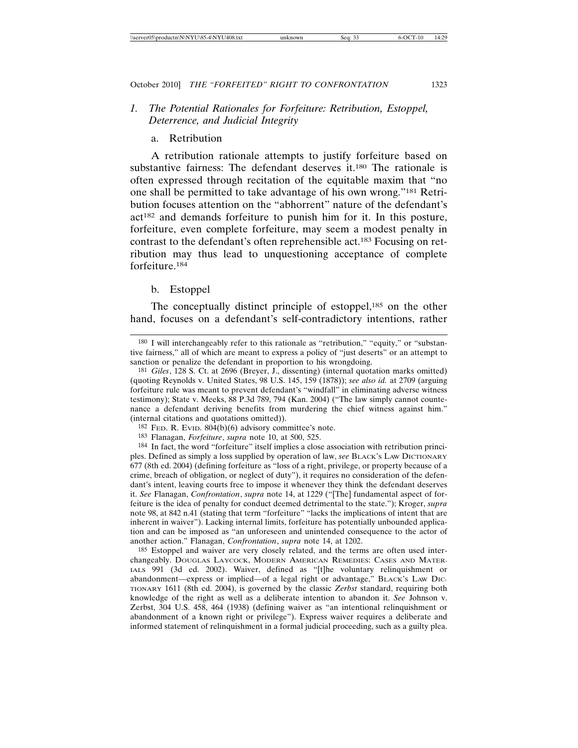### 1. *The Potential Rationales for Forfeiture: Retribution, Estoppel, Deterrence, and Judicial Integrity*

#### a. Retribution

A retribution rationale attempts to justify forfeiture based on substantive fairness: The defendant deserves it.[180] The rationale is often expressed through recitation of the equitable maxim that "no one shall be permitted to take advantage of his own wrong."[181] Retribution focuses attention on the "abhorrent" nature of the defendant's act[182] and demands forfeiture to punish him for it. In this posture, forfeiture, even complete forfeiture, may seem a modest penalty in contrast to the defendant's often reprehensible act.[183] Focusing on retribution may thus lead to unquestioning acceptance of complete forfeiture.[184]

#### b. Estoppel

The conceptually distinct principle of estoppel,[185] on the other hand, focuses on a defendant's self-contradictory intentions, rather

---

[180] I will interchangeably refer to this rationale as "retribution," "equity," or "substantive fairness," all of which are meant to express a policy of "just deserts" or an attempt to sanction or penalize the defendant in proportion to his wrongdoing.

[181] *Giles*, 128 S. Ct. at 2696 (Breyer, J., dissenting) (internal quotation marks omitted) (quoting Reynolds v. United States, 98 U.S. 145, 159 (1878)); *see also id.* at 2709 (arguing forfeiture rule was meant to prevent defendant's "windfall" in eliminating adverse witness testimony); State v. Meeks, 88 P.3d 789, 794 (Kan. 2004) ("The law simply cannot countenance a defendant deriving benefits from murdering the chief witness against him." (internal citations and quotations omitted)).

[182] Fed. R. Evid. 804(b)(6) advisory committee's note.

[183] Flanagan, *Forfeiture*, *supra* note 10, at 500, 525.

[184] In fact, the word "forfeiture" itself implies a close association with retribution principles. Defined as simply a loss supplied by operation of law, *see* Black's Law Dictionary 677 (8th ed. 2004) (defining forfeiture as "loss of a right, privilege, or property because of a crime, breach of obligation, or neglect of duty"), it requires no consideration of the defendant's intent, leaving courts free to impose it whenever they think the defendant deserves it. *See* Flanagan, *Confrontation*, *supra* note 14, at 1229 ("[The] fundamental aspect of forfeiture is the idea of penalty for conduct deemed detrimental to the state."); Kroger, *supra* note 98, at 842 n.41 (stating that term "forfeiture" "lacks the implications of intent that are inherent in waiver"). Lacking internal limits, forfeiture has potentially unbounded application and can be imposed as "an unforeseen and unintended consequence to the actor of another action." Flanagan, *Confrontation*, *supra* note 14, at 1202.

[185] Estoppel and waiver are very closely related, and the terms are often used interchangeably. Douglas Laycock, Modern American Remedies: Cases and Materials 991 (3d ed. 2002). Waiver, defined as "[t]he voluntary relinquishment or abandonment—express or implied—of a legal right or advantage," Black's Law Dictionary 1611 (8th ed. 2004), is governed by the classic *Zerbst* standard, requiring both knowledge of the right as well as a deliberate intention to abandon it. *See* Johnson v. Zerbst, 304 U.S. 458, 464 (1938) (defining waiver as "an intentional relinquishment or abandonment of a known right or privilege"). Express waiver requires a deliberate and informed statement of relinquishment in a formal judicial proceeding, such as a guilty plea.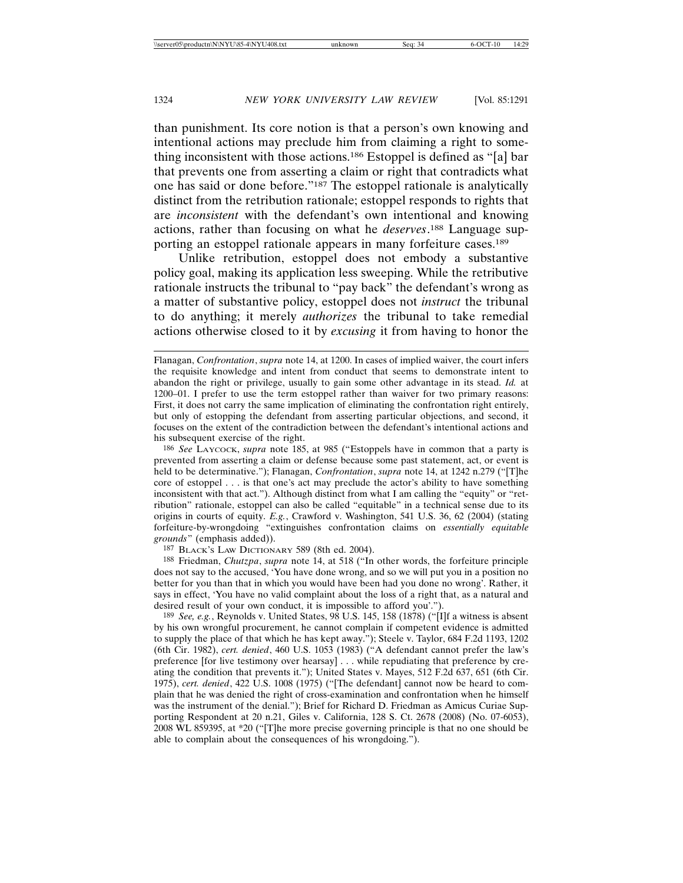than punishment. Its core notion is that a person's own knowing and intentional actions may preclude him from claiming a right to something inconsistent with those actions.[186] Estoppel is defined as "[a] bar that prevents one from asserting a claim or right that contradicts what one has said or done before."[187] The estoppel rationale is analytically distinct from the retribution rationale; estoppel responds to rights that are *inconsistent* with the defendant's own intentional and knowing actions, rather than focusing on what he *deserves*.[188] Language supporting an estoppel rationale appears in many forfeiture cases.[189]

Unlike retribution, estoppel does not embody a substantive policy goal, making its application less sweeping. While the retributive rationale instructs the tribunal to "pay back" the defendant's wrong as a matter of substantive policy, estoppel does not *instruct* the tribunal to do anything; it merely *authorizes* the tribunal to take remedial actions otherwise closed to it by *excusing* it from having to honor the

---

Flanagan, *Confrontation*, *supra* note 14, at 1200. In cases of implied waiver, the court infers the requisite knowledge and intent from conduct that seems to demonstrate intent to abandon the right or privilege, usually to gain some other advantage in its stead. *Id.* at 1200–01. I prefer to use the term estoppel rather than waiver for two primary reasons: First, it does not carry the same implication of eliminating the confrontation right entirely, but only of estopping the defendant from asserting particular objections, and second, it focuses on the extent of the contradiction between the defendant's intentional actions and his subsequent exercise of the right.

[186] *See* LAYCOCK, *supra* note 185, at 985 ("Estoppels have in common that a party is prevented from asserting a claim or defense because some past statement, act, or event is held to be determinative."); Flanagan, *Confrontation*, *supra* note 14, at 1242 n.279 ("[T]he core of estoppel . . . is that one's act may preclude the actor's ability to have something inconsistent with that act."). Although distinct from what I am calling the "equity" or "retribution" rationale, estoppel can also be called "equitable" in a technical sense due to its origins in courts of equity. *E.g.*, Crawford v. Washington, 541 U.S. 36, 62 (2004) (stating forfeiture-by-wrongdoing "extinguishes confrontation claims on *essentially equitable grounds*" (emphasis added)).

[187] BLACK'S LAW DICTIONARY 589 (8th ed. 2004).

[188] Friedman, *Chutzpa*, *supra* note 14, at 518 ("In other words, the forfeiture principle does not say to the accused, 'You have done wrong, and so we will put you in a position no better for you than that in which you would have been had you done no wrong'. Rather, it says in effect, 'You have no valid complaint about the loss of a right that, as a natural and desired result of your own conduct, it is impossible to afford you'.").

[189] *See, e.g.*, Reynolds v. United States, 98 U.S. 145, 158 (1878) ("[I]f a witness is absent by his own wrongful procurement, he cannot complain if competent evidence is admitted to supply the place of that which he has kept away."); Steele v. Taylor, 684 F.2d 1193, 1202 (6th Cir. 1982), *cert. denied*, 460 U.S. 1053 (1983) ("A defendant cannot prefer the law's preference [for live testimony over hearsay] . . . while repudiating that preference by creating the condition that prevents it."); United States v. Mayes, 512 F.2d 637, 651 (6th Cir. 1975), *cert. denied*, 422 U.S. 1008 (1975) ("[The defendant] cannot now be heard to complain that he was denied the right of cross-examination and confrontation when he himself was the instrument of the denial."); Brief for Richard D. Friedman as Amicus Curiae Supporting Respondent at 20 n.21, Giles v. California, 128 S. Ct. 2678 (2008) (No. 07-6053), 2008 WL 859395, at *20 ("[T]he more precise governing principle is that no one should be able to complain about the consequences of his wrongdoing.").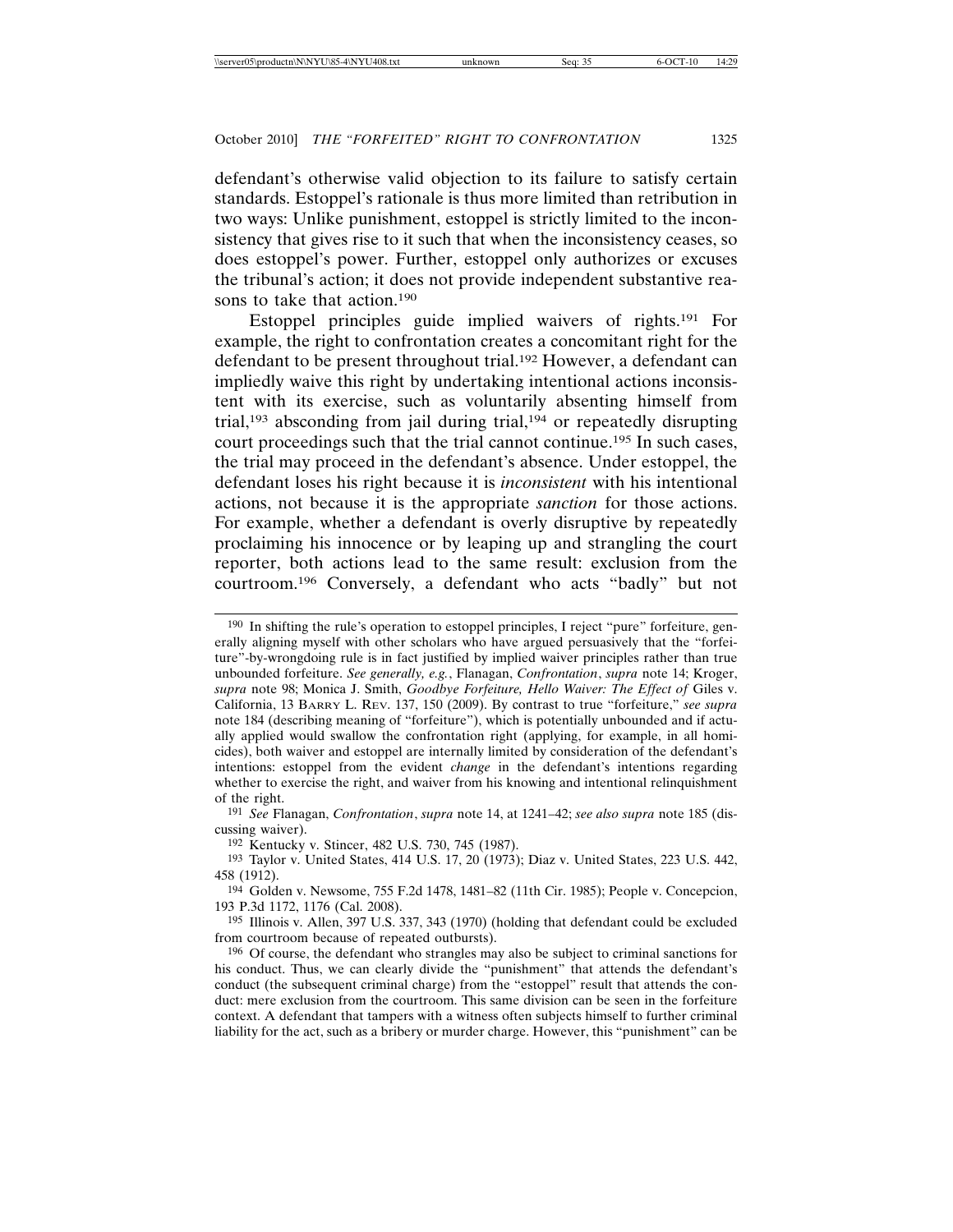defendant's otherwise valid objection to its failure to satisfy certain standards. Estoppel's rationale is thus more limited than retribution in two ways: Unlike punishment, estoppel is strictly limited to the inconsistency that gives rise to it such that when the inconsistency ceases, so does estoppel's power. Further, estoppel only authorizes or excuses the tribunal's action; it does not provide independent substantive reasons to take that action.[190]

Estoppel principles guide implied waivers of rights.[191] For example, the right to confrontation creates a concomitant right for the defendant to be present throughout trial.[192] However, a defendant can impliedly waive this right by undertaking intentional actions inconsistent with its exercise, such as voluntarily absenting himself from trial,[193] absconding from jail during trial,[194] or repeatedly disrupting court proceedings such that the trial cannot continue.[195] In such cases, the trial may proceed in the defendant's absence. Under estoppel, the defendant loses his right because it is *inconsistent* with his intentional actions, not because it is the appropriate *sanction* for those actions. For example, whether a defendant is overly disruptive by repeatedly proclaiming his innocence or by leaping up and strangling the court reporter, both actions lead to the same result: exclusion from the courtroom.[196] Conversely, a defendant who acts "badly" but not

---

[190] In shifting the rule's operation to estoppel principles, I reject "pure" forfeiture, generally aligning myself with other scholars who have argued persuasively that the "forfeiture"-by-wrongdoing rule is in fact justified by implied waiver principles rather than true unbounded forfeiture. *See generally, e.g.*, Flanagan, *Confrontation*, *supra* note 14; Kroger, *supra* note 98; Monica J. Smith, *Goodbye Forfeiture, Hello Waiver: The Effect of* Giles v. California, 13 BARRY L. REV. 137, 150 (2009). By contrast to true "forfeiture," *see supra* note 184 (describing meaning of "forfeiture"), which is potentially unbounded and if actually applied would swallow the confrontation right (applying, for example, in all homicides), both waiver and estoppel are internally limited by consideration of the defendant's intentions: estoppel from the evident *change* in the defendant's intentions regarding whether to exercise the right, and waiver from his knowing and intentional relinquishment of the right.

[191] *See* Flanagan, *Confrontation*, *supra* note 14, at 1241–42; *see also supra* note 185 (discussing waiver).

[192] Kentucky v. Stincer, 482 U.S. 730, 745 (1987).

[193] Taylor v. United States, 414 U.S. 17, 20 (1973); Diaz v. United States, 223 U.S. 442, 458 (1912).

[194] Golden v. Newsome, 755 F.2d 1478, 1481–82 (11th Cir. 1985); People v. Concepcion, 193 P.3d 1172, 1176 (Cal. 2008).

[195] Illinois v. Allen, 397 U.S. 337, 343 (1970) (holding that defendant could be excluded from courtroom because of repeated outbursts).

[196] Of course, the defendant who strangles may also be subject to criminal sanctions for his conduct. Thus, we can clearly divide the "punishment" that attends the defendant's conduct (the subsequent criminal charge) from the "estoppel" result that attends the conduct: mere exclusion from the courtroom. This same division can be seen in the forfeiture context. A defendant that tampers with a witness often subjects himself to further criminal liability for the act, such as a bribery or murder charge. However, this "punishment" can be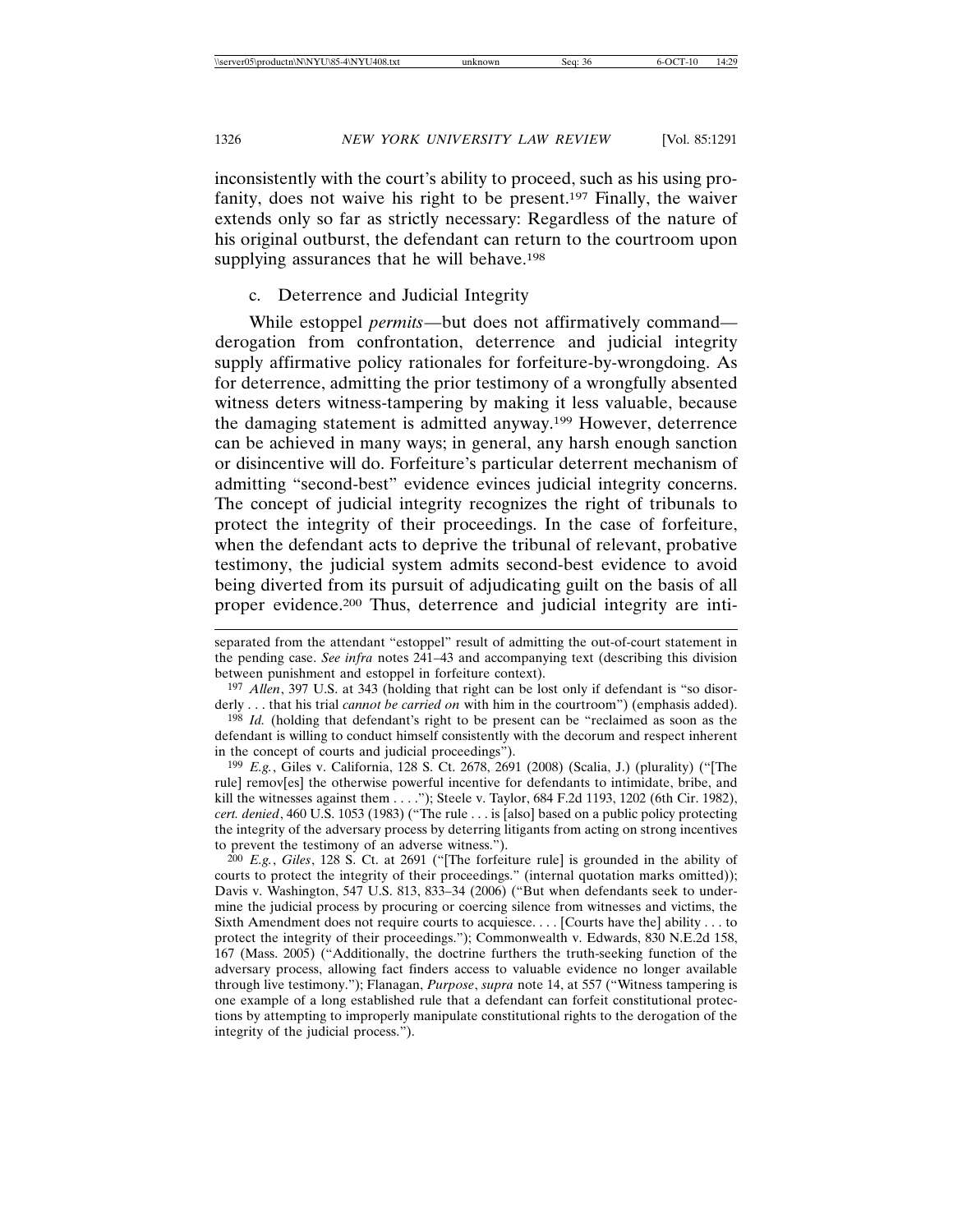inconsistently with the court's ability to proceed, such as his using profanity, does not waive his right to be present.[197] Finally, the waiver extends only so far as strictly necessary: Regardless of the nature of his original outburst, the defendant can return to the courtroom upon supplying assurances that he will behave.[198]

### c. Deterrence and Judicial Integrity

While estoppel *permits*—but does not affirmatively command—derogation from confrontation, deterrence and judicial integrity supply affirmative policy rationales for forfeiture-by-wrongdoing. As for deterrence, admitting the prior testimony of a wrongfully absented witness deters witness-tampering by making it less valuable, because the damaging statement is admitted anyway.[199] However, deterrence can be achieved in many ways; in general, any harsh enough sanction or disincentive will do. Forfeiture's particular deterrent mechanism of admitting "second-best" evidence evinces judicial integrity concerns. The concept of judicial integrity recognizes the right of tribunals to protect the integrity of their proceedings. In the case of forfeiture, when the defendant acts to deprive the tribunal of relevant, probative testimony, the judicial system admits second-best evidence to avoid being diverted from its pursuit of adjudicating guilt on the basis of all proper evidence.[200] Thus, deterrence and judicial integrity are inti-

---

separated from the attendant "estoppel" result of admitting the out-of-court statement in the pending case. *See infra* notes 241–43 and accompanying text (describing this division between punishment and estoppel in forfeiture context).

[197] *Allen*, 397 U.S. at 343 (holding that right can be lost only if defendant is "so disorderly . . . that his trial *cannot be carried on* with him in the courtroom") (emphasis added).

[198] *Id.* (holding that defendant's right to be present can be "reclaimed as soon as the defendant is willing to conduct himself consistently with the decorum and respect inherent in the concept of courts and judicial proceedings").

[199] *E.g.*, Giles v. California, 128 S. Ct. 2678, 2691 (2008) (Scalia, J.) (plurality) ("[The rule] remov[es] the otherwise powerful incentive for defendants to intimidate, bribe, and kill the witnesses against them . . . ."); Steele v. Taylor, 684 F.2d 1193, 1202 (6th Cir. 1982), *cert. denied*, 460 U.S. 1053 (1983) ("The rule . . . is [also] based on a public policy protecting the integrity of the adversary process by deterring litigants from acting on strong incentives to prevent the testimony of an adverse witness.").

[200] *E.g.*, *Giles*, 128 S. Ct. at 2691 ("[The forfeiture rule] is grounded in the ability of courts to protect the integrity of their proceedings." (internal quotation marks omitted)); Davis v. Washington, 547 U.S. 813, 833–34 (2006) ("But when defendants seek to undermine the judicial process by procuring or coercing silence from witnesses and victims, the Sixth Amendment does not require courts to acquiesce. . . . [Courts have the] ability . . . to protect the integrity of their proceedings."); Commonwealth v. Edwards, 830 N.E.2d 158, 167 (Mass. 2005) ("Additionally, the doctrine furthers the truth-seeking function of the adversary process, allowing fact finders access to valuable evidence no longer available through live testimony."); Flanagan, *Purpose*, *supra* note 14, at 557 ("Witness tampering is one example of a long established rule that a defendant can forfeit constitutional protections by attempting to improperly manipulate constitutional rights to the derogation of the integrity of the judicial process.").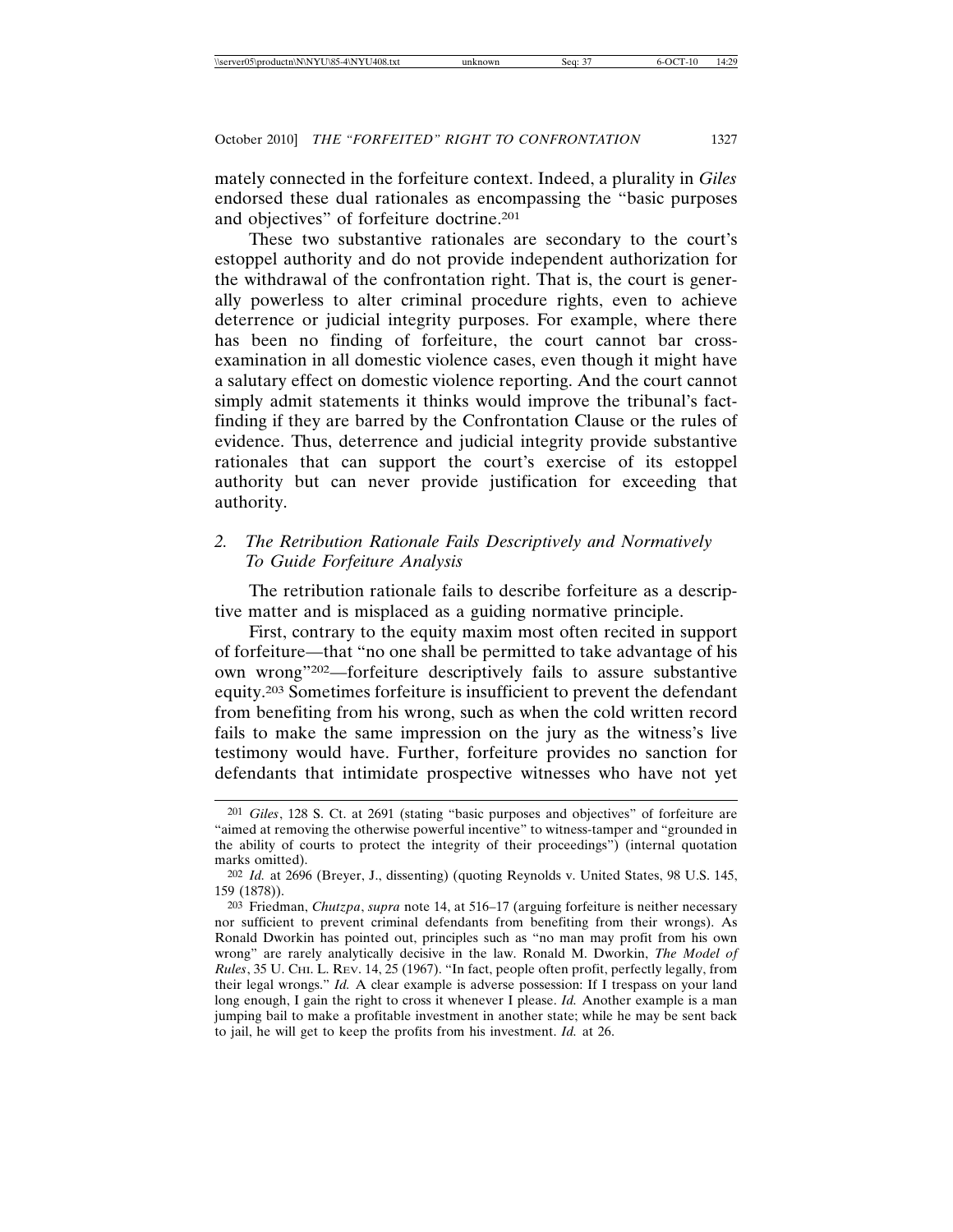mately connected in the forfeiture context. Indeed, a plurality in *Giles* endorsed these dual rationales as encompassing the "basic purposes and objectives" of forfeiture doctrine.[201]

These two substantive rationales are secondary to the court's estoppel authority and do not provide independent authorization for the withdrawal of the confrontation right. That is, the court is generally powerless to alter criminal procedure rights, even to achieve deterrence or judicial integrity purposes. For example, where there has been no finding of forfeiture, the court cannot bar cross-examination in all domestic violence cases, even though it might have a salutary effect on domestic violence reporting. And the court cannot simply admit statements it thinks would improve the tribunal's fact-finding if they are barred by the Confrontation Clause or the rules of evidence. Thus, deterrence and judicial integrity provide substantive rationales that can support the court's exercise of its estoppel authority but can never provide justification for exceeding that authority.

### 2. *The Retribution Rationale Fails Descriptively and Normatively To Guide Forfeiture Analysis*

The retribution rationale fails to describe forfeiture as a descriptive matter and is misplaced as a guiding normative principle.

First, contrary to the equity maxim most often recited in support of forfeiture—that "no one shall be permitted to take advantage of his own wrong"[202]—forfeiture descriptively fails to assure substantive equity.[203] Sometimes forfeiture is insufficient to prevent the defendant from benefiting from his wrong, such as when the cold written record fails to make the same impression on the jury as the witness's live testimony would have. Further, forfeiture provides no sanction for defendants that intimidate prospective witnesses who have not yet

---

[201] *Giles*, 128 S. Ct. at 2691 (stating "basic purposes and objectives" of forfeiture are "aimed at removing the otherwise powerful incentive" to witness-tamper and "grounded in the ability of courts to protect the integrity of their proceedings") (internal quotation marks omitted).

[202] *Id.* at 2696 (Breyer, J., dissenting) (quoting Reynolds v. United States, 98 U.S. 145, 159 (1878)).

[203] Friedman, *Chutzpa*, *supra* note 14, at 516–17 (arguing forfeiture is neither necessary nor sufficient to prevent criminal defendants from benefiting from their wrongs). As Ronald Dworkin has pointed out, principles such as "no man may profit from his own wrong" are rarely analytically decisive in the law. Ronald M. Dworkin, *The Model of Rules*, 35 U. CHI. L. REV. 14, 25 (1967). "In fact, people often profit, perfectly legally, from their legal wrongs." *Id.* A clear example is adverse possession: If I trespass on your land long enough, I gain the right to cross it whenever I please. *Id.* Another example is a man jumping bail to make a profitable investment in another state; while he may be sent back to jail, he will get to keep the profits from his investment. *Id.* at 26.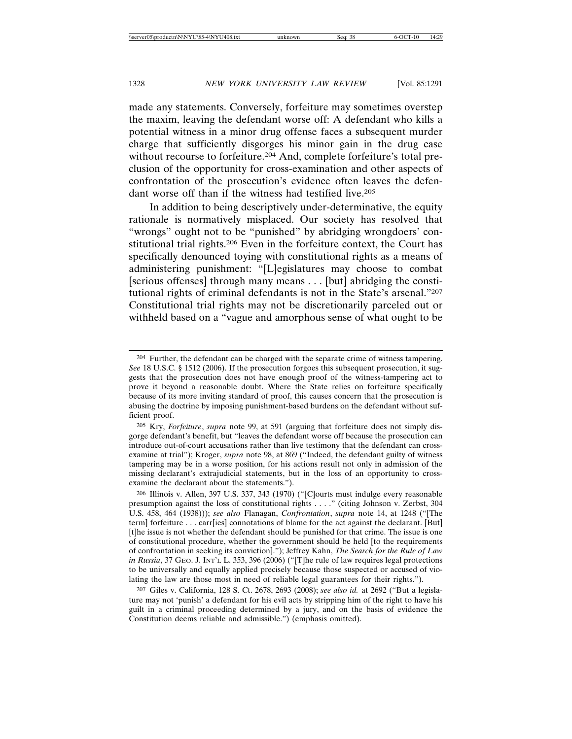made any statements. Conversely, forfeiture may sometimes overstep the maxim, leaving the defendant worse off: A defendant who kills a potential witness in a minor drug offense faces a subsequent murder charge that sufficiently disgorges his minor gain in the drug case without recourse to forfeiture.[204] And, complete forfeiture's total preclusion of the opportunity for cross-examination and other aspects of confrontation of the prosecution's evidence often leaves the defendant worse off than if the witness had testified live.[205]

In addition to being descriptively under-determinative, the equity rationale is normatively misplaced. Our society has resolved that "wrongs" ought not to be "punished" by abridging wrongdoers' constitutional trial rights.[206] Even in the forfeiture context, the Court has specifically denounced toying with constitutional rights as a means of administering punishment: "[L]egislatures may choose to combat [serious offenses] through many means . . . [but] abridging the constitutional rights of criminal defendants is not in the State's arsenal."[207] Constitutional trial rights may not be discretionarily parceled out or withheld based on a "vague and amorphous sense of what ought to be

---

[204] Further, the defendant can be charged with the separate crime of witness tampering. *See* 18 U.S.C. § 1512 (2006). If the prosecution forgoes this subsequent prosecution, it suggests that the prosecution does not have enough proof of the witness-tampering act to prove it beyond a reasonable doubt. Where the State relies on forfeiture specifically because of its more inviting standard of proof, this causes concern that the prosecution is abusing the doctrine by imposing punishment-based burdens on the defendant without sufficient proof.

[205] Kry, *Forfeiture*, *supra* note 99, at 591 (arguing that forfeiture does not simply disgorge defendant's benefit, but "leaves the defendant worse off because the prosecution can introduce out-of-court accusations rather than live testimony that the defendant can cross-examine at trial"); Kroger, *supra* note 98, at 869 ("Indeed, the defendant guilty of witness tampering may be in a worse position, for his actions result not only in admission of the missing declarant's extrajudicial statements, but in the loss of an opportunity to cross-examine the declarant about the statements.").

[206] Illinois v. Allen, 397 U.S. 337, 343 (1970) ("[C]ourts must indulge every reasonable presumption against the loss of constitutional rights . . . ." (citing Johnson v. Zerbst, 304 U.S. 458, 464 (1938))); *see also* Flanagan, *Confrontation*, *supra* note 14, at 1248 ("[The term] forfeiture . . . carr[ies] connotations of blame for the act against the declarant. [But] [t]he issue is not whether the defendant should be punished for that crime. The issue is one of constitutional procedure, whether the government should be held [to the requirements of confrontation in seeking its conviction]."); Jeffrey Kahn, *The Search for the Rule of Law in Russia*, 37 GEO. J. INT'L L. 353, 396 (2006) ("[T]he rule of law requires legal protections to be universally and equally applied precisely because those suspected or accused of violating the law are those most in need of reliable legal guarantees for their rights.").

[207] Giles v. California, 128 S. Ct. 2678, 2693 (2008); *see also id.* at 2692 ("But a legislature may not 'punish' a defendant for his evil acts by stripping him of the right to have his guilt in a criminal proceeding determined by a jury, and on the basis of evidence the Constitution deems reliable and admissible.") (emphasis omitted).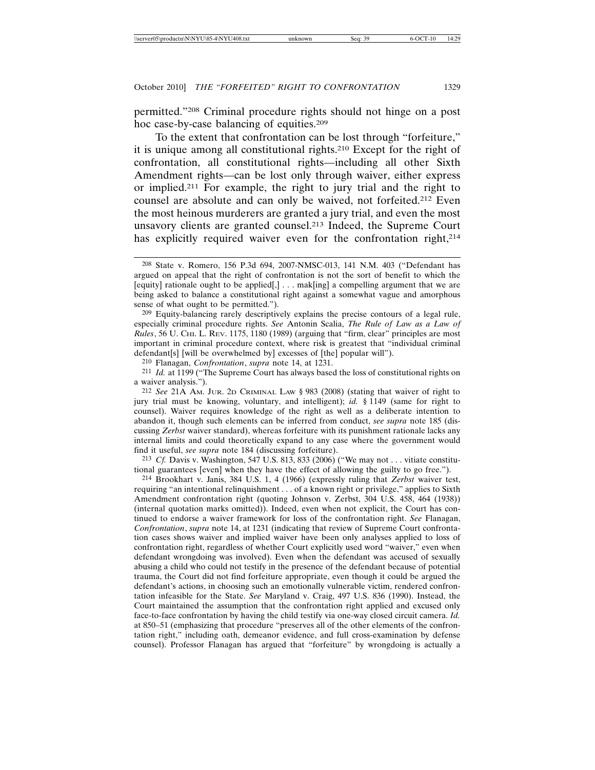permitted."[208] Criminal procedure rights should not hinge on a post hoc case-by-case balancing of equities.[209]

To the extent that confrontation can be lost through "forfeiture," it is unique among all constitutional rights.[210] Except for the right of confrontation, all constitutional rights—including all other Sixth Amendment rights—can be lost only through waiver, either express or implied.[211] For example, the right to jury trial and the right to counsel are absolute and can only be waived, not forfeited.[212] Even the most heinous murderers are granted a jury trial, and even the most unsavory clients are granted counsel.[213] Indeed, the Supreme Court has explicitly required waiver even for the confrontation right,[214]

---

208 State v. Romero, 156 P.3d 694, 2007-NMSC-013, 141 N.M. 403 ("Defendant has argued on appeal that the right of confrontation is not the sort of benefit to which the [equity] rationale ought to be applied[,] . . . mak[ing] a compelling argument that we are being asked to balance a constitutional right against a somewhat vague and amorphous sense of what ought to be permitted.").

209 Equity-balancing rarely descriptively explains the precise contours of a legal rule, especially criminal procedure rights. *See* Antonin Scalia, *The Rule of Law as a Law of Rules*, 56 U. CHI. L. REV. 1175, 1180 (1989) (arguing that "firm, clear" principles are most important in criminal procedure context, where risk is greatest that "individual criminal defendant[s] [will be overwhelmed by] excesses of [the] popular will").

210 Flanagan, *Confrontation*, *supra* note 14, at 1231.

211 *Id.* at 1199 ("The Supreme Court has always based the loss of constitutional rights on a waiver analysis.").

212 *See* 21A AM. JUR. 2D CRIMINAL LAW § 983 (2008) (stating that waiver of right to jury trial must be knowing, voluntary, and intelligent); *id.* § 1149 (same for right to counsel). Waiver requires knowledge of the right as well as a deliberate intention to abandon it, though such elements can be inferred from conduct, *see supra* note 185 (discussing *Zerbst* waiver standard), whereas forfeiture with its punishment rationale lacks any internal limits and could theoretically expand to any case where the government would find it useful, *see supra* note 184 (discussing forfeiture).

213 *Cf.* Davis v. Washington, 547 U.S. 813, 833 (2006) ("We may not . . . vitiate constitutional guarantees [even] when they have the effect of allowing the guilty to go free.").

214 Brookhart v. Janis, 384 U.S. 1, 4 (1966) (expressly ruling that *Zerbst* waiver test, requiring "an intentional relinquishment . . . of a known right or privilege," applies to Sixth Amendment confrontation right (quoting Johnson v. Zerbst, 304 U.S. 458, 464 (1938)) (internal quotation marks omitted)). Indeed, even when not explicit, the Court has continued to endorse a waiver framework for loss of the confrontation right. *See* Flanagan, *Confrontation*, *supra* note 14, at 1231 (indicating that review of Supreme Court confrontation cases shows waiver and implied waiver have been only analyses applied to loss of confrontation right, regardless of whether Court explicitly used word "waiver," even when defendant wrongdoing was involved). Even when the defendant was accused of sexually abusing a child who could not testify in the presence of the defendant because of potential trauma, the Court did not find forfeiture appropriate, even though it could be argued the defendant's actions, in choosing such an emotionally vulnerable victim, rendered confrontation infeasible for the State. *See* Maryland v. Craig, 497 U.S. 836 (1990). Instead, the Court maintained the assumption that the confrontation right applied and excused only face-to-face confrontation by having the child testify via one-way closed circuit camera. *Id.* at 850–51 (emphasizing that procedure "preserves all of the other elements of the confrontation right," including oath, demeanor evidence, and full cross-examination by defense counsel). Professor Flanagan has argued that "forfeiture" by wrongdoing is actually a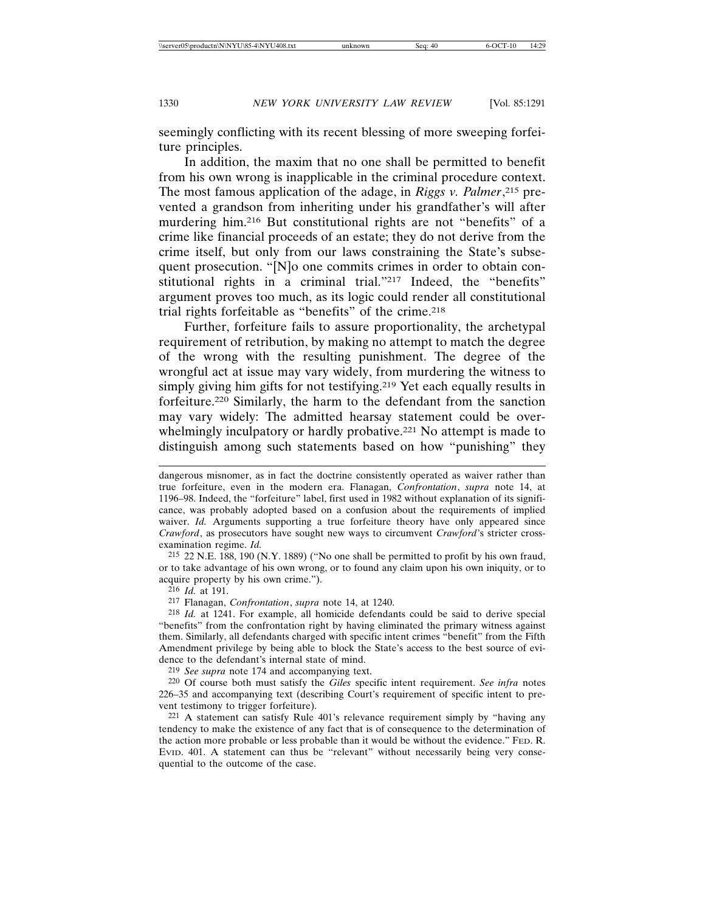seemingly conflicting with its recent blessing of more sweeping forfeiture principles.

In addition, the maxim that no one shall be permitted to benefit from his own wrong is inapplicable in the criminal procedure context. The most famous application of the adage, in *Riggs v. Palmer*,[215] prevented a grandson from inheriting under his grandfather's will after murdering him.[216] But constitutional rights are not "benefits" of a crime like financial proceeds of an estate; they do not derive from the crime itself, but only from our laws constraining the State's subsequent prosecution. "[N]o one commits crimes in order to obtain constitutional rights in a criminal trial."[217] Indeed, the "benefits" argument proves too much, as its logic could render all constitutional trial rights forfeitable as "benefits" of the crime.[218]

Further, forfeiture fails to assure proportionality, the archetypal requirement of retribution, by making no attempt to match the degree of the wrong with the resulting punishment. The degree of the wrongful act at issue may vary widely, from murdering the witness to simply giving him gifts for not testifying.[219] Yet each equally results in forfeiture.[220] Similarly, the harm to the defendant from the sanction may vary widely: The admitted hearsay statement could be overwhelmingly inculpatory or hardly probative.[221] No attempt is made to distinguish among such statements based on how "punishing" they

---

dangerous misnomer, as in fact the doctrine consistently operated as waiver rather than true forfeiture, even in the modern era. Flanagan, *Confrontation*, *supra* note 14, at 1196–98. Indeed, the "forfeiture" label, first used in 1982 without explanation of its significance, was probably adopted based on a confusion about the requirements of implied waiver. *Id.* Arguments supporting a true forfeiture theory have only appeared since *Crawford*, as prosecutors have sought new ways to circumvent *Crawford*'s stricter cross-examination regime. *Id.*

[215] 22 N.E. 188, 190 (N.Y. 1889) ("No one shall be permitted to profit by his own fraud, or to take advantage of his own wrong, or to found any claim upon his own iniquity, or to acquire property by his own crime.").

[216] *Id.* at 191.

[217] Flanagan, *Confrontation*, *supra* note 14, at 1240.

[218] *Id.* at 1241. For example, all homicide defendants could be said to derive special "benefits" from the confrontation right by having eliminated the primary witness against them. Similarly, all defendants charged with specific intent crimes "benefit" from the Fifth Amendment privilege by being able to block the State's access to the best source of evidence to the defendant's internal state of mind.

[219] *See supra* note 174 and accompanying text.

[220] Of course both must satisfy the *Giles* specific intent requirement. *See infra* notes 226–35 and accompanying text (describing Court's requirement of specific intent to prevent testimony to trigger forfeiture).

[221] A statement can satisfy Rule 401's relevance requirement simply by "having any tendency to make the existence of any fact that is of consequence to the determination of the action more probable or less probable than it would be without the evidence." FED. R. EVID. 401. A statement can thus be "relevant" without necessarily being very consequential to the outcome of the case.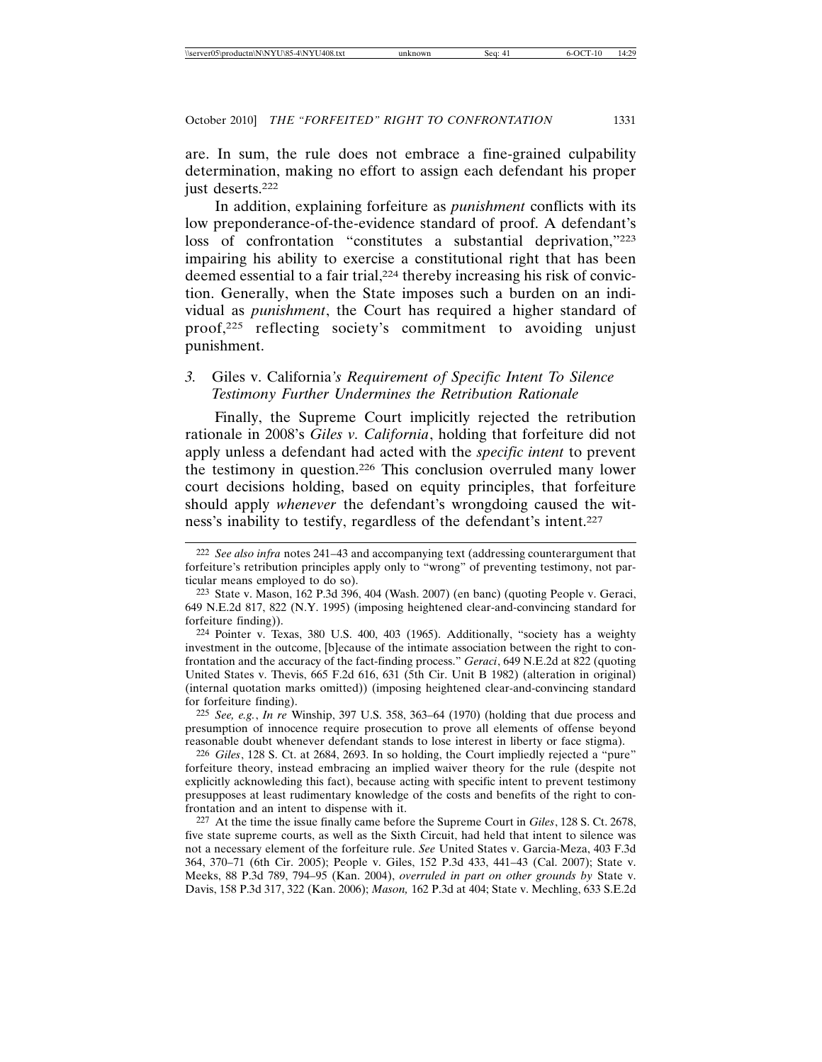are. In sum, the rule does not embrace a fine-grained culpability determination, making no effort to assign each defendant his proper just deserts.[222]

In addition, explaining forfeiture as *punishment* conflicts with its low preponderance-of-the-evidence standard of proof. A defendant's loss of confrontation "constitutes a substantial deprivation,"[223] impairing his ability to exercise a constitutional right that has been deemed essential to a fair trial,[224] thereby increasing his risk of conviction. Generally, when the State imposes such a burden on an individual as *punishment*, the Court has required a higher standard of proof,[225] reflecting society's commitment to avoiding unjust punishment.

### *3.* Giles v. California*'s Requirement of Specific Intent To Silence Testimony Further Undermines the Retribution Rationale*

Finally, the Supreme Court implicitly rejected the retribution rationale in 2008's *Giles v. California*, holding that forfeiture did not apply unless a defendant had acted with the *specific intent* to prevent the testimony in question.[226] This conclusion overruled many lower court decisions holding, based on equity principles, that forfeiture should apply *whenever* the defendant's wrongdoing caused the witness's inability to testify, regardless of the defendant's intent.[227]

---

[222] *See also infra* notes 241–43 and accompanying text (addressing counterargument that forfeiture's retribution principles apply only to "wrong" of preventing testimony, not particular means employed to do so).

[223] State v. Mason, 162 P.3d 396, 404 (Wash. 2007) (en banc) (quoting People v. Geraci, 649 N.E.2d 817, 822 (N.Y. 1995) (imposing heightened clear-and-convincing standard for forfeiture finding)).

[224] Pointer v. Texas, 380 U.S. 400, 403 (1965). Additionally, "society has a weighty investment in the outcome, [b]ecause of the intimate association between the right to confrontation and the accuracy of the fact-finding process." *Geraci*, 649 N.E.2d at 822 (quoting United States v. Thevis, 665 F.2d 616, 631 (5th Cir. Unit B 1982) (alteration in original) (internal quotation marks omitted)) (imposing heightened clear-and-convincing standard for forfeiture finding).

[225] *See, e.g.*, *In re* Winship, 397 U.S. 358, 363–64 (1970) (holding that due process and presumption of innocence require prosecution to prove all elements of offense beyond reasonable doubt whenever defendant stands to lose interest in liberty or face stigma).

[226] *Giles*, 128 S. Ct. at 2684, 2693. In so holding, the Court impliedly rejected a "pure" forfeiture theory, instead embracing an implied waiver theory for the rule (despite not explicitly acknowledging this fact), because acting with specific intent to prevent testimony presupposes at least rudimentary knowledge of the costs and benefits of the right to confrontation and an intent to dispense with it.

[227] At the time the issue finally came before the Supreme Court in *Giles*, 128 S. Ct. 2678, five state supreme courts, as well as the Sixth Circuit, had held that intent to silence was not a necessary element of the forfeiture rule. *See* United States v. Garcia-Meza, 403 F.3d 364, 370–71 (6th Cir. 2005); People v. Giles, 152 P.3d 433, 441–43 (Cal. 2007); State v. Meeks, 88 P.3d 789, 794–95 (Kan. 2004), *overruled in part on other grounds by* State v. Davis, 158 P.3d 317, 322 (Kan. 2006); *Mason,* 162 P.3d at 404; State v. Mechling, 633 S.E.2d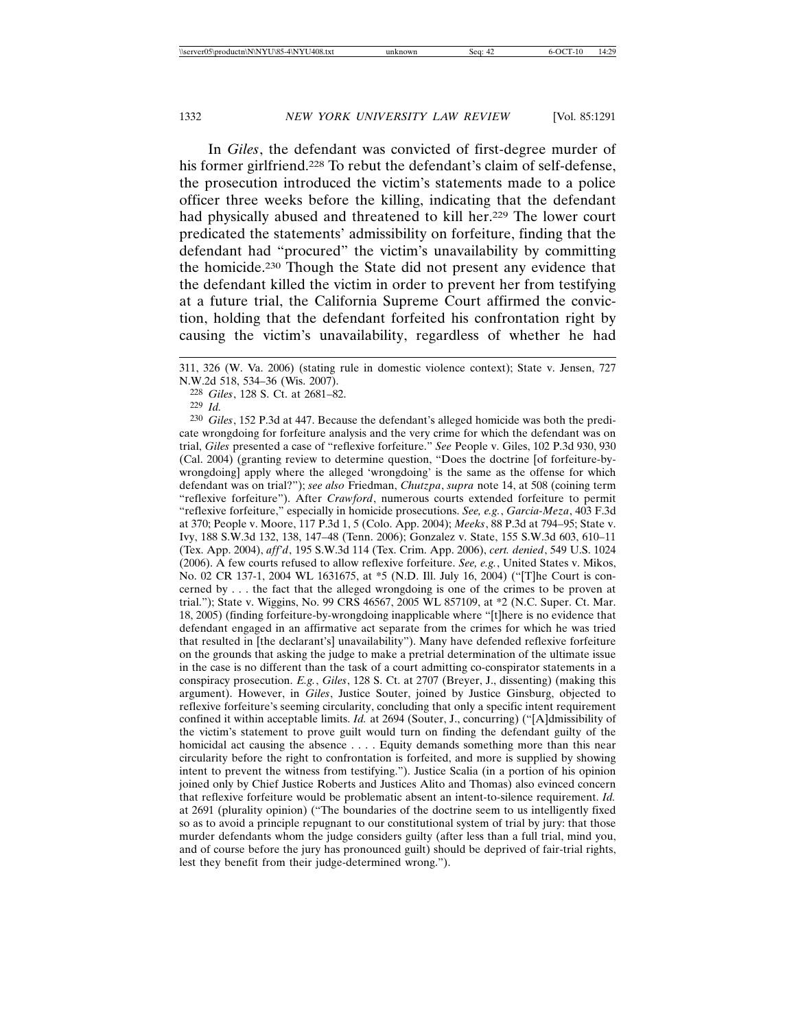In *Giles*, the defendant was convicted of first-degree murder of his former girlfriend.[228] To rebut the defendant's claim of self-defense, the prosecution introduced the victim's statements made to a police officer three weeks before the killing, indicating that the defendant had physically abused and threatened to kill her.[229] The lower court predicated the statements' admissibility on forfeiture, finding that the defendant had "procured" the victim's unavailability by committing the homicide.[230] Though the State did not present any evidence that the defendant killed the victim in order to prevent her from testifying at a future trial, the California Supreme Court affirmed the conviction, holding that the defendant forfeited his confrontation right by causing the victim's unavailability, regardless of whether he had

---

311, 326 (W. Va. 2006) (stating rule in domestic violence context); State v. Jensen, 727 N.W.2d 518, 534–36 (Wis. 2007).

[228] *Giles*, 128 S. Ct. at 2681–82.

[229] *Id.*

[230] *Giles*, 152 P.3d at 447. Because the defendant's alleged homicide was both the predicate wrongdoing for forfeiture analysis and the very crime for which the defendant was on trial, *Giles* presented a case of "reflexive forfeiture." *See* People v. Giles, 102 P.3d 930, 930 (Cal. 2004) (granting review to determine question, "Does the doctrine [of forfeiture-by-wrongdoing] apply where the alleged 'wrongdoing' is the same as the offense for which defendant was on trial?"); *see also* Friedman, *Chutzpa*, *supra* note 14, at 508 (coining term "reflexive forfeiture"). After *Crawford*, numerous courts extended forfeiture to permit "reflexive forfeiture," especially in homicide prosecutions. *See, e.g.*, *Garcia-Meza*, 403 F.3d at 370; People v. Moore, 117 P.3d 1, 5 (Colo. App. 2004); *Meeks*, 88 P.3d at 794–95; State v. Ivy, 188 S.W.3d 132, 138, 147–48 (Tenn. 2006); Gonzalez v. State, 155 S.W.3d 603, 610–11 (Tex. App. 2004), *aff'd*, 195 S.W.3d 114 (Tex. Crim. App. 2006), *cert. denied*, 549 U.S. 1024 (2006). A few courts refused to allow reflexive forfeiture. *See, e.g.*, United States v. Mikos, No. 02 CR 137-1, 2004 WL 1631675, at *5 (N.D. Ill. July 16, 2004) ("[T]he Court is concerned by . . . the fact that the alleged wrongdoing is one of the crimes to be proven at trial."); State v. Wiggins, No. 99 CRS 46567, 2005 WL 857109, at *2 (N.C. Super. Ct. Mar. 18, 2005) (finding forfeiture-by-wrongdoing inapplicable where "[t]here is no evidence that defendant engaged in an affirmative act separate from the crimes for which he was tried that resulted in [the declarant's] unavailability"). Many have defended reflexive forfeiture on the grounds that asking the judge to make a pretrial determination of the ultimate issue in the case is no different than the task of a court admitting co-conspirator statements in a conspiracy prosecution. *E.g.*, *Giles*, 128 S. Ct. at 2707 (Breyer, J., dissenting) (making this argument). However, in *Giles*, Justice Souter, joined by Justice Ginsburg, objected to reflexive forfeiture's seeming circularity, concluding that only a specific intent requirement confined it within acceptable limits. *Id.* at 2694 (Souter, J., concurring) ("[A]dmissibility of the victim's statement to prove guilt would turn on finding the defendant guilty of the homicidal act causing the absence . . . . Equity demands something more than this near circularity before the right to confrontation is forfeited, and more is supplied by showing intent to prevent the witness from testifying."). Justice Scalia (in a portion of his opinion joined only by Chief Justice Roberts and Justices Alito and Thomas) also evinced concern that reflexive forfeiture would be problematic absent an intent-to-silence requirement. *Id.* at 2691 (plurality opinion) ("The boundaries of the doctrine seem to us intelligently fixed so as to avoid a principle repugnant to our constitutional system of trial by jury: that those murder defendants whom the judge considers guilty (after less than a full trial, mind you, and of course before the jury has pronounced guilt) should be deprived of fair-trial rights, lest they benefit from their judge-determined wrong.").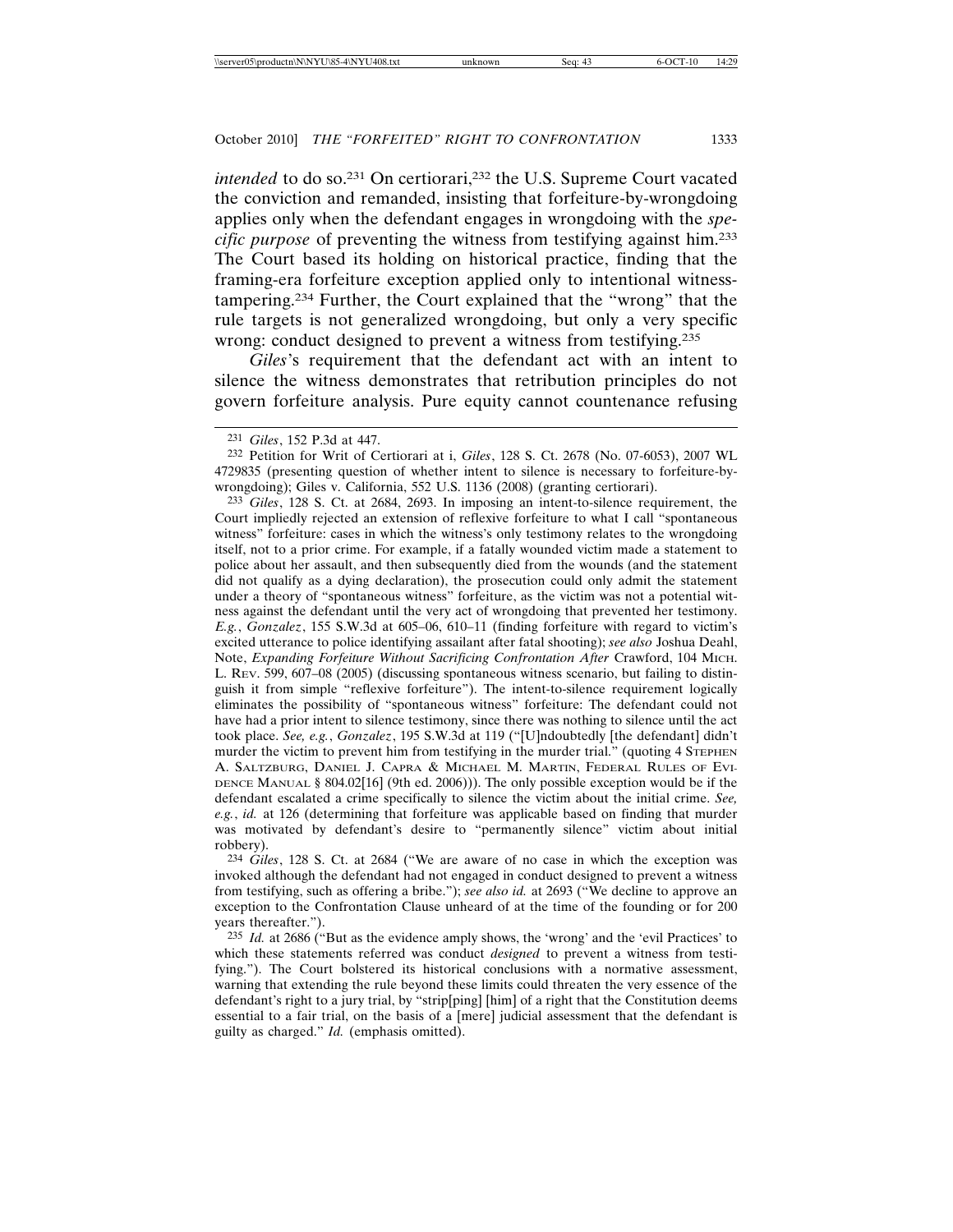*intended* to do so.[231] On certiorari,[232] the U.S. Supreme Court vacated the conviction and remanded, insisting that forfeiture-by-wrongdoing applies only when the defendant engages in wrongdoing with the *specific purpose* of preventing the witness from testifying against him.[233] The Court based its holding on historical practice, finding that the framing-era forfeiture exception applied only to intentional witness-tampering.[234] Further, the Court explained that the "wrong" that the rule targets is not generalized wrongdoing, but only a very specific wrong: conduct designed to prevent a witness from testifying.[235]

*Giles*'s requirement that the defendant act with an intent to silence the witness demonstrates that retribution principles do not govern forfeiture analysis. Pure equity cannot countenance refusing

---

[231] *Giles*, 152 P.3d at 447.

[232] Petition for Writ of Certiorari at i, *Giles*, 128 S. Ct. 2678 (No. 07-6053), 2007 WL 4729835 (presenting question of whether intent to silence is necessary to forfeiture-by-wrongdoing); Giles v. California, 552 U.S. 1136 (2008) (granting certiorari).

[233] *Giles*, 128 S. Ct. at 2684, 2693. In imposing an intent-to-silence requirement, the Court impliedly rejected an extension of reflexive forfeiture to what I call "spontaneous witness" forfeiture: cases in which the witness's only testimony relates to the wrongdoing itself, not to a prior crime. For example, if a fatally wounded victim made a statement to police about her assault, and then subsequently died from the wounds (and the statement did not qualify as a dying declaration), the prosecution could only admit the statement under a theory of "spontaneous witness" forfeiture, as the victim was not a potential witness against the defendant until the very act of wrongdoing that prevented her testimony. *E.g.*, *Gonzalez*, 155 S.W.3d at 605–06, 610–11 (finding forfeiture with regard to victim's excited utterance to police identifying assailant after fatal shooting); *see also* Joshua Deahl, Note, *Expanding Forfeiture Without Sacrificing Confrontation After* Crawford, 104 MICH. L. REV. 599, 607–08 (2005) (discussing spontaneous witness scenario, but failing to distinguish it from simple "reflexive forfeiture"). The intent-to-silence requirement logically eliminates the possibility of "spontaneous witness" forfeiture: The defendant could not have had a prior intent to silence testimony, since there was nothing to silence until the act took place. *See, e.g.*, *Gonzalez*, 195 S.W.3d at 119 ("[U]ndoubtedly [the defendant] didn't murder the victim to prevent him from testifying in the murder trial." (quoting 4 STEPHEN A. SALTZBURG, DANIEL J. CAPRA & MICHAEL M. MARTIN, FEDERAL RULES OF EVIDENCE MANUAL § 804.02[16] (9th ed. 2006))). The only possible exception would be if the defendant escalated a crime specifically to silence the victim about the initial crime. *See, e.g.*, *id.* at 126 (determining that forfeiture was applicable based on finding that murder was motivated by defendant's desire to "permanently silence" victim about initial robbery).

[234] *Giles*, 128 S. Ct. at 2684 ("We are aware of no case in which the exception was invoked although the defendant had not engaged in conduct designed to prevent a witness from testifying, such as offering a bribe."); *see also id.* at 2693 ("We decline to approve an exception to the Confrontation Clause unheard of at the time of the founding or for 200 years thereafter.").

[235] *Id.* at 2686 ("But as the evidence amply shows, the 'wrong' and the 'evil Practices' to which these statements referred was conduct *designed* to prevent a witness from testifying."). The Court bolstered its historical conclusions with a normative assessment, warning that extending the rule beyond these limits could threaten the very essence of the defendant's right to a jury trial, by "strip[ping] [him] of a right that the Constitution deems essential to a fair trial, on the basis of a [mere] judicial assessment that the defendant is guilty as charged." *Id.* (emphasis omitted).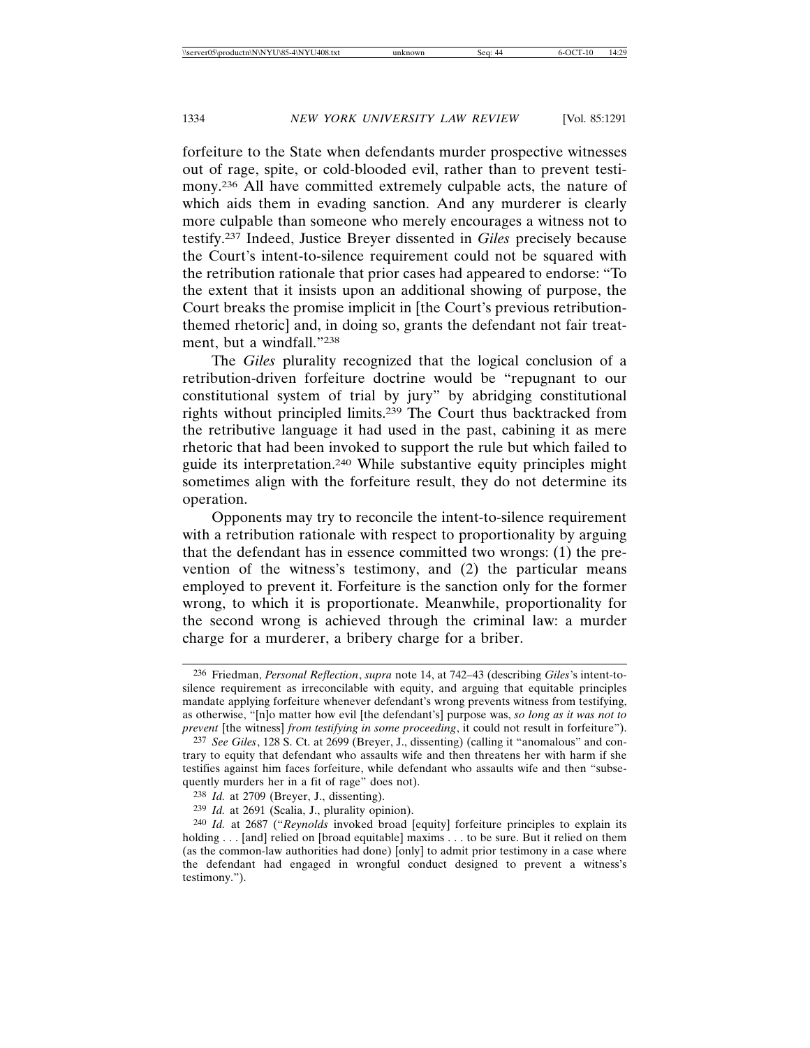forfeiture to the State when defendants murder prospective witnesses out of rage, spite, or cold-blooded evil, rather than to prevent testimony.[236] All have committed extremely culpable acts, the nature of which aids them in evading sanction. And any murderer is clearly more culpable than someone who merely encourages a witness not to testify.[237] Indeed, Justice Breyer dissented in *Giles* precisely because the Court's intent-to-silence requirement could not be squared with the retribution rationale that prior cases had appeared to endorse: "To the extent that it insists upon an additional showing of purpose, the Court breaks the promise implicit in [the Court's previous retribution-themed rhetoric] and, in doing so, grants the defendant not fair treatment, but a windfall."[238]

The *Giles* plurality recognized that the logical conclusion of a retribution-driven forfeiture doctrine would be "repugnant to our constitutional system of trial by jury" by abridging constitutional rights without principled limits.[239] The Court thus backtracked from the retributive language it had used in the past, cabining it as mere rhetoric that had been invoked to support the rule but which failed to guide its interpretation.[240] While substantive equity principles might sometimes align with the forfeiture result, they do not determine its operation.

Opponents may try to reconcile the intent-to-silence requirement with a retribution rationale with respect to proportionality by arguing that the defendant has in essence committed two wrongs: (1) the prevention of the witness's testimony, and (2) the particular means employed to prevent it. Forfeiture is the sanction only for the former wrong, to which it is proportionate. Meanwhile, proportionality for the second wrong is achieved through the criminal law: a murder charge for a murderer, a bribery charge for a briber.

---

236 Friedman, *Personal Reflection*, *supra* note 14, at 742–43 (describing *Giles*'s intent-to-silence requirement as irreconcilable with equity, and arguing that equitable principles mandate applying forfeiture whenever defendant's wrong prevents witness from testifying, as otherwise, "[n]o matter how evil [the defendant's] purpose was, *so long as it was not to prevent* [the witness] *from testifying in some proceeding*, it could not result in forfeiture").

237 *See Giles*, 128 S. Ct. at 2699 (Breyer, J., dissenting) (calling it "anomalous" and contrary to equity that defendant who assaults wife and then threatens her with harm if she testifies against him faces forfeiture, while defendant who assaults wife and then "subsequently murders her in a fit of rage" does not).

238 *Id.* at 2709 (Breyer, J., dissenting).

239 *Id.* at 2691 (Scalia, J., plurality opinion).

240 *Id.* at 2687 ("*Reynolds* invoked broad [equity] forfeiture principles to explain its holding . . . [and] relied on [broad equitable] maxims . . . to be sure. But it relied on them (as the common-law authorities had done) [only] to admit prior testimony in a case where the defendant had engaged in wrongful conduct designed to prevent a witness's testimony.").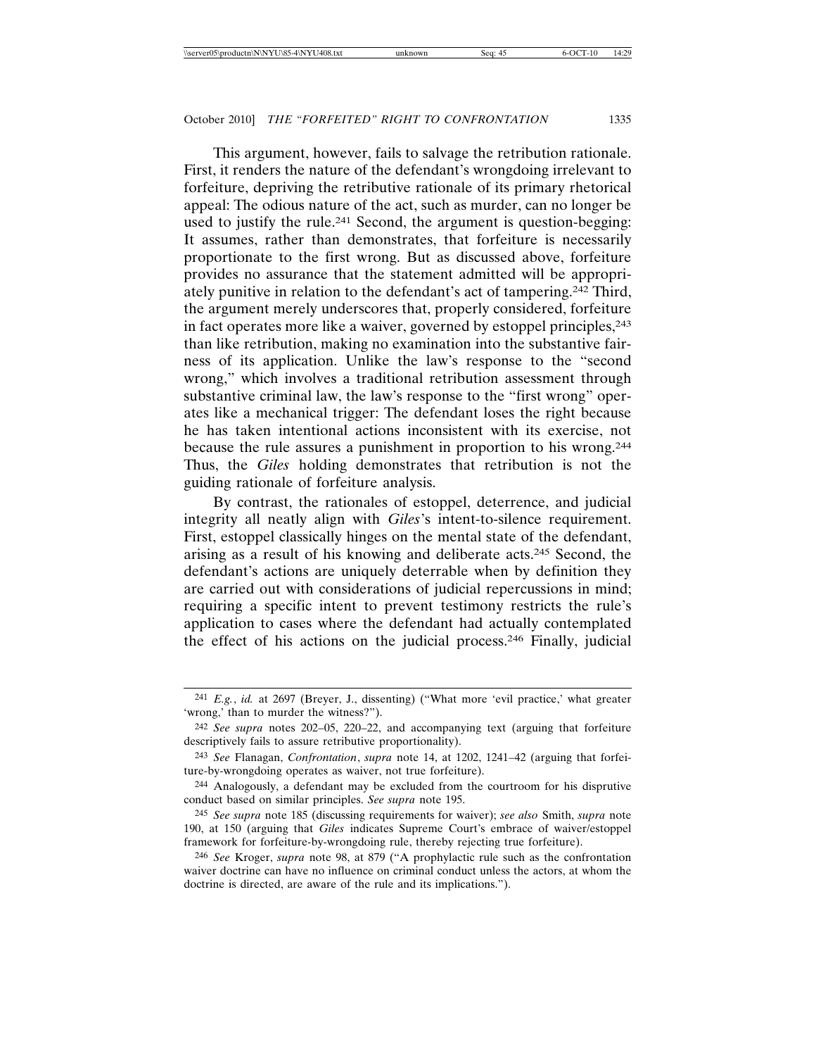This argument, however, fails to salvage the retribution rationale. First, it renders the nature of the defendant's wrongdoing irrelevant to forfeiture, depriving the retributive rationale of its primary rhetorical appeal: The odious nature of the act, such as murder, can no longer be used to justify the rule.[241] Second, the argument is question-begging: It assumes, rather than demonstrates, that forfeiture is necessarily proportionate to the first wrong. But as discussed above, forfeiture provides no assurance that the statement admitted will be appropriately punitive in relation to the defendant's act of tampering.[242] Third, the argument merely underscores that, properly considered, forfeiture in fact operates more like a waiver, governed by estoppel principles,[243] than like retribution, making no examination into the substantive fairness of its application. Unlike the law's response to the "second wrong," which involves a traditional retribution assessment through substantive criminal law, the law's response to the "first wrong" operates like a mechanical trigger: The defendant loses the right because he has taken intentional actions inconsistent with its exercise, not because the rule assures a punishment in proportion to his wrong.[244] Thus, the *Giles* holding demonstrates that retribution is not the guiding rationale of forfeiture analysis.

By contrast, the rationales of estoppel, deterrence, and judicial integrity all neatly align with *Giles*'s intent-to-silence requirement. First, estoppel classically hinges on the mental state of the defendant, arising as a result of his knowing and deliberate acts.[245] Second, the defendant's actions are uniquely deterrable when by definition they are carried out with considerations of judicial repercussions in mind; requiring a specific intent to prevent testimony restricts the rule's application to cases where the defendant had actually contemplated the effect of his actions on the judicial process.[246] Finally, judicial

---

[241] *E.g.*, *id.* at 2697 (Breyer, J., dissenting) ("What more 'evil practice,' what greater 'wrong,' than to murder the witness?").

[242] *See supra* notes 202–05, 220–22, and accompanying text (arguing that forfeiture descriptively fails to assure retributive proportionality).

[243] *See* Flanagan, *Confrontation*, *supra* note 14, at 1202, 1241–42 (arguing that forfeiture-by-wrongdoing operates as waiver, not true forfeiture).

[244] Analogously, a defendant may be excluded from the courtroom for his disprutive conduct based on similar principles. *See supra* note 195.

[245] *See supra* note 185 (discussing requirements for waiver); *see also* Smith, *supra* note 190, at 150 (arguing that *Giles* indicates Supreme Court's embrace of waiver/estoppel framework for forfeiture-by-wrongdoing rule, thereby rejecting true forfeiture).

[246] *See* Kroger, *supra* note 98, at 879 ("A prophylactic rule such as the confrontation waiver doctrine can have no influence on criminal conduct unless the actors, at whom the doctrine is directed, are aware of the rule and its implications.").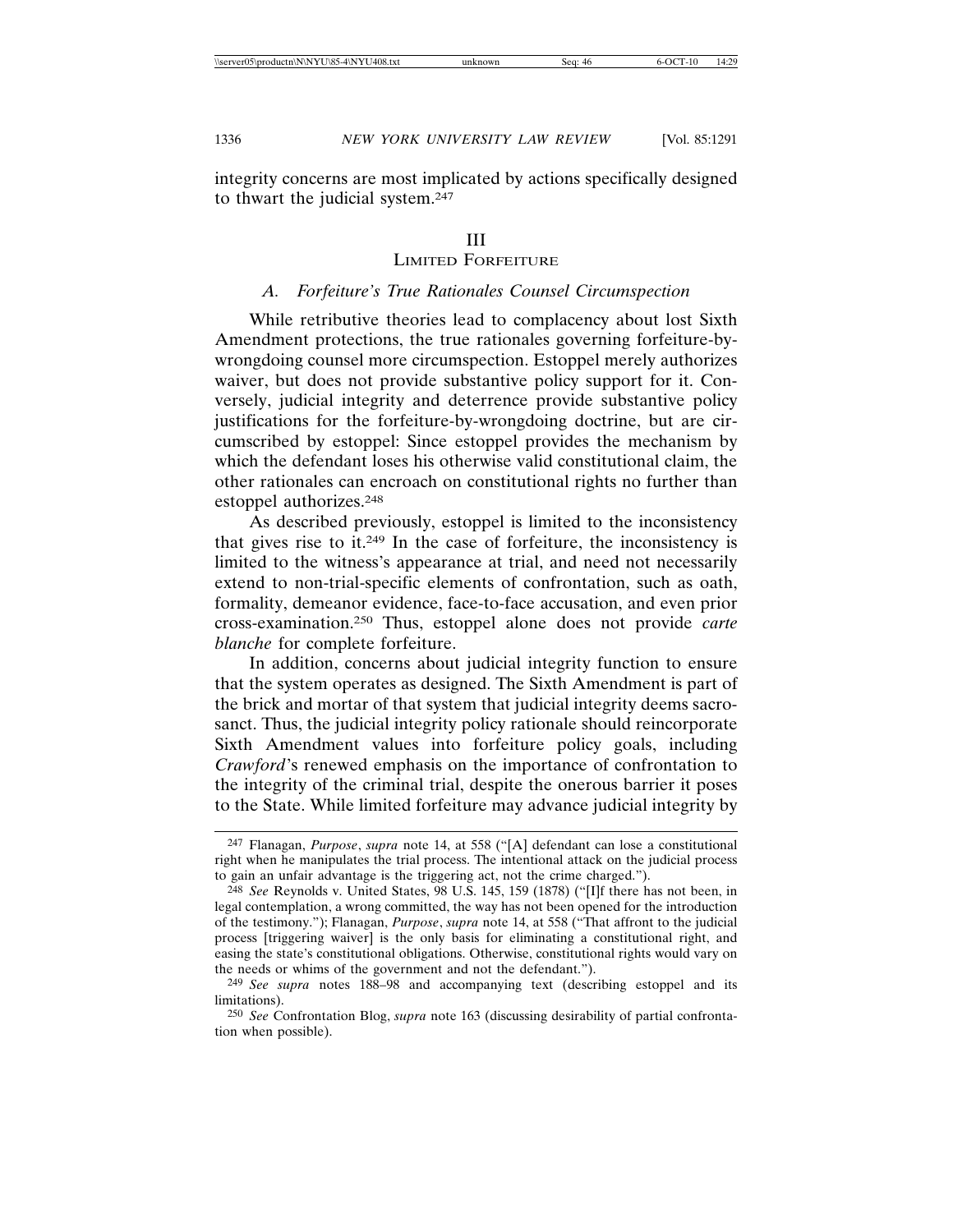integrity concerns are most implicated by actions specifically designed to thwart the judicial system.[247]

# III
# Limited Forfeiture

## A. *Forfeiture's True Rationales Counsel Circumspection*

While retributive theories lead to complacency about lost Sixth Amendment protections, the true rationales governing forfeiture-by-wrongdoing counsel more circumspection. Estoppel merely authorizes waiver, but does not provide substantive policy support for it. Conversely, judicial integrity and deterrence provide substantive policy justifications for the forfeiture-by-wrongdoing doctrine, but are circumscribed by estoppel: Since estoppel provides the mechanism by which the defendant loses his otherwise valid constitutional claim, the other rationales can encroach on constitutional rights no further than estoppel authorizes.[248]

As described previously, estoppel is limited to the inconsistency that gives rise to it.[249] In the case of forfeiture, the inconsistency is limited to the witness's appearance at trial, and need not necessarily extend to non-trial-specific elements of confrontation, such as oath, formality, demeanor evidence, face-to-face accusation, and even prior cross-examination.[250] Thus, estoppel alone does not provide *carte blanche* for complete forfeiture.

In addition, concerns about judicial integrity function to ensure that the system operates as designed. The Sixth Amendment is part of the brick and mortar of that system that judicial integrity deems sacrosanct. Thus, the judicial integrity policy rationale should reincorporate Sixth Amendment values into forfeiture policy goals, including *Crawford*'s renewed emphasis on the importance of confrontation to the integrity of the criminal trial, despite the onerous barrier it poses to the State. While limited forfeiture may advance judicial integrity by

---

[247] Flanagan, *Purpose*, *supra* note 14, at 558 ("[A] defendant can lose a constitutional right when he manipulates the trial process. The intentional attack on the judicial process to gain an unfair advantage is the triggering act, not the crime charged.").

[248] *See* Reynolds v. United States, 98 U.S. 145, 159 (1878) ("[I]f there has not been, in legal contemplation, a wrong committed, the way has not been opened for the introduction of the testimony."); Flanagan, *Purpose*, *supra* note 14, at 558 ("That affront to the judicial process [triggering waiver] is the only basis for eliminating a constitutional right, and easing the state's constitutional obligations. Otherwise, constitutional rights would vary on the needs or whims of the government and not the defendant.").

[249] *See supra* notes 188–98 and accompanying text (describing estoppel and its limitations).

[250] *See* Confrontation Blog, *supra* note 163 (discussing desirability of partial confrontation when possible).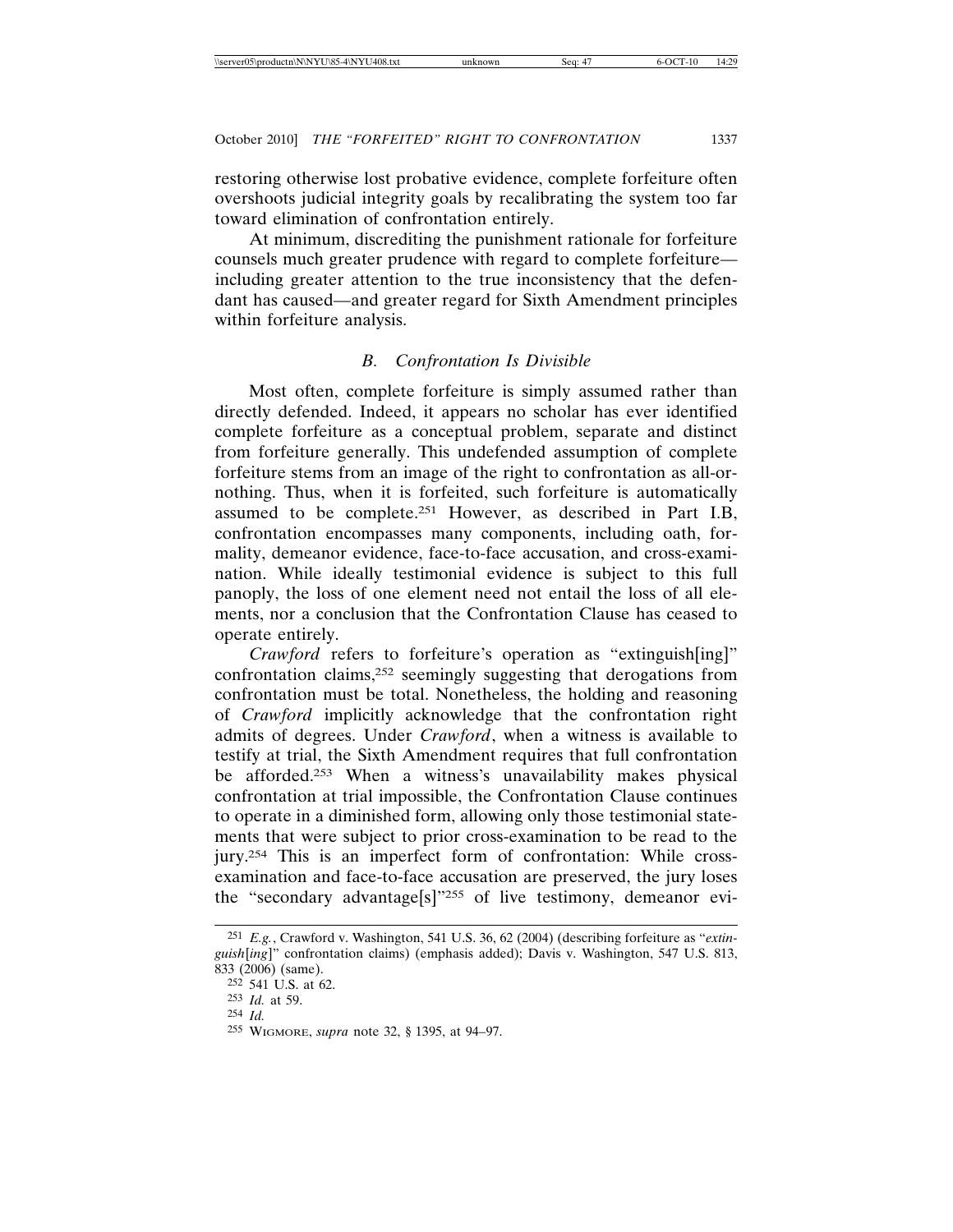restoring otherwise lost probative evidence, complete forfeiture often overshoots judicial integrity goals by recalibrating the system too far toward elimination of confrontation entirely.

At minimum, discrediting the punishment rationale for forfeiture counsels much greater prudence with regard to complete forfeiture—including greater attention to the true inconsistency that the defendant has caused—and greater regard for Sixth Amendment principles within forfeiture analysis.

### *B. Confrontation Is Divisible*

Most often, complete forfeiture is simply assumed rather than directly defended. Indeed, it appears no scholar has ever identified complete forfeiture as a conceptual problem, separate and distinct from forfeiture generally. This undefended assumption of complete forfeiture stems from an image of the right to confrontation as all-or-nothing. Thus, when it is forfeited, such forfeiture is automatically assumed to be complete.[251] However, as described in Part I.B, confrontation encompasses many components, including oath, formality, demeanor evidence, face-to-face accusation, and cross-examination. While ideally testimonial evidence is subject to this full panoply, the loss of one element need not entail the loss of all elements, nor a conclusion that the Confrontation Clause has ceased to operate entirely.

*Crawford* refers to forfeiture's operation as "extinguish[ing]" confrontation claims,[252] seemingly suggesting that derogations from confrontation must be total. Nonetheless, the holding and reasoning of *Crawford* implicitly acknowledge that the confrontation right admits of degrees. Under *Crawford*, when a witness is available to testify at trial, the Sixth Amendment requires that full confrontation be afforded.[253] When a witness's unavailability makes physical confrontation at trial impossible, the Confrontation Clause continues to operate in a diminished form, allowing only those testimonial statements that were subject to prior cross-examination to be read to the jury.[254] This is an imperfect form of confrontation: While cross-examination and face-to-face accusation are preserved, the jury loses the "secondary advantage[s]"[255] of live testimony, demeanor evi-

---

[251] *E.g.*, Crawford v. Washington, 541 U.S. 36, 62 (2004) (describing forfeiture as "*extinguish*[*ing*]" confrontation claims) (emphasis added); Davis v. Washington, 547 U.S. 813, 833 (2006) (same).

[252] 541 U.S. at 62.

[253] *Id.* at 59.

[254] *Id.*

[255] WIGMORE, *supra* note 32, § 1395, at 94–97.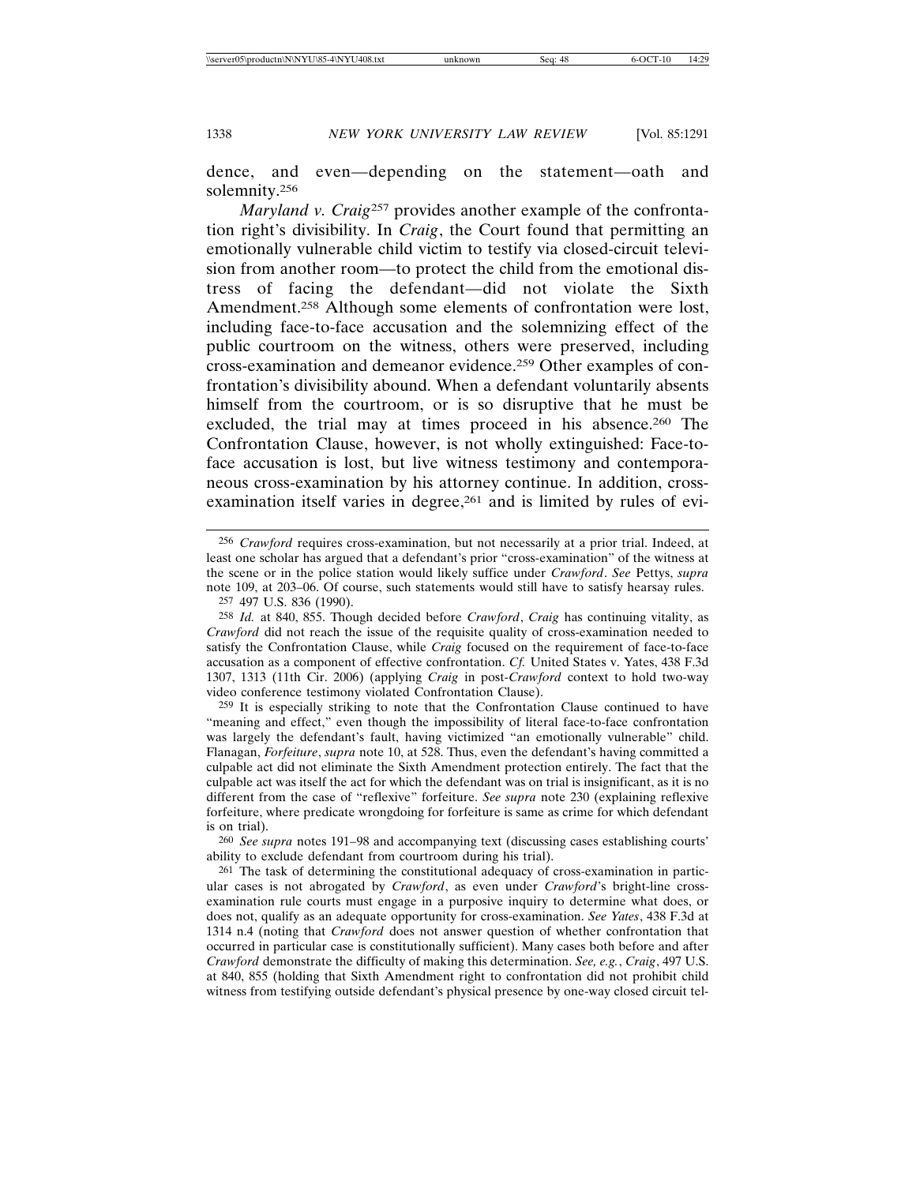dence, and even—depending on the statement—oath and solemnity.[256]

*Maryland v. Craig*[257] provides another example of the confrontation right's divisibility. In *Craig*, the Court found that permitting an emotionally vulnerable child victim to testify via closed-circuit television from another room—to protect the child from the emotional distress of facing the defendant—did not violate the Sixth Amendment.[258] Although some elements of confrontation were lost, including face-to-face accusation and the solemnizing effect of the public courtroom on the witness, others were preserved, including cross-examination and demeanor evidence.[259] Other examples of confrontation's divisibility abound. When a defendant voluntarily absents himself from the courtroom, or is so disruptive that he must be excluded, the trial may at times proceed in his absence.[260] The Confrontation Clause, however, is not wholly extinguished: Face-to-face accusation is lost, but live witness testimony and contemporaneous cross-examination by his attorney continue. In addition, cross-examination itself varies in degree,[261] and is limited by rules of evi-

---

256 *Crawford* requires cross-examination, but not necessarily at a prior trial. Indeed, at least one scholar has argued that a defendant's prior "cross-examination" of the witness at the scene or in the police station would likely suffice under *Crawford*. *See* Pettys, *supra* note 109, at 203–06. Of course, such statements would still have to satisfy hearsay rules.

257 497 U.S. 836 (1990).

258 *Id.* at 840, 855. Though decided before *Crawford*, *Craig* has continuing vitality, as *Crawford* did not reach the issue of the requisite quality of cross-examination needed to satisfy the Confrontation Clause, while *Craig* focused on the requirement of face-to-face accusation as a component of effective confrontation. *Cf.* United States v. Yates, 438 F.3d 1307, 1313 (11th Cir. 2006) (applying *Craig* in post-*Crawford* context to hold two-way video conference testimony violated Confrontation Clause).

259 It is especially striking to note that the Confrontation Clause continued to have "meaning and effect," even though the impossibility of literal face-to-face confrontation was largely the defendant's fault, having victimized "an emotionally vulnerable" child. Flanagan, *Forfeiture*, *supra* note 10, at 528. Thus, even the defendant's having committed a culpable act did not eliminate the Sixth Amendment protection entirely. The fact that the culpable act was itself the act for which the defendant was on trial is insignificant, as it is no different from the case of "reflexive" forfeiture. *See supra* note 230 (explaining reflexive forfeiture, where predicate wrongdoing for forfeiture is same as crime for which defendant is on trial).

260 *See supra* notes 191–98 and accompanying text (discussing cases establishing courts' ability to exclude defendant from courtroom during his trial).

261 The task of determining the constitutional adequacy of cross-examination in particular cases is not abrogated by *Crawford*, as even under *Crawford*'s bright-line cross-examination rule courts must engage in a purposive inquiry to determine what does, or does not, qualify as an adequate opportunity for cross-examination. *See Yates*, 438 F.3d at 1314 n.4 (noting that *Crawford* does not answer question of whether confrontation that occurred in particular case is constitutionally sufficient). Many cases both before and after *Crawford* demonstrate the difficulty of making this determination. *See, e.g.*, *Craig*, 497 U.S. at 840, 855 (holding that Sixth Amendment right to confrontation did not prohibit child witness from testifying outside defendant's physical presence by one-way closed circuit tel-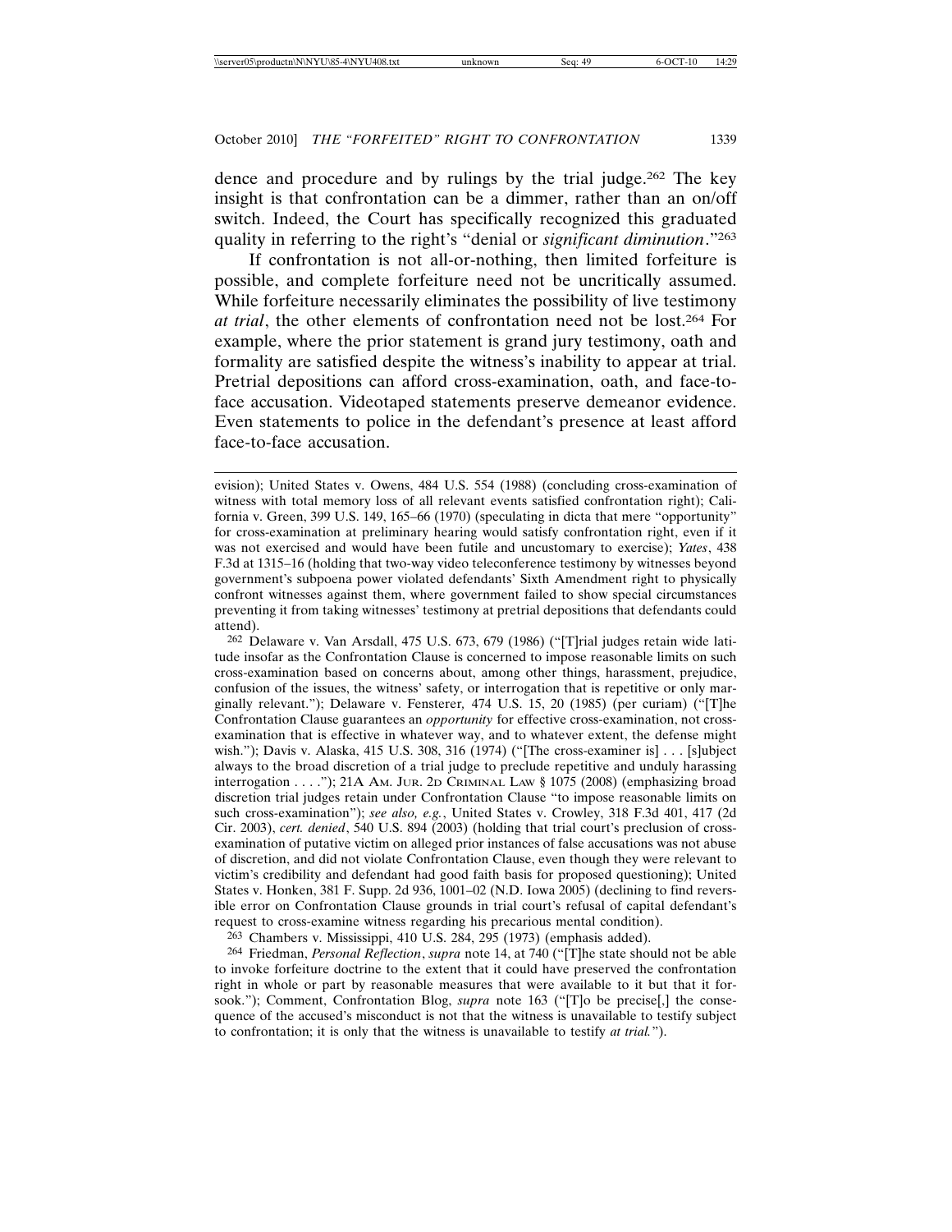dence and procedure and by rulings by the trial judge.[262] The key insight is that confrontation can be a dimmer, rather than an on/off switch. Indeed, the Court has specifically recognized this graduated quality in referring to the right's "denial or *significant diminution*."[263]

If confrontation is not all-or-nothing, then limited forfeiture is possible, and complete forfeiture need not be uncritically assumed. While forfeiture necessarily eliminates the possibility of live testimony *at trial*, the other elements of confrontation need not be lost.[264] For example, where the prior statement is grand jury testimony, oath and formality are satisfied despite the witness's inability to appear at trial. Pretrial depositions can afford cross-examination, oath, and face-to-face accusation. Videotaped statements preserve demeanor evidence. Even statements to police in the defendant's presence at least afford face-to-face accusation.

---

evision); United States v. Owens, 484 U.S. 554 (1988) (concluding cross-examination of witness with total memory loss of all relevant events satisfied confrontation right); California v. Green, 399 U.S. 149, 165–66 (1970) (speculating in dicta that mere "opportunity" for cross-examination at preliminary hearing would satisfy confrontation right, even if it was not exercised and would have been futile and uncustomary to exercise); *Yates*, 438 F.3d at 1315–16 (holding that two-way video teleconference testimony by witnesses beyond government's subpoena power violated defendants' Sixth Amendment right to physically confront witnesses against them, where government failed to show special circumstances preventing it from taking witnesses' testimony at pretrial depositions that defendants could attend).

[262] Delaware v. Van Arsdall, 475 U.S. 673, 679 (1986) ("[T]rial judges retain wide latitude insofar as the Confrontation Clause is concerned to impose reasonable limits on such cross-examination based on concerns about, among other things, harassment, prejudice, confusion of the issues, the witness' safety, or interrogation that is repetitive or only marginally relevant."); Delaware v. Fensterer*,* 474 U.S. 15, 20 (1985) (per curiam) ("[T]he Confrontation Clause guarantees an *opportunity* for effective cross-examination, not cross-examination that is effective in whatever way, and to whatever extent, the defense might wish."); Davis v. Alaska, 415 U.S. 308, 316 (1974) ("[The cross-examiner is] . . . [s]ubject always to the broad discretion of a trial judge to preclude repetitive and unduly harassing interrogation . . . ."); 21A AM. JUR. 2D CRIMINAL LAW § 1075 (2008) (emphasizing broad discretion trial judges retain under Confrontation Clause "to impose reasonable limits on such cross-examination"); *see also, e.g.*, United States v. Crowley, 318 F.3d 401, 417 (2d Cir. 2003), *cert. denied*, 540 U.S. 894 (2003) (holding that trial court's preclusion of cross-examination of putative victim on alleged prior instances of false accusations was not abuse of discretion, and did not violate Confrontation Clause, even though they were relevant to victim's credibility and defendant had good faith basis for proposed questioning); United States v. Honken, 381 F. Supp. 2d 936, 1001–02 (N.D. Iowa 2005) (declining to find reversible error on Confrontation Clause grounds in trial court's refusal of capital defendant's request to cross-examine witness regarding his precarious mental condition).

[263] Chambers v. Mississippi, 410 U.S. 284, 295 (1973) (emphasis added).

[264] Friedman, *Personal Reflection*, *supra* note 14, at 740 ("[T]he state should not be able to invoke forfeiture doctrine to the extent that it could have preserved the confrontation right in whole or part by reasonable measures that were available to it but that it forsook."); Comment, Confrontation Blog, *supra* note 163 ("[T]o be precise[,] the consequence of the accused's misconduct is not that the witness is unavailable to testify subject to confrontation; it is only that the witness is unavailable to testify *at trial.*").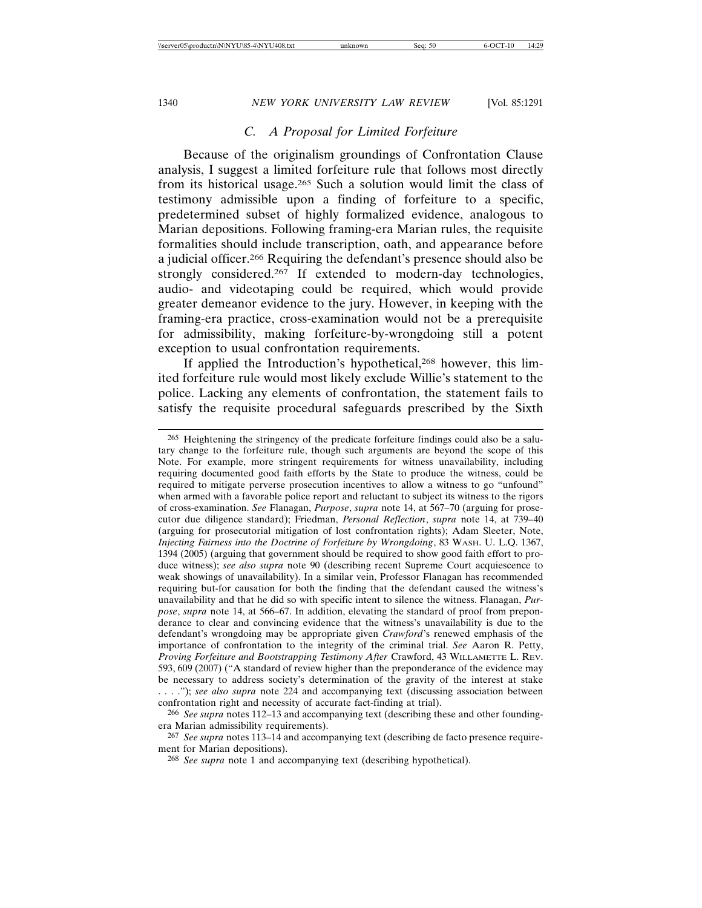### C. *A Proposal for Limited Forfeiture*

Because of the originalism groundings of Confrontation Clause analysis, I suggest a limited forfeiture rule that follows most directly from its historical usage.[265] Such a solution would limit the class of testimony admissible upon a finding of forfeiture to a specific, predetermined subset of highly formalized evidence, analogous to Marian depositions. Following framing-era Marian rules, the requisite formalities should include transcription, oath, and appearance before a judicial officer.[266] Requiring the defendant's presence should also be strongly considered.[267] If extended to modern-day technologies, audio- and videotaping could be required, which would provide greater demeanor evidence to the jury. However, in keeping with the framing-era practice, cross-examination would not be a prerequisite for admissibility, making forfeiture-by-wrongdoing still a potent exception to usual confrontation requirements.

If applied the Introduction's hypothetical,[268] however, this limited forfeiture rule would most likely exclude Willie's statement to the police. Lacking any elements of confrontation, the statement fails to satisfy the requisite procedural safeguards prescribed by the Sixth

---

[265] Heightening the stringency of the predicate forfeiture findings could also be a salutary change to the forfeiture rule, though such arguments are beyond the scope of this Note. For example, more stringent requirements for witness unavailability, including requiring documented good faith efforts by the State to produce the witness, could be required to mitigate perverse prosecution incentives to allow a witness to go "unfound" when armed with a favorable police report and reluctant to subject its witness to the rigors of cross-examination. *See* Flanagan, *Purpose*, *supra* note 14, at 567–70 (arguing for prosecutor due diligence standard); Friedman, *Personal Reflection*, *supra* note 14, at 739–40 (arguing for prosecutorial mitigation of lost confrontation rights); Adam Sleeter, Note, *Injecting Fairness into the Doctrine of Forfeiture by Wrongdoing*, 83 WASH. U. L.Q. 1367, 1394 (2005) (arguing that government should be required to show good faith effort to produce witness); *see also supra* note 90 (describing recent Supreme Court acquiescence to weak showings of unavailability). In a similar vein, Professor Flanagan has recommended requiring but-for causation for both the finding that the defendant caused the witness's unavailability and that he did so with specific intent to silence the witness. Flanagan, *Purpose*, *supra* note 14, at 566–67. In addition, elevating the standard of proof from preponderance to clear and convincing evidence that the witness's unavailability is due to the defendant's wrongdoing may be appropriate given *Crawford*'s renewed emphasis of the importance of confrontation to the integrity of the criminal trial. *See* Aaron R. Petty, *Proving Forfeiture and Bootstrapping Testimony After* Crawford, 43 WILLAMETTE L. REV. 593, 609 (2007) ("A standard of review higher than the preponderance of the evidence may be necessary to address society's determination of the gravity of the interest at stake . . . ."); *see also supra* note 224 and accompanying text (discussing association between confrontation right and necessity of accurate fact-finding at trial).

[266] *See supra* notes 112–13 and accompanying text (describing these and other founding-era Marian admissibility requirements).

[267] *See supra* notes 113–14 and accompanying text (describing de facto presence requirement for Marian depositions).

[268] *See supra* note 1 and accompanying text (describing hypothetical).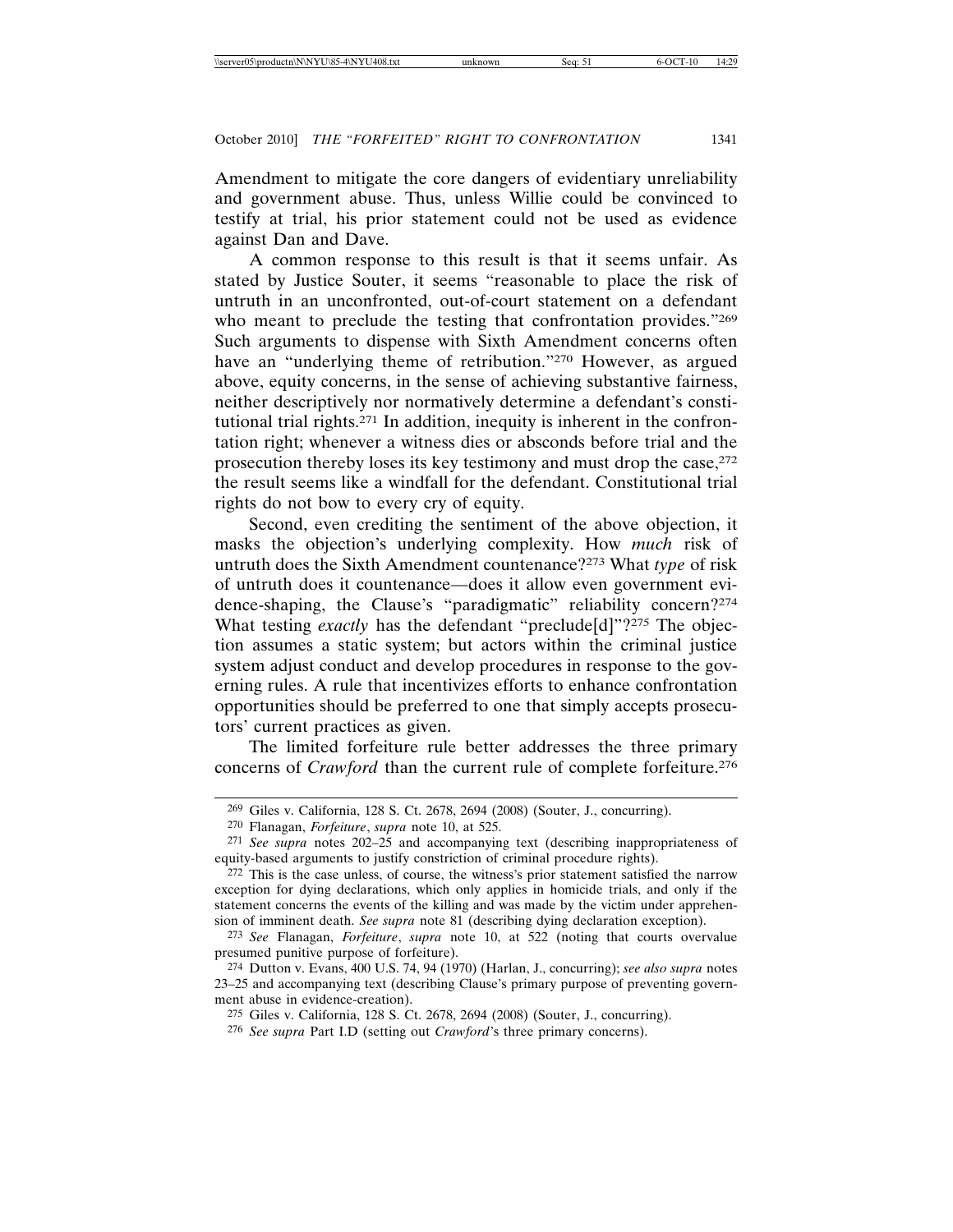Amendment to mitigate the core dangers of evidentiary unreliability and government abuse. Thus, unless Willie could be convinced to testify at trial, his prior statement could not be used as evidence against Dan and Dave.

A common response to this result is that it seems unfair. As stated by Justice Souter, it seems "reasonable to place the risk of untruth in an unconfronted, out-of-court statement on a defendant who meant to preclude the testing that confrontation provides."[269] Such arguments to dispense with Sixth Amendment concerns often have an "underlying theme of retribution."[270] However, as argued above, equity concerns, in the sense of achieving substantive fairness, neither descriptively nor normatively determine a defendant's constitutional trial rights.[271] In addition, inequity is inherent in the confrontation right; whenever a witness dies or absconds before trial and the prosecution thereby loses its key testimony and must drop the case,[272] the result seems like a windfall for the defendant. Constitutional trial rights do not bow to every cry of equity.

Second, even crediting the sentiment of the above objection, it masks the objection's underlying complexity. How *much* risk of untruth does the Sixth Amendment countenance?[273] What *type* of risk of untruth does it countenance—does it allow even government evidence-shaping, the Clause's "paradigmatic" reliability concern?[274] What testing *exactly* has the defendant "preclude[d]"?[275] The objection assumes a static system; but actors within the criminal justice system adjust conduct and develop procedures in response to the governing rules. A rule that incentivizes efforts to enhance confrontation opportunities should be preferred to one that simply accepts prosecutors' current practices as given.

The limited forfeiture rule better addresses the three primary concerns of *Crawford* than the current rule of complete forfeiture.[276]

---

269 Giles v. California, 128 S. Ct. 2678, 2694 (2008) (Souter, J., concurring).

270 Flanagan, *Forfeiture*, *supra* note 10, at 525.

271 *See supra* notes 202–25 and accompanying text (describing inappropriateness of equity-based arguments to justify constriction of criminal procedure rights).

272 This is the case unless, of course, the witness's prior statement satisfied the narrow exception for dying declarations, which only applies in homicide trials, and only if the statement concerns the events of the killing and was made by the victim under apprehension of imminent death. *See supra* note 81 (describing dying declaration exception).

273 *See* Flanagan, *Forfeiture*, *supra* note 10, at 522 (noting that courts overvalue presumed punitive purpose of forfeiture).

274 Dutton v. Evans, 400 U.S. 74, 94 (1970) (Harlan, J., concurring); *see also supra* notes 23–25 and accompanying text (describing Clause's primary purpose of preventing government abuse in evidence-creation).

275 Giles v. California, 128 S. Ct. 2678, 2694 (2008) (Souter, J., concurring).

276 *See supra* Part I.D (setting out *Crawford*'s three primary concerns).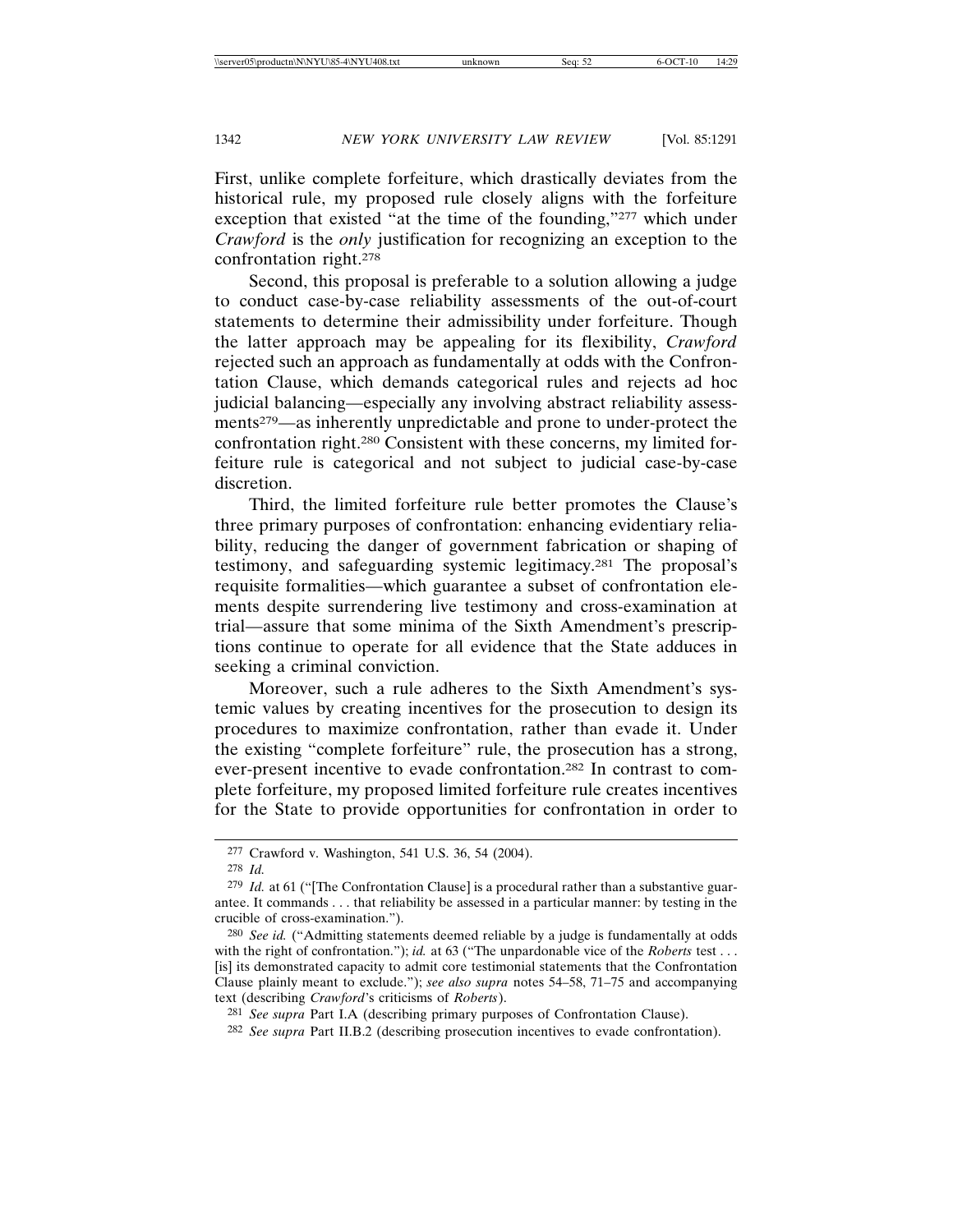First, unlike complete forfeiture, which drastically deviates from the historical rule, my proposed rule closely aligns with the forfeiture exception that existed "at the time of the founding,"[277] which under *Crawford* is the *only* justification for recognizing an exception to the confrontation right.[278]

Second, this proposal is preferable to a solution allowing a judge to conduct case-by-case reliability assessments of the out-of-court statements to determine their admissibility under forfeiture. Though the latter approach may be appealing for its flexibility, *Crawford* rejected such an approach as fundamentally at odds with the Confrontation Clause, which demands categorical rules and rejects ad hoc judicial balancing—especially any involving abstract reliability assessments[279]—as inherently unpredictable and prone to under-protect the confrontation right.[280] Consistent with these concerns, my limited forfeiture rule is categorical and not subject to judicial case-by-case discretion.

Third, the limited forfeiture rule better promotes the Clause's three primary purposes of confrontation: enhancing evidentiary reliability, reducing the danger of government fabrication or shaping of testimony, and safeguarding systemic legitimacy.[281] The proposal's requisite formalities—which guarantee a subset of confrontation elements despite surrendering live testimony and cross-examination at trial—assure that some minima of the Sixth Amendment's prescriptions continue to operate for all evidence that the State adduces in seeking a criminal conviction.

Moreover, such a rule adheres to the Sixth Amendment's systemic values by creating incentives for the prosecution to design its procedures to maximize confrontation, rather than evade it. Under the existing "complete forfeiture" rule, the prosecution has a strong, ever-present incentive to evade confrontation.[282] In contrast to complete forfeiture, my proposed limited forfeiture rule creates incentives for the State to provide opportunities for confrontation in order to

---

[277] Crawford v. Washington, 541 U.S. 36, 54 (2004).

[278] *Id.*

[279] *Id.* at 61 ("[The Confrontation Clause] is a procedural rather than a substantive guarantee. It commands . . . that reliability be assessed in a particular manner: by testing in the crucible of cross-examination.").

[280] *See id.* ("Admitting statements deemed reliable by a judge is fundamentally at odds with the right of confrontation."); *id.* at 63 ("The unpardonable vice of the *Roberts* test . . . [is] its demonstrated capacity to admit core testimonial statements that the Confrontation Clause plainly meant to exclude."); *see also supra* notes 54–58, 71–75 and accompanying text (describing *Crawford*'s criticisms of *Roberts*).

[281] *See supra* Part I.A (describing primary purposes of Confrontation Clause).

[282] *See supra* Part II.B.2 (describing prosecution incentives to evade confrontation).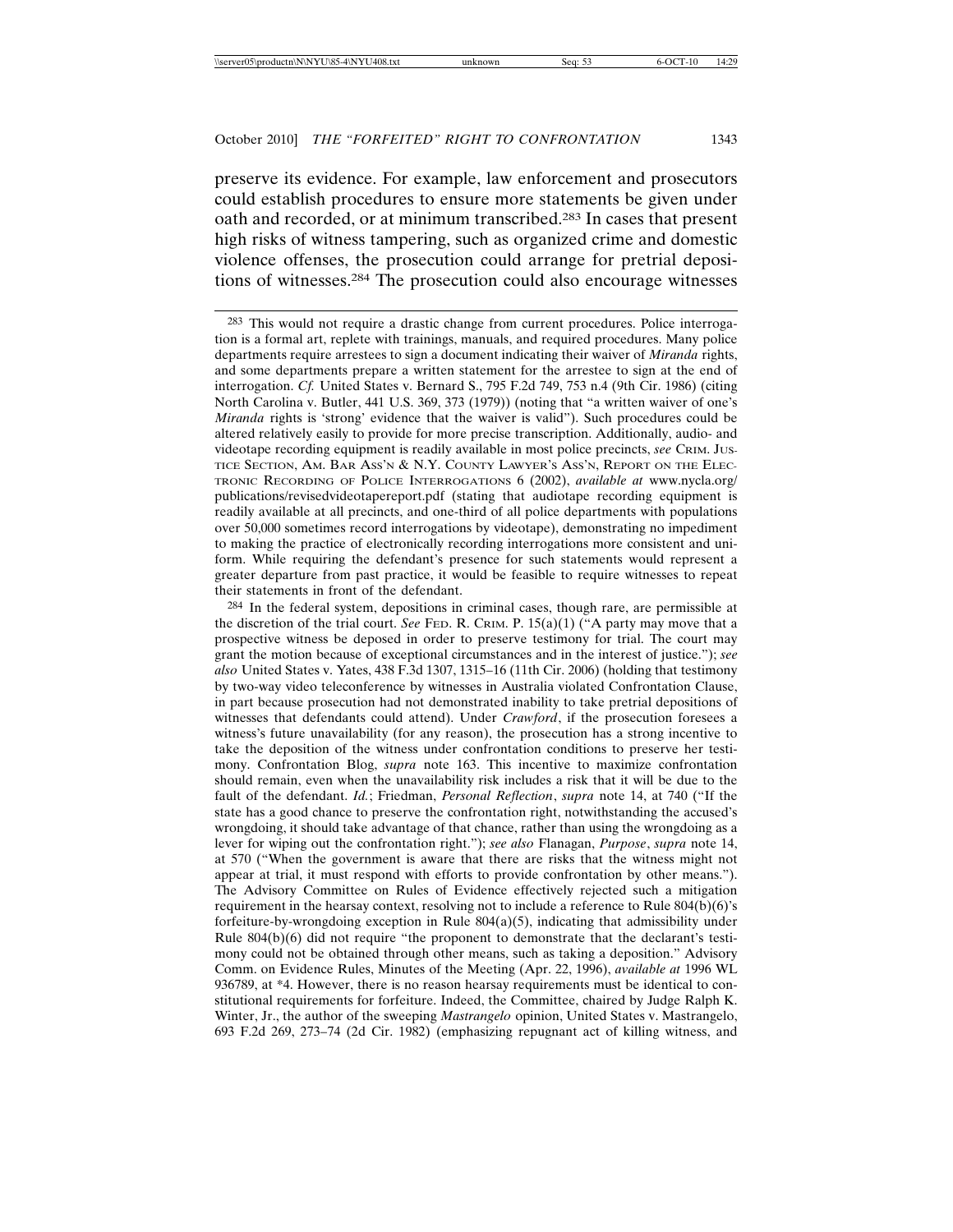preserve its evidence. For example, law enforcement and prosecutors could establish procedures to ensure more statements be given under oath and recorded, or at minimum transcribed.[283] In cases that present high risks of witness tampering, such as organized crime and domestic violence offenses, the prosecution could arrange for pretrial depositions of witnesses.[284] The prosecution could also encourage witnesses

---

[283] This would not require a drastic change from current procedures. Police interrogation is a formal art, replete with trainings, manuals, and required procedures. Many police departments require arrestees to sign a document indicating their waiver of *Miranda* rights, and some departments prepare a written statement for the arrestee to sign at the end of interrogation. *Cf.* United States v. Bernard S., 795 F.2d 749, 753 n.4 (9th Cir. 1986) (citing North Carolina v. Butler, 441 U.S. 369, 373 (1979)) (noting that "a written waiver of one's *Miranda* rights is 'strong' evidence that the waiver is valid"). Such procedures could be altered relatively easily to provide for more precise transcription. Additionally, audio- and videotape recording equipment is readily available in most police precincts, *see* CRIM. JUSTICE SECTION, AM. BAR ASS'N & N.Y. COUNTY LAWYER'S ASS'N, REPORT ON THE ELECTRONIC RECORDING OF POLICE INTERROGATIONS 6 (2002), *available at* www.nycla.org/publications/revisedvideotapereport.pdf (stating that audiotape recording equipment is readily available at all precincts, and one-third of all police departments with populations over 50,000 sometimes record interrogations by videotape), demonstrating no impediment to making the practice of electronically recording interrogations more consistent and uniform. While requiring the defendant's presence for such statements would represent a greater departure from past practice, it would be feasible to require witnesses to repeat their statements in front of the defendant.

[284] In the federal system, depositions in criminal cases, though rare, are permissible at the discretion of the trial court. *See* FED. R. CRIM. P. 15(a)(1) ("A party may move that a prospective witness be deposed in order to preserve testimony for trial. The court may grant the motion because of exceptional circumstances and in the interest of justice."); *see also* United States v. Yates, 438 F.3d 1307, 1315–16 (11th Cir. 2006) (holding that testimony by two-way video teleconference by witnesses in Australia violated Confrontation Clause, in part because prosecution had not demonstrated inability to take pretrial depositions of witnesses that defendants could attend). Under *Crawford*, if the prosecution foresees a witness's future unavailability (for any reason), the prosecution has a strong incentive to take the deposition of the witness under confrontation conditions to preserve her testimony. Confrontation Blog, *supra* note 163. This incentive to maximize confrontation should remain, even when the unavailability risk includes a risk that it will be due to the fault of the defendant. *Id.*; Friedman, *Personal Reflection*, *supra* note 14, at 740 ("If the state has a good chance to preserve the confrontation right, notwithstanding the accused's wrongdoing, it should take advantage of that chance, rather than using the wrongdoing as a lever for wiping out the confrontation right."); *see also* Flanagan, *Purpose*, *supra* note 14, at 570 ("When the government is aware that there are risks that the witness might not appear at trial, it must respond with efforts to provide confrontation by other means."). The Advisory Committee on Rules of Evidence effectively rejected such a mitigation requirement in the hearsay context, resolving not to include a reference to Rule 804(b)(6)'s forfeiture-by-wrongdoing exception in Rule 804(a)(5), indicating that admissibility under Rule 804(b)(6) did not require "the proponent to demonstrate that the declarant's testimony could not be obtained through other means, such as taking a deposition." Advisory Comm. on Evidence Rules, Minutes of the Meeting (Apr. 22, 1996), *available at* 1996 WL 936789, at *4. However, there is no reason hearsay requirements must be identical to constitutional requirements for forfeiture. Indeed, the Committee, chaired by Judge Ralph K. Winter, Jr., the author of the sweeping *Mastrangelo* opinion, United States v. Mastrangelo, 693 F.2d 269, 273–74 (2d Cir. 1982) (emphasizing repugnant act of killing witness, and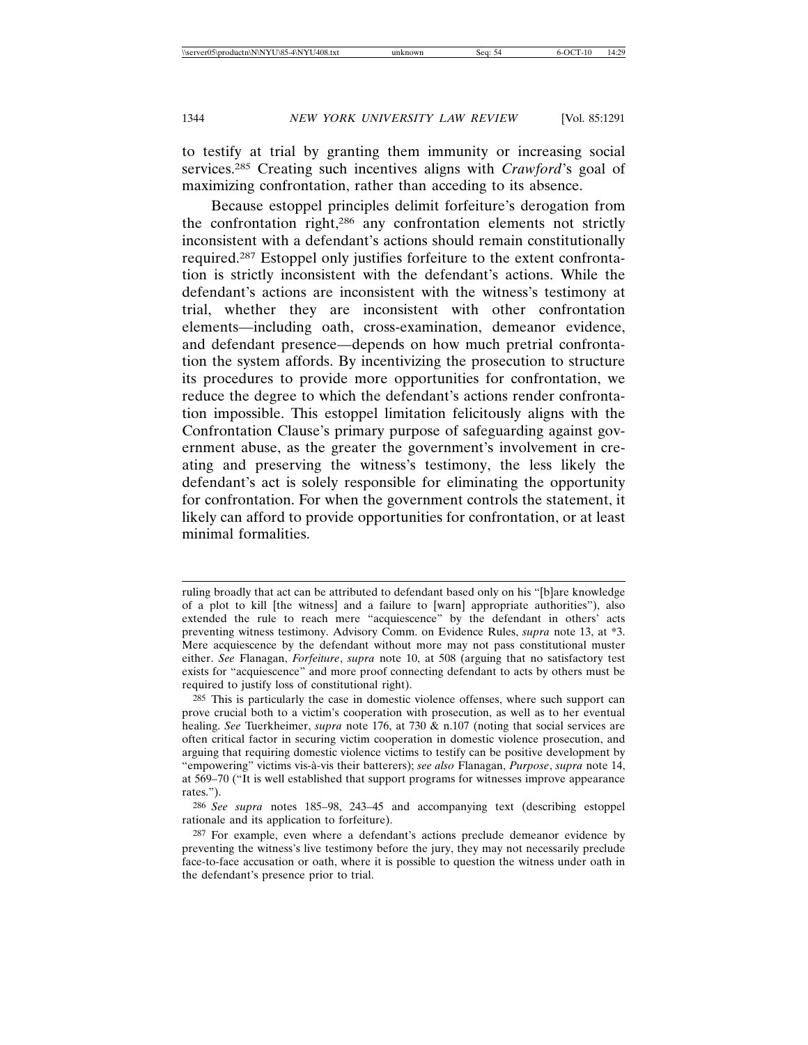to testify at trial by granting them immunity or increasing social services.[285] Creating such incentives aligns with *Crawford*'s goal of maximizing confrontation, rather than acceding to its absence.

Because estoppel principles delimit forfeiture's derogation from the confrontation right,[286] any confrontation elements not strictly inconsistent with a defendant's actions should remain constitutionally required.[287] Estoppel only justifies forfeiture to the extent confrontation is strictly inconsistent with the defendant's actions. While the defendant's actions are inconsistent with the witness's testimony at trial, whether they are inconsistent with other confrontation elements—including oath, cross-examination, demeanor evidence, and defendant presence—depends on how much pretrial confrontation the system affords. By incentivizing the prosecution to structure its procedures to provide more opportunities for confrontation, we reduce the degree to which the defendant's actions render confrontation impossible. This estoppel limitation felicitously aligns with the Confrontation Clause's primary purpose of safeguarding against government abuse, as the greater the government's involvement in creating and preserving the witness's testimony, the less likely the defendant's act is solely responsible for eliminating the opportunity for confrontation. For when the government controls the statement, it likely can afford to provide opportunities for confrontation, or at least minimal formalities.

---

ruling broadly that act can be attributed to defendant based only on his "[b]are knowledge of a plot to kill [the witness] and a failure to [warn] appropriate authorities"), also extended the rule to reach mere "acquiescence" by the defendant in others' acts preventing witness testimony. Advisory Comm. on Evidence Rules, *supra* note 13, at *3. Mere acquiescence by the defendant without more may not pass constitutional muster either. *See* Flanagan, *Forfeiture*, *supra* note 10, at 508 (arguing that no satisfactory test exists for "acquiescence" and more proof connecting defendant to acts by others must be required to justify loss of constitutional right).

[285] This is particularly the case in domestic violence offenses, where such support can prove crucial both to a victim's cooperation with prosecution, as well as to her eventual healing. *See* Tuerkheimer, *supra* note 176, at 730 & n.107 (noting that social services are often critical factor in securing victim cooperation in domestic violence prosecution, and arguing that requiring domestic violence victims to testify can be positive development by "empowering" victims vis-à-vis their batterers); *see also* Flanagan, *Purpose*, *supra* note 14, at 569–70 ("It is well established that support programs for witnesses improve appearance rates.").

[286] *See supra* notes 185–98, 243–45 and accompanying text (describing estoppel rationale and its application to forfeiture).

[287] For example, even where a defendant's actions preclude demeanor evidence by preventing the witness's live testimony before the jury, they may not necessarily preclude face-to-face accusation or oath, where it is possible to question the witness under oath in the defendant's presence prior to trial.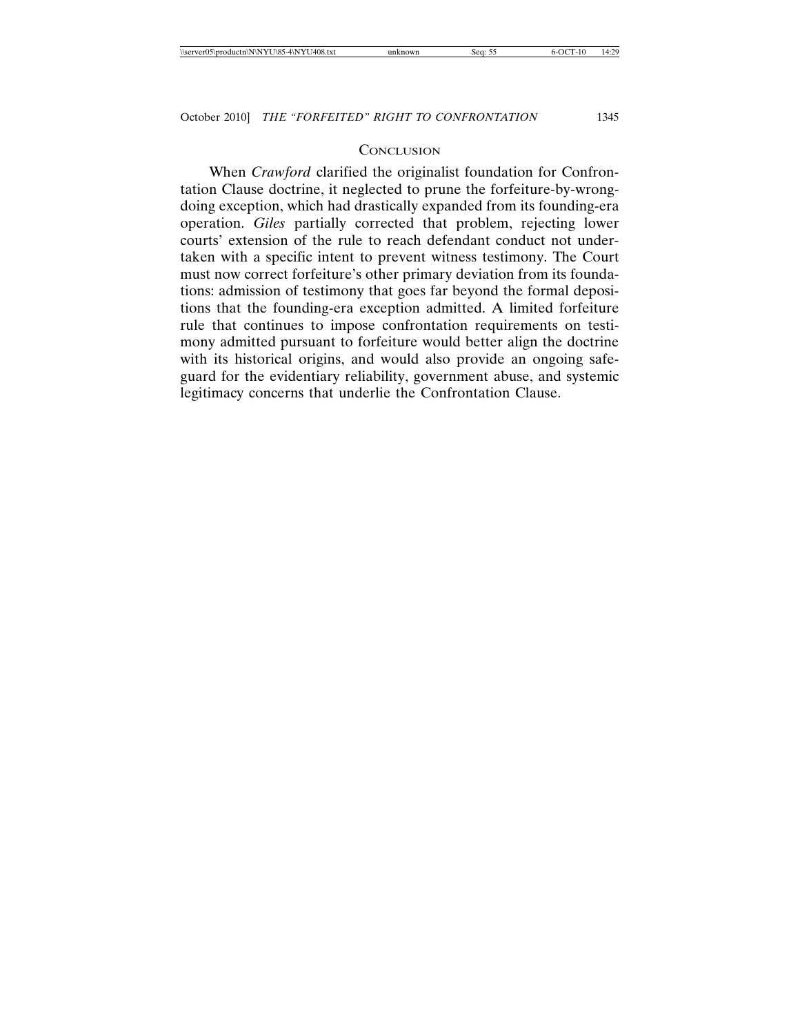## Conclusion

When *Crawford* clarified the originalist foundation for Confrontation Clause doctrine, it neglected to prune the forfeiture-by-wrongdoing exception, which had drastically expanded from its founding-era operation. *Giles* partially corrected that problem, rejecting lower courts' extension of the rule to reach defendant conduct not undertaken with a specific intent to prevent witness testimony. The Court must now correct forfeiture's other primary deviation from its foundations: admission of testimony that goes far beyond the formal depositions that the founding-era exception admitted. A limited forfeiture rule that continues to impose confrontation requirements on testimony admitted pursuant to forfeiture would better align the doctrine with its historical origins, and would also provide an ongoing safeguard for the evidentiary reliability, government abuse, and systemic legitimacy concerns that underlie the Confrontation Clause.